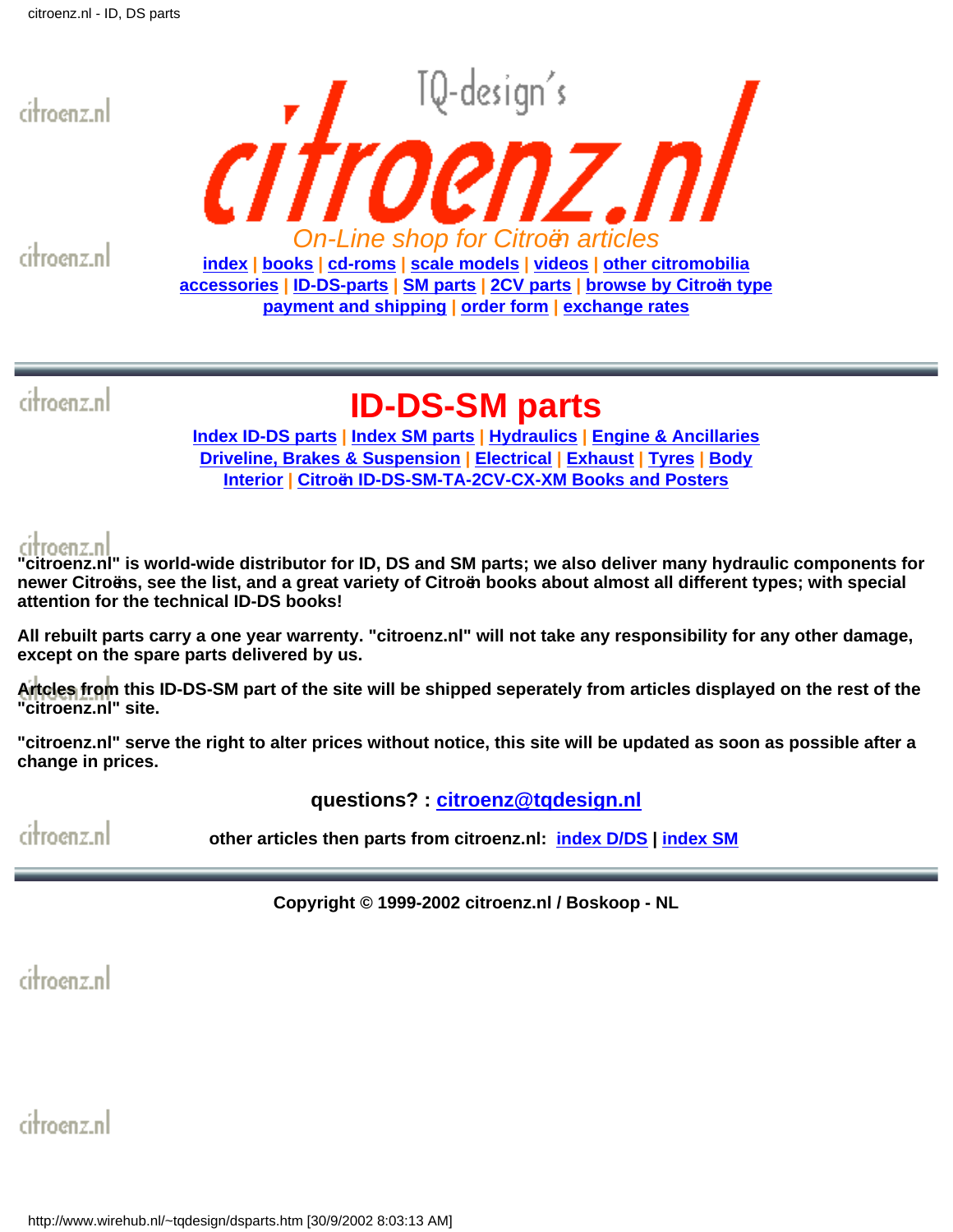TQ-design's

# citroenz.nl

*On-Line shop for Citroën articles*

index | books | cd-roms | scale models | videos | other citromobilia
accessories | ID-DS-parts | SM parts | 2CV parts | browse by Citroën type
payment and shipping | order form | exchange rates

---

# ID-DS-SM parts

Index ID-DS parts | Index SM parts | Hydraulics | Engine & Ancillaries
Driveline, Brakes & Suspension | Electrical | Exhaust | Tyres | Body
Interior | Citroën ID-DS-SM-TA-2CV-CX-XM Books and Posters

**"citroenz.nl" is world-wide distributor for ID, DS and SM parts; we also deliver many hydraulic components for newer Citroëns, see the list, and a great variety of Citroën books about almost all different types; with special attention for the technical ID-DS books!**

**All rebuilt parts carry a one year warrenty. "citroenz.nl" will not take any responsibility for any other damage, except on the spare parts delivered by us.**

**Artcles from this ID-DS-SM part of the site will be shipped seperately from articles displayed on the rest of the "citroenz.nl" site.**

**"citroenz.nl" serve the right to alter prices without notice, this site will be updated as soon as possible after a change in prices.**

**questions? : citroenz@tqdesign.nl**

**other articles then parts from citroenz.nl: index D/DS | index SM**

---

**Copyright © 1999-2002 citroenz.nl / Boskoop - NL**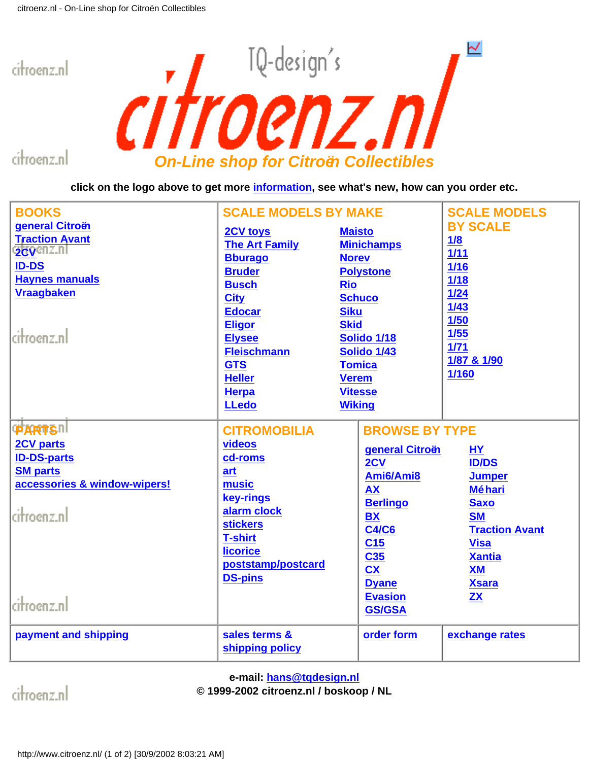# citroenz.nl

TQ-design's

*On-Line shop for Citroën Collectibles*

**click on the logo above to get more information, see what's new, how can you order etc.**

| BOOKS | SCALE MODELS BY MAKE | | SCALE MODELS BY SCALE |
|---|---|---|---|
| general Citroën | 2CV toys | Maisto | 1/8 |
| Traction Avant | The Art Family | Minichamps | 1/11 |
| 2CV | Bburago | Norev | 1/16 |
| ID-DS | Bruder | Polystone | 1/18 |
| Haynes manuals | Busch | Rio | 1/24 |
| Vraagbaken | City | Schuco | 1/43 |
| | Edocar | Siku | 1/50 |
| | Eligor | Skid | 1/55 |
| | Elysee | Solido 1/18 | 1/71 |
| | Fleischmann | Solido 1/43 | 1/87 & 1/90 |
| | GTS | Tomica | 1/160 |
| | Heller | Verem | |
| | Herpa | Vitesse | |
| | LLedo | Wiking | |

| PARTS | CITROMOBILIA | BROWSE BY TYPE | |
|---|---|---|---|
| 2CV parts | videos | general Citroën | HY |
| ID-DS-parts | cd-roms | 2CV | ID/DS |
| SM parts | art | Ami6/Ami8 | Jumper |
| accessories & window-wipers! | music | AX | Méhari |
| | key-rings | Berlingo | Saxo |
| | alarm clock | BX | SM |
| | stickers | C4/C6 | Traction Avant |
| | T-shirt | C15 | Visa |
| | licorice | C35 | Xantia |
| | poststamp/postcard | CX | XM |
| | DS-pins | Dyane | Xsara |
| | | Evasion | ZX |
| | | GS/GSA | |

| payment and shipping | sales terms & shipping policy | order form | exchange rates |
|---|---|---|---|

**e-mail: hans@tqdesign.nl**
**© 1999-2002 citroenz.nl / boskoop / NL**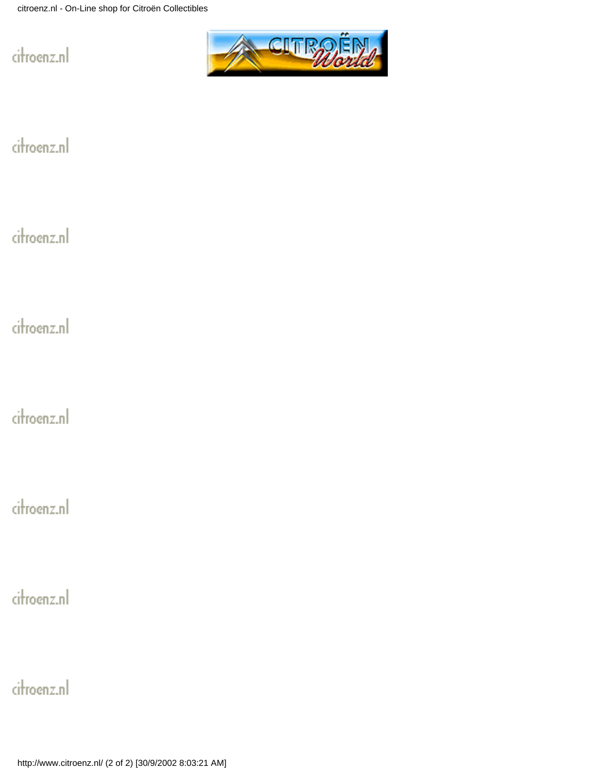citroenz.nl

citroenz.nl

citroenz.nl

citroenz.nl

citroenz.nl

citroenz.nl

citroenz.nl

citroenz.nl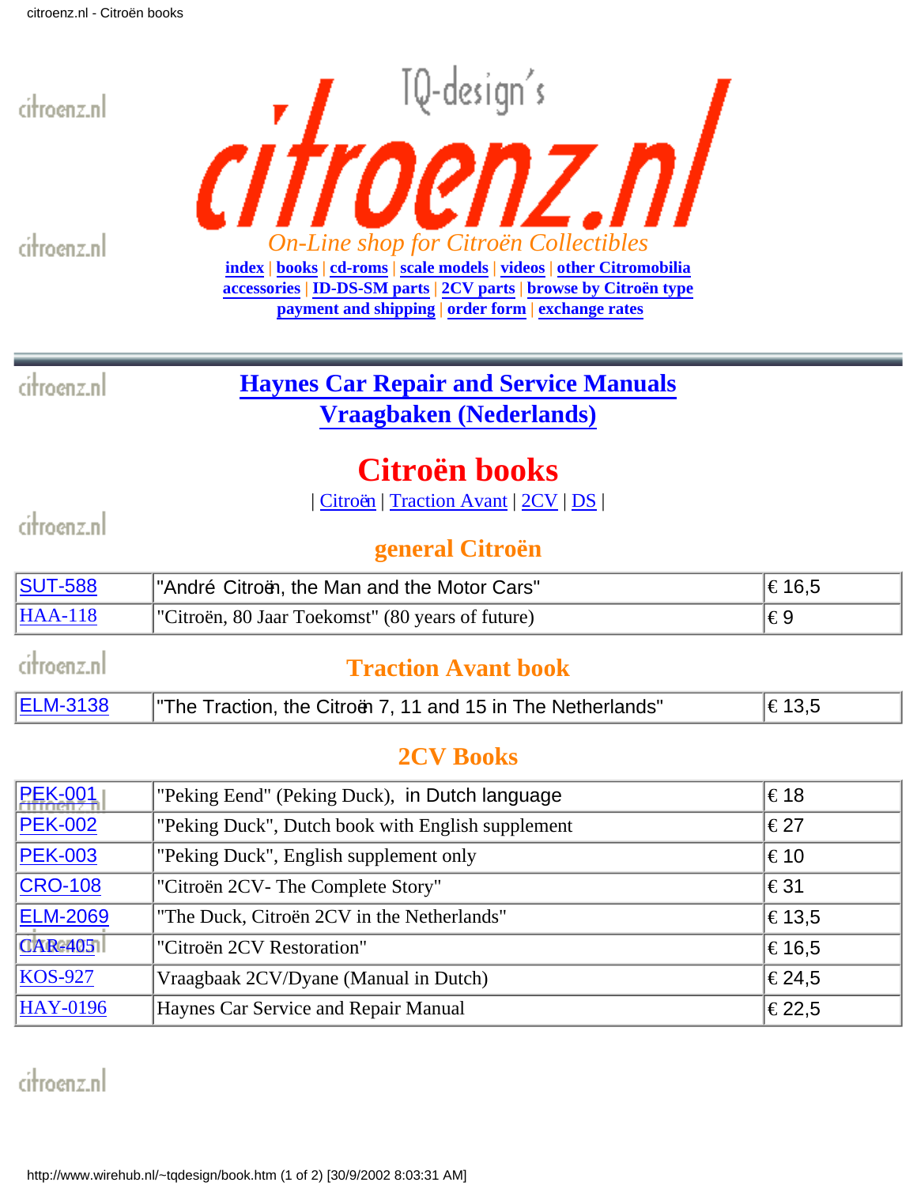# citroenz.nl

*On-Line shop for Citroën Collectibles*

**index** | **books** | **cd-roms** | **scale models** | **videos** | **other Citromobilia**
**accessories** | **ID-DS-SM parts** | **2CV parts** | **browse by Citroën type**
**payment and shipping** | **order form** | **exchange rates**

---

## Haynes Car Repair and Service Manuals
## Vraagbaken (Nederlands)

# Citroën books

| Citroën | Traction Avant | 2CV | DS |

### general Citroën

| | | |
|---|---|---|
| SUT-588 | "André Citroën, the Man and the Motor Cars" | € 16,5 |
| HAA-118 | "Citroën, 80 Jaar Toekomst" (80 years of future) | € 9 |

### Traction Avant book

| | | |
|---|---|---|
| ELM-3138 | "The Traction, the Citroën 7, 11 and 15 in The Netherlands" | € 13,5 |

### 2CV Books

| | | |
|---|---|---|
| PEK-001 | "Peking Eend" (Peking Duck), in Dutch language | € 18 |
| PEK-002 | "Peking Duck", Dutch book with English supplement | € 27 |
| PEK-003 | "Peking Duck", English supplement only | € 10 |
| CRO-108 | "Citroën 2CV- The Complete Story" | € 31 |
| ELM-2069 | "The Duck, Citroën 2CV in the Netherlands" | € 13,5 |
| CAR-405 | "Citroën 2CV Restoration" | € 16,5 |
| KOS-927 | Vraagbaak 2CV/Dyane (Manual in Dutch) | € 24,5 |
| HAY-0196 | Haynes Car Service and Repair Manual | € 22,5 |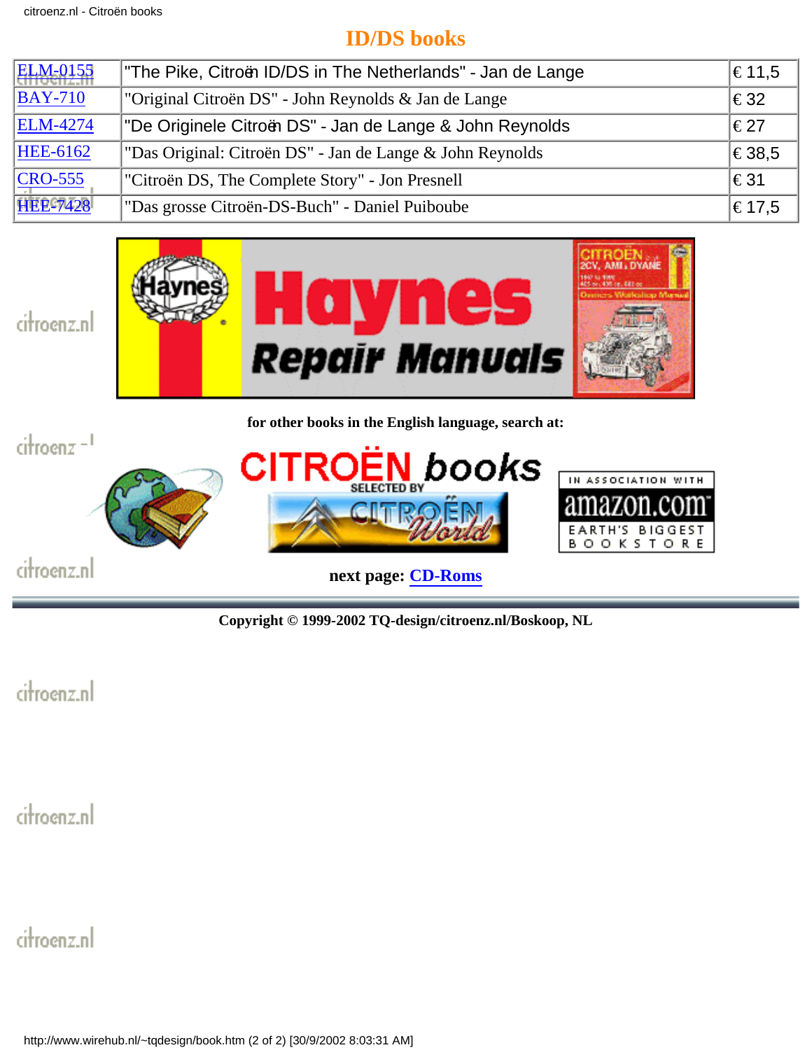# ID/DS books

| | | |
|---|---|---|
| ELM-0155 | "The Pike, Citroën ID/DS in The Netherlands" - Jan de Lange | € 11,5 |
| BAY-710 | "Original Citroën DS" - John Reynolds & Jan de Lange | € 32 |
| ELM-4274 | "De Originele Citroën DS" - Jan de Lange & John Reynolds | € 27 |
| HEE-6162 | "Das Original: Citroën DS" - Jan de Lange & John Reynolds | € 38,5 |
| CRO-555 | "Citroën DS, The Complete Story" - Jon Presnell | € 31 |
| HEE-7428 | "Das grosse Citroën-DS-Buch" - Daniel Puiboube | € 17,5 |

**for other books in the English language, search at:**

**next page: CD-Roms**

**Copyright © 1999-2002 TQ-design/citroenz.nl/Boskoop, NL**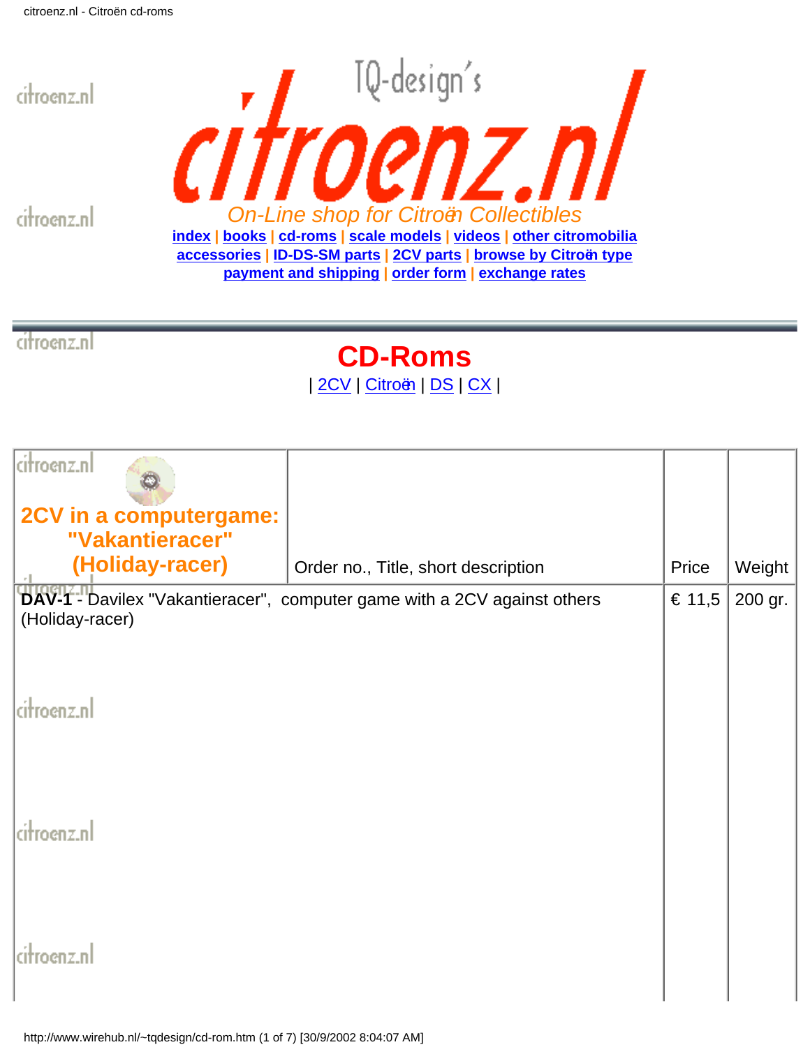# citroenz.nl

TQ-design's

*On-Line shop for Citroën Collectibles*

**index | books | cd-roms | scale models | videos | other citromobilia**
**accessories | ID-DS-SM parts | 2CV parts | browse by Citroën type**
**payment and shipping | order form | exchange rates**

## CD-Roms

| 2CV | Citroën | DS | CX |

| **2CV in a computergame: "Vakantieracer" (Holiday-racer)** | Order no., Title, short description | Price | Weight |
|---|---|---|---|
| **DAV-1** - Davilex "Vakantieracer", computer game with a 2CV against others (Holiday-racer) | | € 11,5 | 200 gr. |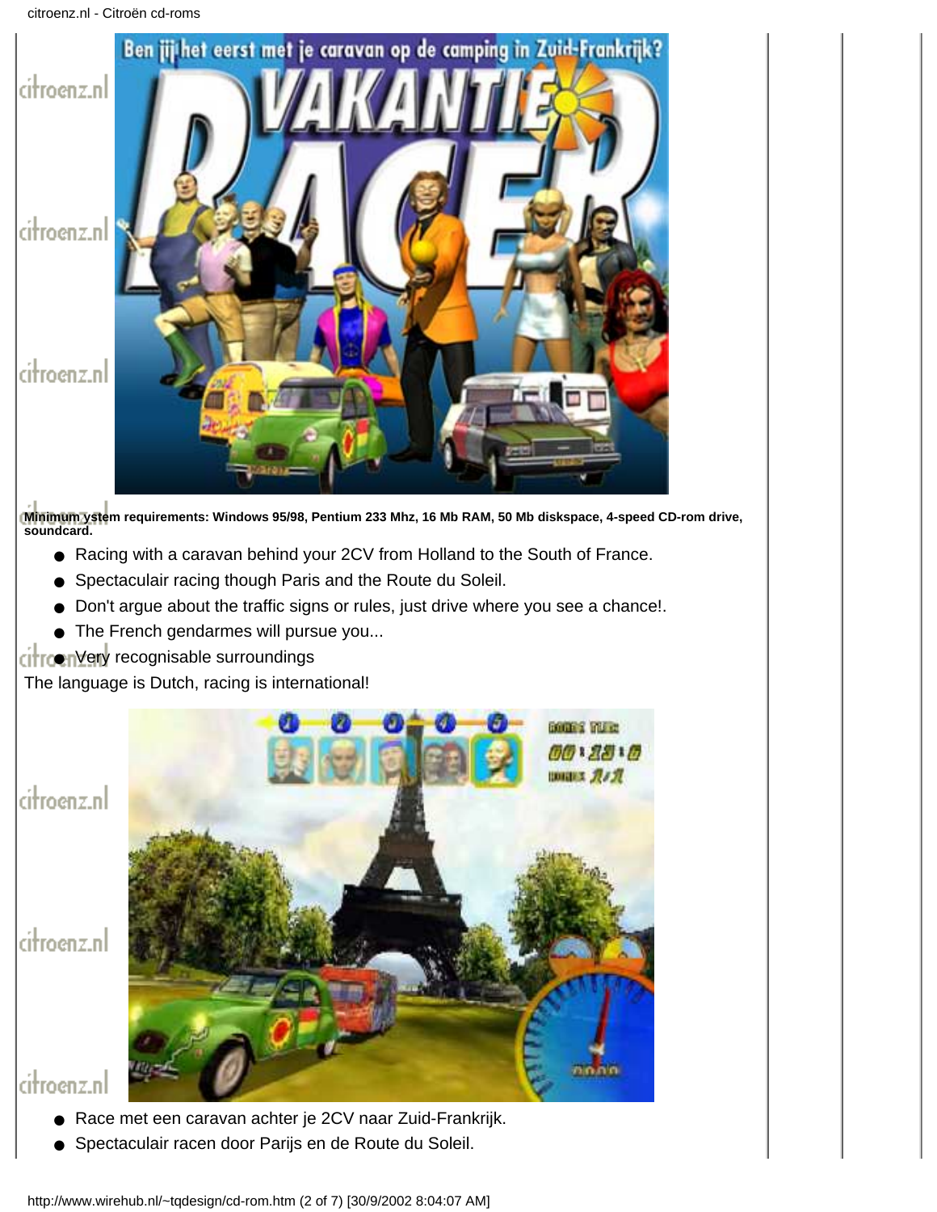**Minimum ystem requirements: Windows 95/98, Pentium 233 Mhz, 16 Mb RAM, 50 Mb diskspace, 4-speed CD-rom drive, soundcard.**

- Racing with a caravan behind your 2CV from Holland to the South of France.
- Spectaculair racing though Paris and the Route du Soleil.
- Don't argue about the traffic signs or rules, just drive where you see a chance!.
- The French gendarmes will pursue you...
- Very recognisable surroundings

The language is Dutch, racing is international!

- Race met een caravan achter je 2CV naar Zuid-Frankrijk.
- Spectaculair racen door Parijs en de Route du Soleil.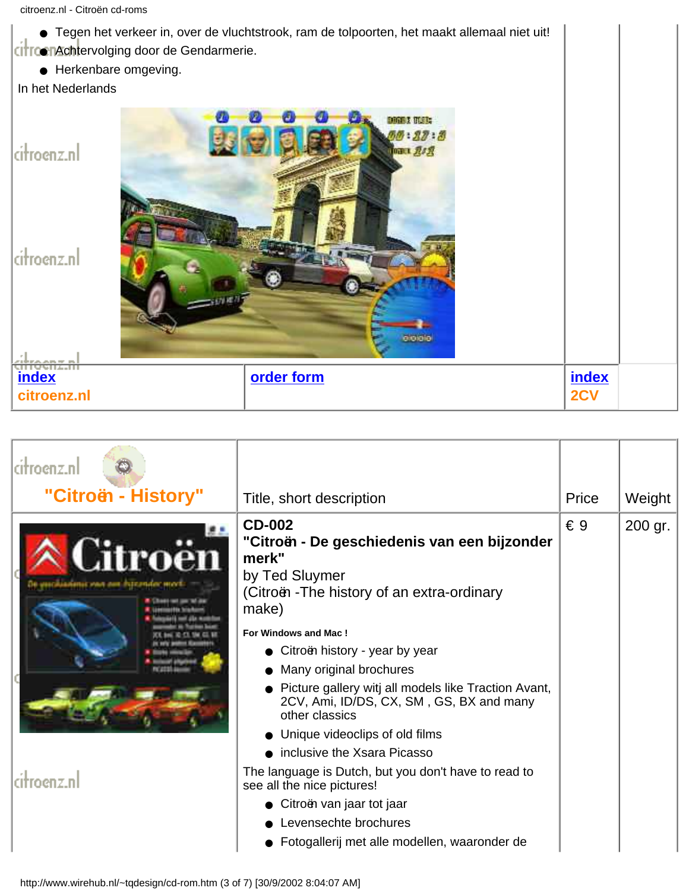- Tegen het verkeer in, over de vluchtstrook, ram de tolpoorten, het maakt allemaal niet uit!
- Achtervolging door de Gendarmerie.
- Herkenbare omgeving.

In het Nederlands

| [index](#) citroenz.nl | [order form](#) | [index](#) 2CV | |
|---|---|---|---|

| citroenz.nl "Citroën - History" | Title, short description | Price | Weight |
|---|---|---|---|
| | **CD-002**<br>**"Citroën - De geschiedenis van een bijzonder merk"**<br>by Ted Sluymer<br>(Citroën -The history of an extra-ordinary make)<br><br>**For Windows and Mac !**<br>- Citroën history - year by year<br>- Many original brochures<br>- Picture gallery witj all models like Traction Avant, 2CV, Ami, ID/DS, CX, SM , GS, BX and many other classics<br>- Unique videoclips of old films<br>- inclusive the Xsara Picasso<br><br>The language is Dutch, but you don't have to read to see all the nice pictures!<br>- Citroën van jaar tot jaar<br>- Levensechte brochures<br>- Fotogallerij met alle modellen, waaronder de | € 9 | 200 gr. |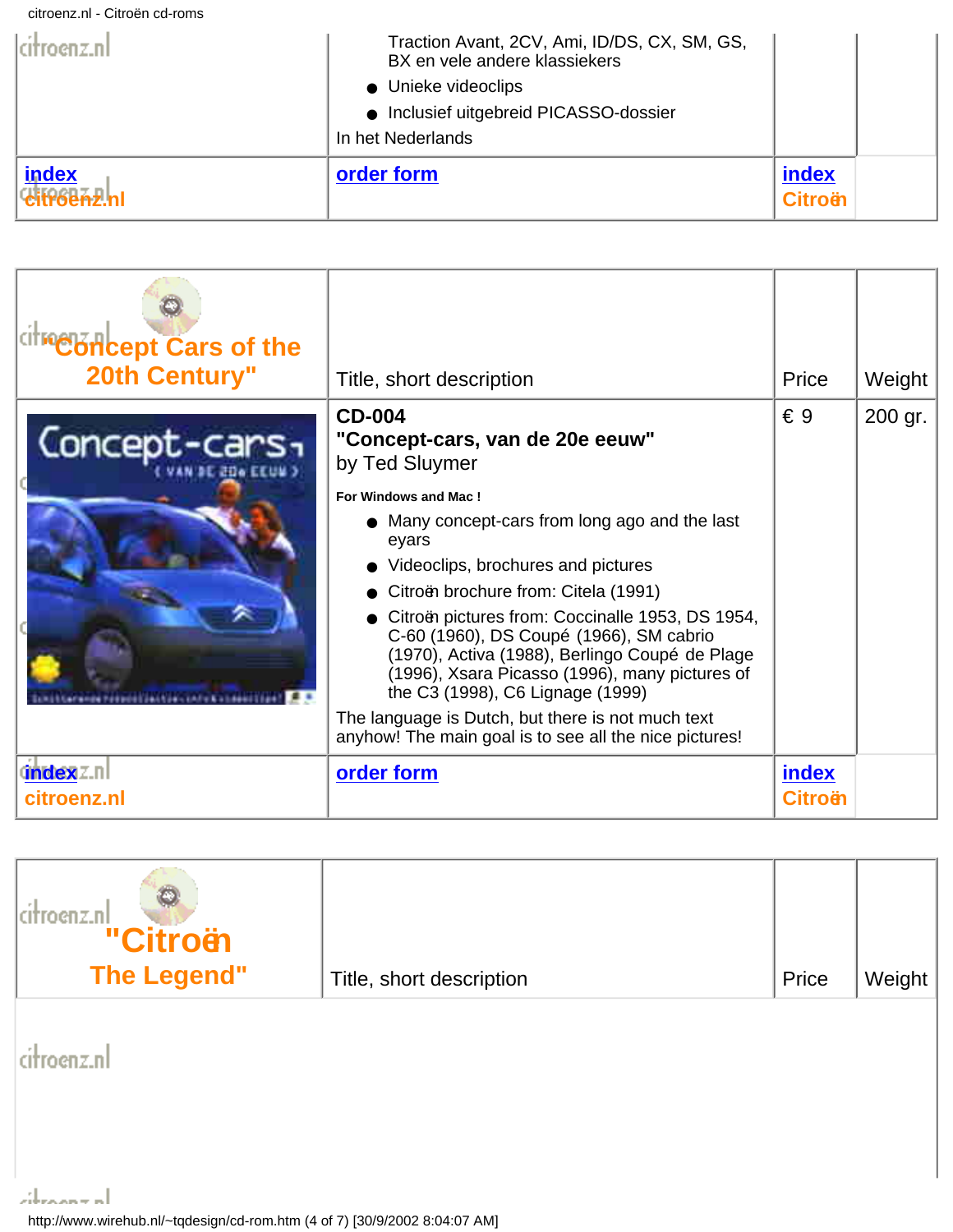Traction Avant, 2CV, Ami, ID/DS, CX, SM, GS, BX en vele andere klassiekers

- Unieke videoclips
- Inclusief uitgebreid PICASSO-dossier

In het Nederlands

| [index citroenz.nl](#) | [order form](#) | [index Citroën](#) | |
|---|---|---|---|

| "Concept Cars of the 20th Century" | Title, short description | Price | Weight |
|---|---|---|---|
| | **CD-004**<br>**"Concept-cars, van de 20e eeuw"**<br>by Ted Sluymer<br>**For Windows and Mac !**<br>• Many concept-cars from long ago and the last eyars<br>• Videoclips, brochures and pictures<br>• Citroën brochure from: Citela (1991)<br>• Citroën pictures from: Coccinalle 1953, DS 1954, C-60 (1960), DS Coupé (1966), SM cabrio (1970), Activa (1988), Berlingo Coupé de Plage (1996), Xsara Picasso (1996), many pictures of the C3 (1998), C6 Lignage (1999)<br>The language is Dutch, but there is not much text anyhow! The main goal is to see all the nice pictures! | € 9 | 200 gr. |
| [index](#) citroenz.nl | [order form](#) | [index](#) Citroën | |

| "Citroën The Legend" | Title, short description | Price | Weight |
|---|---|---|---|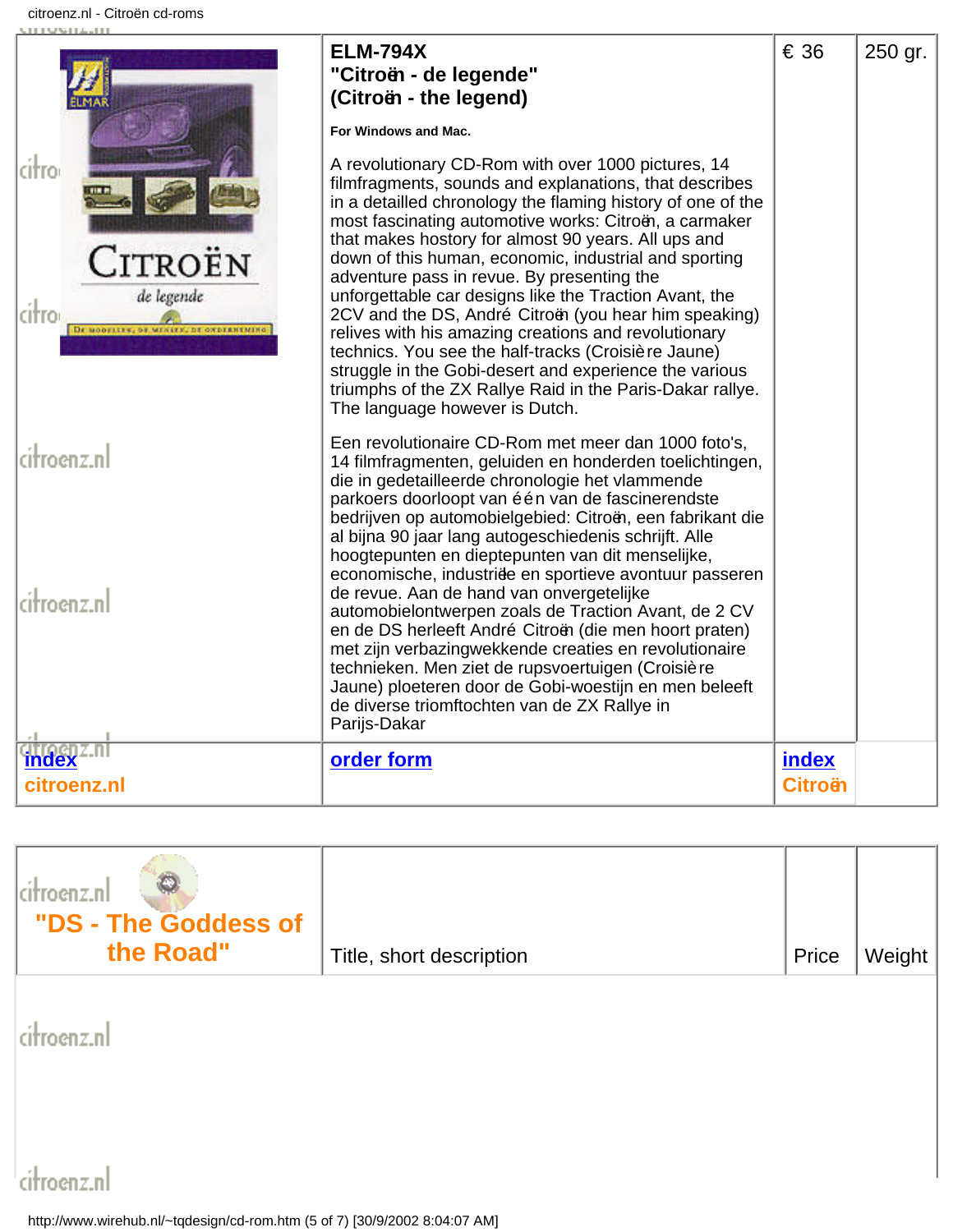| | **ELM-794X** **"Citroën - de legende"** **(Citroën - the legend)** | € 36 | 250 gr. |
|---|---|---|---|
| | **For Windows and Mac.** A revolutionary CD-Rom with over 1000 pictures, 14 filmfragments, sounds and explanations, that describes in a detailled chronology the flaming history of one of the most fascinating automotive works: Citroën, a carmaker that makes hostory for almost 90 years. All ups and down of this human, economic, industrial and sporting adventure pass in revue. By presenting the unforgettable car designs like the Traction Avant, the 2CV and the DS, André Citroën (you hear him speaking) relives with his amazing creations and revolutionary technics. You see the half-tracks (Croisière Jaune) struggle in the Gobi-desert and experience the various triumphs of the ZX Rallye Raid in the Paris-Dakar rallye. The language however is Dutch. Een revolutionaire CD-Rom met meer dan 1000 foto's, 14 filmfragmenten, geluiden en honderden toelichtingen, die in gedetailleerde chronologie het vlammende parkoers doorloopt van één van de fascinerendste bedrijven op automobielgebied: Citroën, een fabrikant die al bijna 90 jaar lang autogeschiedenis schrijft. Alle hoogtepunten en dieptepunten van dit menselijke, economische, industriële en sportieve avontuur passeren de revue. Aan de hand van onvergetelijke automobielontwerpen zoals de Traction Avant, de 2 CV en de DS herleeft André Citroën (die men hoort praten) met zijn verbazingwekkende creaties en revolutionaire technieken. Men ziet de rupsvoertuigen (Croisière Jaune) ploeteren door de Gobi-woestijn en men beleeft de diverse triomftochten van de ZX Rallye in Parijs-Dakar | | |
| index citroenz.nl | order form | index Citroën | |

| **"DS - The Goddess of the Road"** | Title, short description | Price | Weight |
|---|---|---|---|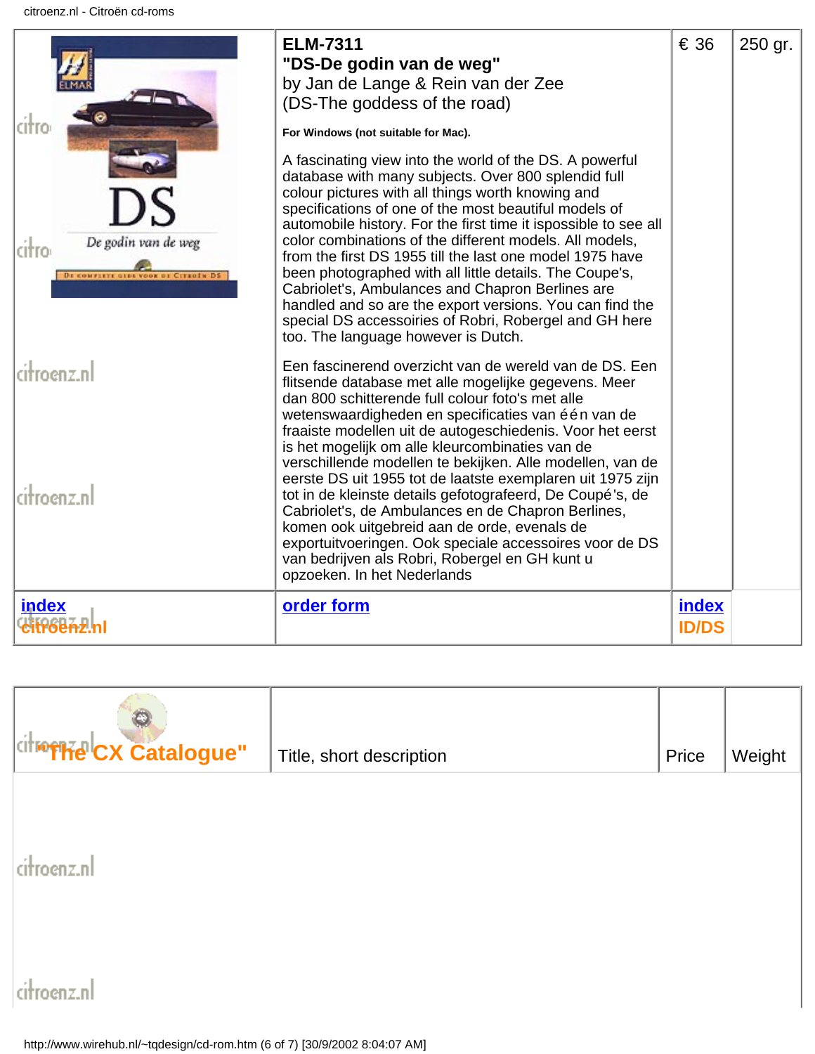| | ELM-7311<br>**"DS-De godin van de weg"**<br>by Jan de Lange & Rein van der Zee<br>(DS-The goddess of the road)<br><br>**For Windows (not suitable for Mac).**<br><br>A fascinating view into the world of the DS. A powerful database with many subjects. Over 800 splendid full colour pictures with all things worth knowing and specifications of one of the most beautiful models of automobile history. For the first time it ispossible to see all color combinations of the different models. All models, from the first DS 1955 till the last one model 1975 have been photographed with all little details. The Coupe's, Cabriolet's, Ambulances and Chapron Berlines are handled and so are the export versions. You can find the special DS accessoires of Robri, Robergel and GH here too. The language however is Dutch.<br><br>Een fascinerend overzicht van de wereld van de DS. Een flitsende database met alle mogelijke gegevens. Meer dan 800 schitterende full colour foto's met alle wetenswaardigheden en specificaties van één van de fraaiste modellen uit de autogeschiedenis. Voor het eerst is het mogelijk om alle kleurcombinaties van de verschillende modellen te bekijken. Alle modellen, van de eerste DS uit 1955 tot de laatste exemplaren uit 1975 zijn tot in de kleinste details gefotografeerd, De Coupé's, de Cabriolet's, de Ambulances en de Chapron Berlines, komen ook uitgebreid aan de orde, evenals de exportuitvoeringen. Ook speciale accessoires voor de DS van bedrijven als Robri, Robergel en GH kunt u opzoeken. In het Nederlands | € 36 | 250 gr. |
|---|---|---|---|
| index<br>citroenz.nl | order form | index<br>ID/DS | |

| "The CX Catalogue" | Title, short description | Price | Weight |
|---|---|---|---|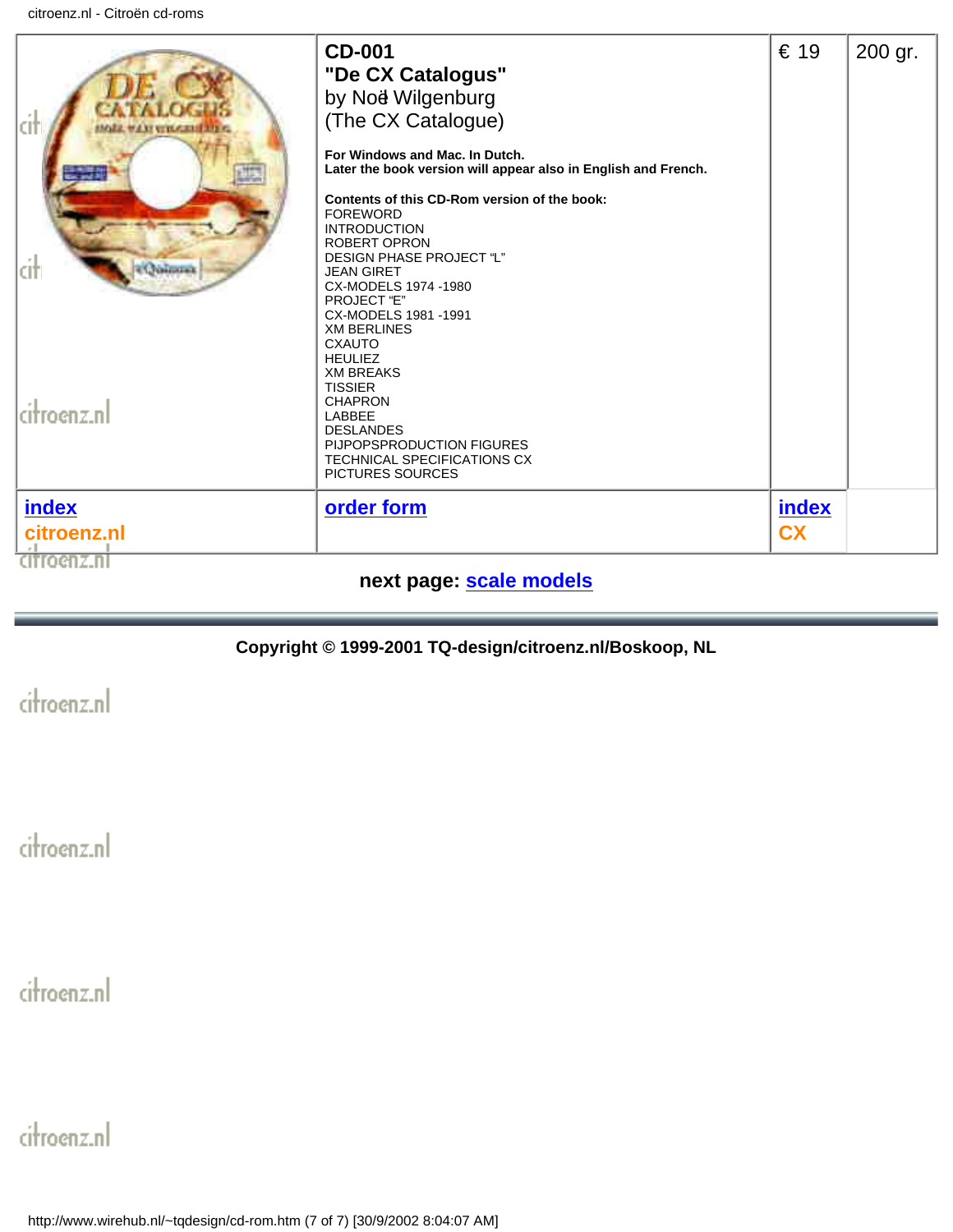| | CD-001 **"De CX Catalogus"** by Noël Wilgenburg (The CX Catalogue)<br><br>**For Windows and Mac. In Dutch.**<br>**Later the book version will appear also in English and French.**<br><br>**Contents of this CD-Rom version of the book:**<br>FOREWORD<br>INTRODUCTION<br>ROBERT OPRON<br>DESIGN PHASE PROJECT "L"<br>JEAN GIRET<br>CX-MODELS 1974 -1980<br>PROJECT "E"<br>CX-MODELS 1981 -1991<br>XM BERLINES<br>CXAUTO<br>HEULIEZ<br>XM BREAKS<br>TISSIER<br>CHAPRON<br>LABBEE<br>DESLANDES<br>PIJPOPSPRODUCTION FIGURES<br>TECHNICAL SPECIFICATIONS CX<br>PICTURES SOURCES | € 19 | 200 gr. |
|---|---|---|---|
| index citroenz.nl | order form | index CX | |

**next page: scale models**

**Copyright © 1999-2001 TQ-design/citroenz.nl/Boskoop, NL**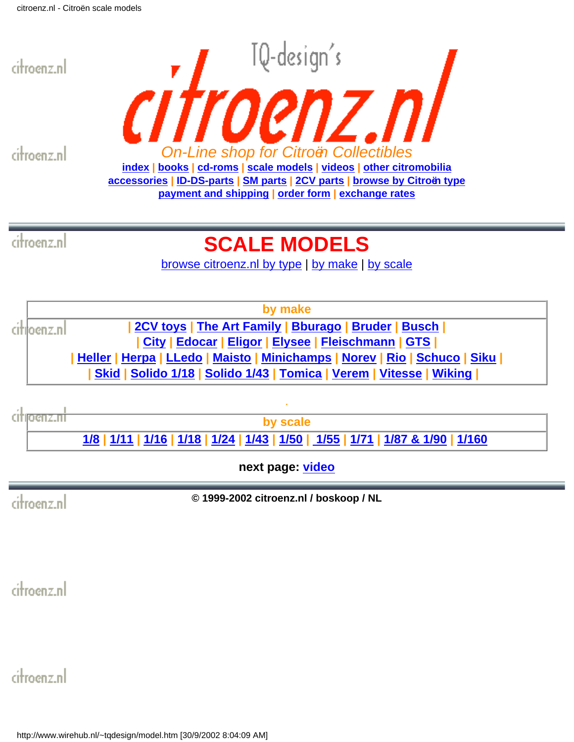TQ-design's

# citroenz.nl

*On-Line shop for Citroën Collectibles*

**index | books | cd-roms | scale models | videos | other citromobilia**
**accessories | ID-DS-parts | SM parts | 2CV parts | browse by Citroën type**
**payment and shipping | order form | exchange rates**

# SCALE MODELS

browse citroenz.nl by type | by make | by scale

| by make |
|---|
| \| 2CV toys \| The Art Family \| Bburago \| Bruder \| Busch \| <br> \| City \| Edocar \| Eligor \| Elysee \| Fleischmann \| GTS \| <br> \| Heller \| Herpa \| LLedo \| Maisto \| Minichamps \| Norev \| Rio \| Schuco \| Siku \| <br> \| Skid \| Solido 1/18 \| Solido 1/43 \| Tomica \| Verem \| Vitesse \| Wiking \| |

| by scale |
|---|
| 1/8 \| 1/11 \| 1/16 \| 1/18 \| 1/24 \| 1/43 \| 1/50 \| 1/55 \| 1/71 \| 1/87 & 1/90 \| 1/160 |

**next page: video**

**© 1999-2002 citroenz.nl / boskoop / NL**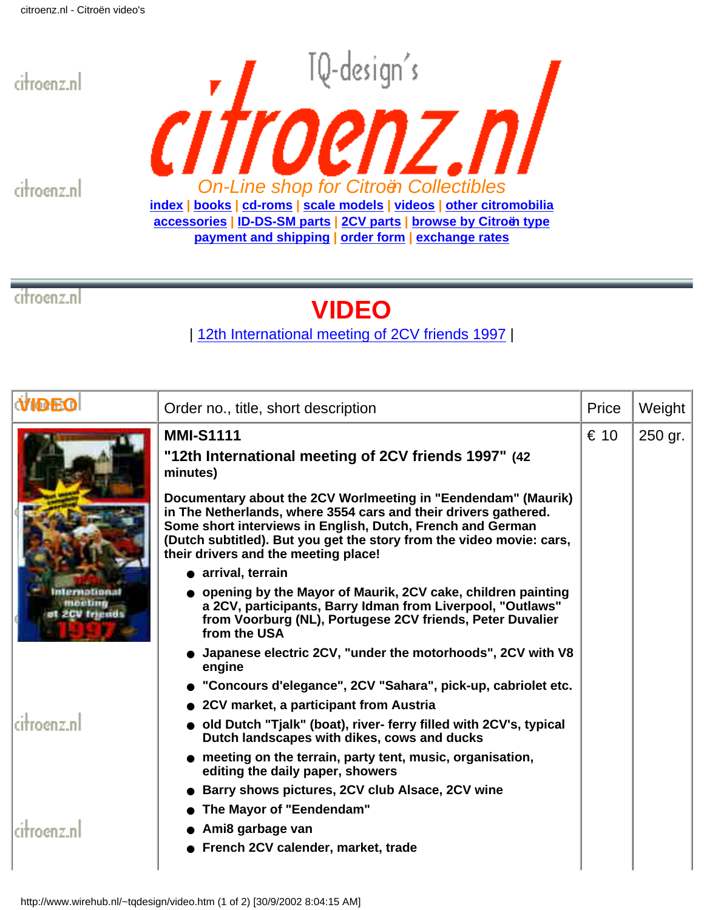*On-Line shop for Citroën Collectibles*

index | books | cd-roms | scale models | videos | other citromobilia
accessories | ID-DS-SM parts | 2CV parts | browse by Citroën type
payment and shipping | order form | exchange rates

# VIDEO

| 12th International meeting of 2CV friends 1997 |

| VIDEO | Order no., title, short description | Price | Weight |
|---|---|---|---|
| | **MMI-S1111**<br>**"12th International meeting of 2CV friends 1997" (42 minutes)**<br>**Documentary about the 2CV Worlmeeting in "Eendendam" (Maurik) in The Netherlands, where 3554 cars and their drivers gathered. Some short interviews in English, Dutch, French and German (Dutch subtitled). But you get the story from the video movie: cars, their drivers and the meeting place!**<br>• **arrival, terrain**<br>• **opening by the Mayor of Maurik, 2CV cake, children painting a 2CV, participants, Barry Idman from Liverpool, "Outlaws" from Voorburg (NL), Portugese 2CV friends, Peter Duvalier from the USA**<br>• **Japanese electric 2CV, "under the motorhoods", 2CV with V8 engine**<br>• **"Concours d'elegance", 2CV "Sahara", pick-up, cabriolet etc.**<br>• **2CV market, a participant from Austria**<br>• **old Dutch "Tjalk" (boat), river- ferry filled with 2CV's, typical Dutch landscapes with dikes, cows and ducks**<br>• **meeting on the terrain, party tent, music, organisation, editing the daily paper, showers**<br>• **Barry shows pictures, 2CV club Alsace, 2CV wine**<br>• **The Mayor of "Eendendam"**<br>• **Ami8 garbage van**<br>• **French 2CV calender, market, trade** | € 10 | 250 gr. |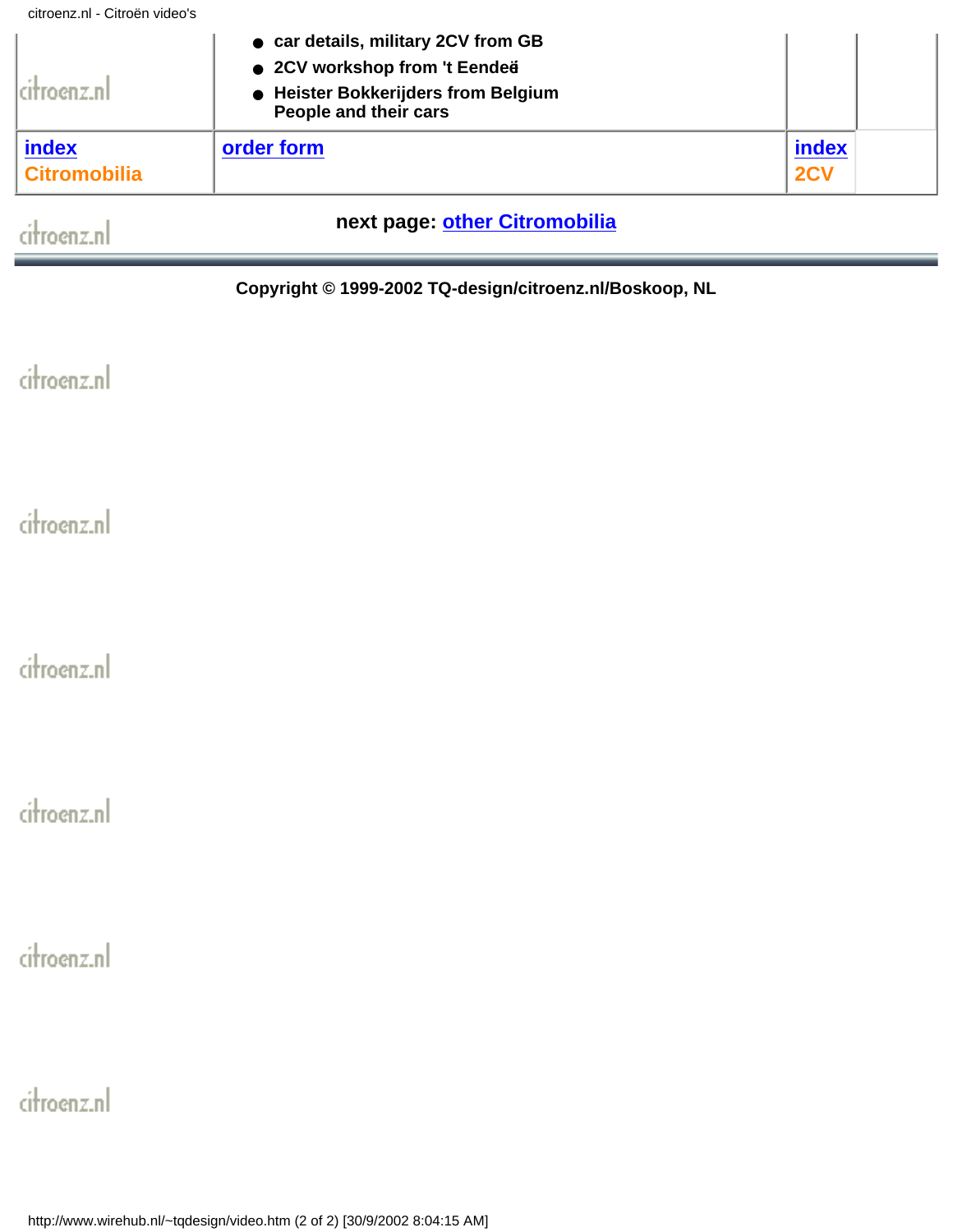| citroenz.nl | - car details, military 2CV from GB<br>- 2CV workshop from 't Eendeë<br>- Heister Bokkerijders from Belgium People and their cars | | |
|---|---|---|---|
| index Citromobilia | order form | index 2CV | |

citroenz.nl

**next page: other Citromobilia**

**Copyright © 1999-2002 TQ-design/citroenz.nl/Boskoop, NL**

citroenz.nl

citroenz.nl

citroenz.nl

citroenz.nl

citroenz.nl

citroenz.nl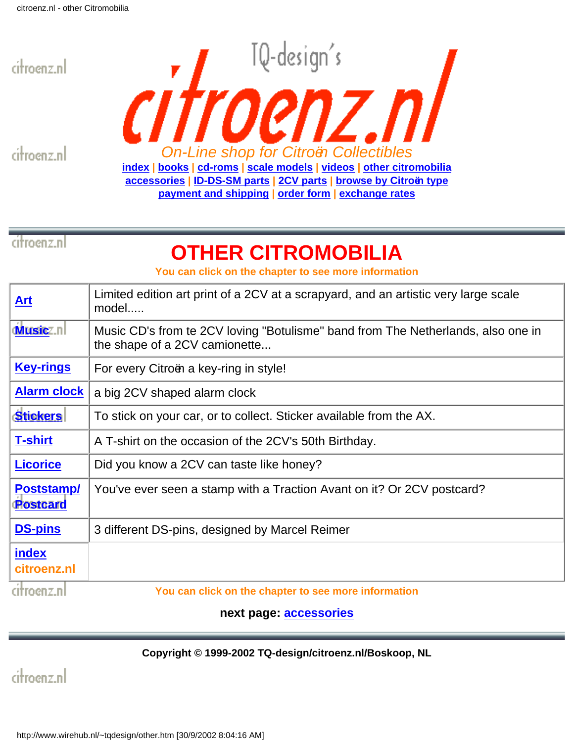TQ-design's

# citroenz.nl

*On-Line shop for Citroën Collectibles*

index | books | cd-roms | scale models | videos | other citromobilia
accessories | ID-DS-SM parts | 2CV parts | browse by Citroën type
payment and shipping | order form | exchange rates

# OTHER CITROMOBILIA

**You can click on the chapter to see more information**

| | |
|---|---|
| **Art** | Limited edition art print of a 2CV at a scrapyard, and an artistic very large scale model..... |
| **Music** | Music CD's from te 2CV loving "Botulisme" band from The Netherlands, also one in the shape of a 2CV camionette... |
| **Key-rings** | For every Citroën a key-ring in style! |
| **Alarm clock** | a big 2CV shaped alarm clock |
| **Stickers** | To stick on your car, or to collect. Sticker available from the AX. |
| **T-shirt** | A T-shirt on the occasion of the 2CV's 50th Birthday. |
| **Licorice** | Did you know a 2CV can taste like honey? |
| **Poststamp/ Postcard** | You've ever seen a stamp with a Traction Avant on it? Or 2CV postcard? |
| **DS-pins** | 3 different DS-pins, designed by Marcel Reimer |
| **index** citroenz.nl | |

**You can click on the chapter to see more information**

**next page: accessories**

**Copyright © 1999-2002 TQ-design/citroenz.nl/Boskoop, NL**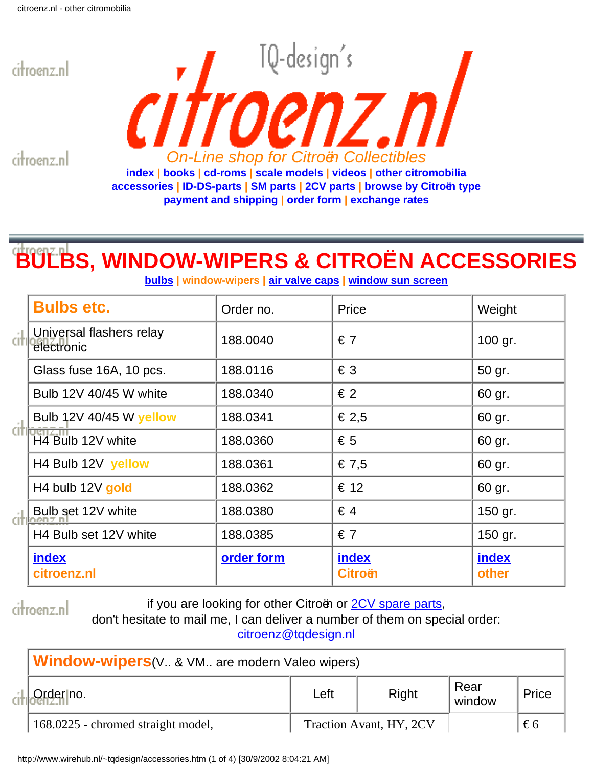TQ-design's

# citroenz.nl

*On-Line shop for Citroën Collectibles*

index | books | cd-roms | scale models | videos | other citromobilia
accessories | ID-DS-parts | SM parts | 2CV parts | browse by Citroën type
payment and shipping | order form | exchange rates

# BULBS, WINDOW-WIPERS & CITROËN ACCESSORIES

bulbs | window-wipers | air valve caps | window sun screen

| Bulbs etc. | Order no. | Price | Weight |
|---|---|---|---|
| Universal flashers relay electronic | 188.0040 | € 7 | 100 gr. |
| Glass fuse 16A, 10 pcs. | 188.0116 | € 3 | 50 gr. |
| Bulb 12V 40/45 W white | 188.0340 | € 2 | 60 gr. |
| Bulb 12V 40/45 W yellow | 188.0341 | € 2,5 | 60 gr. |
| H4 Bulb 12V white | 188.0360 | € 5 | 60 gr. |
| H4 Bulb 12V yellow | 188.0361 | € 7,5 | 60 gr. |
| H4 bulb 12V gold | 188.0362 | € 12 | 60 gr. |
| Bulb set 12V white | 188.0380 | € 4 | 150 gr. |
| H4 Bulb set 12V white | 188.0385 | € 7 | 150 gr. |
| index citroenz.nl | order form | index Citroën | index other |

if you are looking for other Citroën or 2CV spare parts,
don't hesitate to mail me, I can deliver a number of them on special order:
citroenz@tqdesign.nl

| Window-wipers(V.. & VM.. are modern Valeo wipers) | | | | |
|---|---|---|---|---|
| Order no. | Left | Right | Rear window | Price |
| 168.0225 - chromed straight model, | Traction Avant, HY, 2CV | | | € 6 |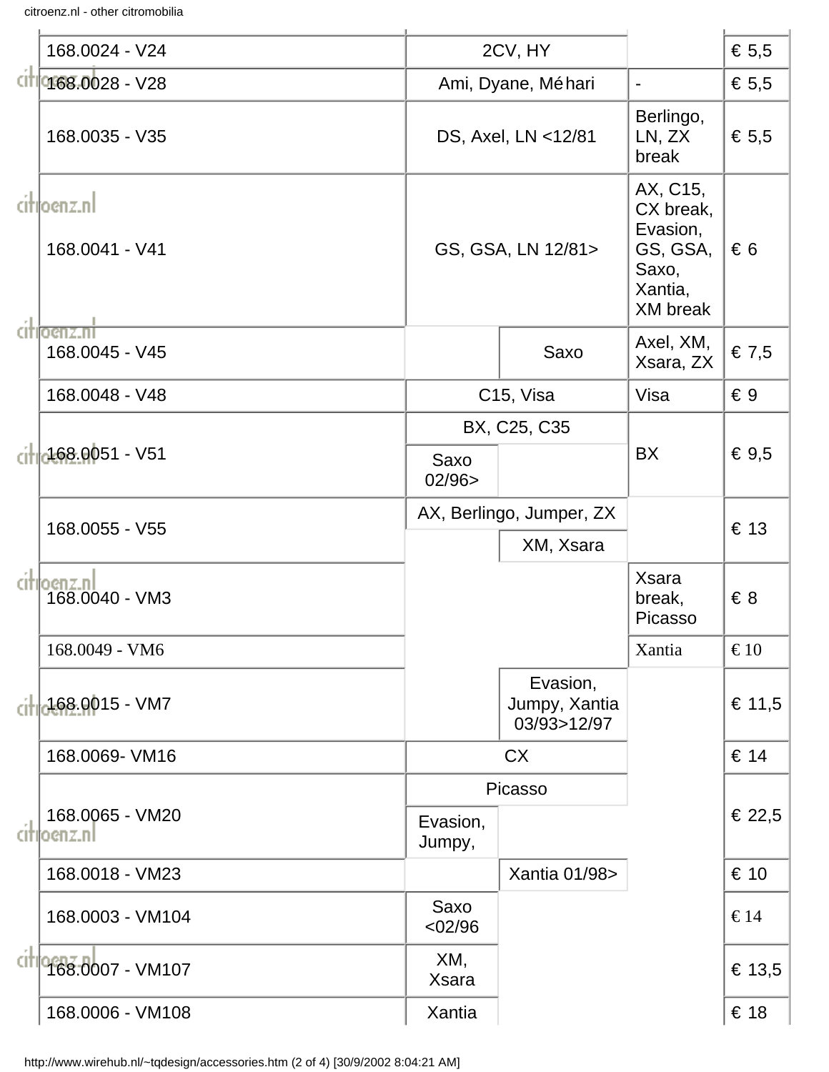| | | | | |
|---|---|---|---|---|
| 168.0024 - V24 | 2CV, HY | | | € 5,5 |
| 168.0028 - V28 | Ami, Dyane, Méhari | | - | € 5,5 |
| 168.0035 - V35 | DS, Axel, LN <12/81 | | Berlingo, LN, ZX break | € 5,5 |
| 168.0041 - V41 | GS, GSA, LN 12/81> | | AX, C15, CX break, Evasion, GS, GSA, Saxo, Xantia, XM break | € 6 |
| 168.0045 - V45 | | Saxo | Axel, XM, Xsara, ZX | € 7,5 |
| 168.0048 - V48 | C15, Visa | | Visa | € 9 |
| 168.0051 - V51 | BX, C25, C35 | | BX | € 9,5 |
| | Saxo 02/96> | | | |
| 168.0055 - V55 | AX, Berlingo, Jumper, ZX | | | € 13 |
| | | XM, Xsara | | |
| 168.0040 - VM3 | | | Xsara break, Picasso | € 8 |
| 168.0049 - VM6 | | | Xantia | € 10 |
| 168.0015 - VM7 | | Evasion, Jumpy, Xantia 03/93>12/97 | | € 11,5 |
| 168.0069- VM16 | CX | | | € 14 |
| 168.0065 - VM20 | Picasso | | | € 22,5 |
| | Evasion, Jumpy, | | | |
| 168.0018 - VM23 | | Xantia 01/98> | | € 10 |
| 168.0003 - VM104 | Saxo <02/96 | | | € 14 |
| 168.0007 - VM107 | XM, Xsara | | | € 13,5 |
| 168.0006 - VM108 | Xantia | | | € 18 |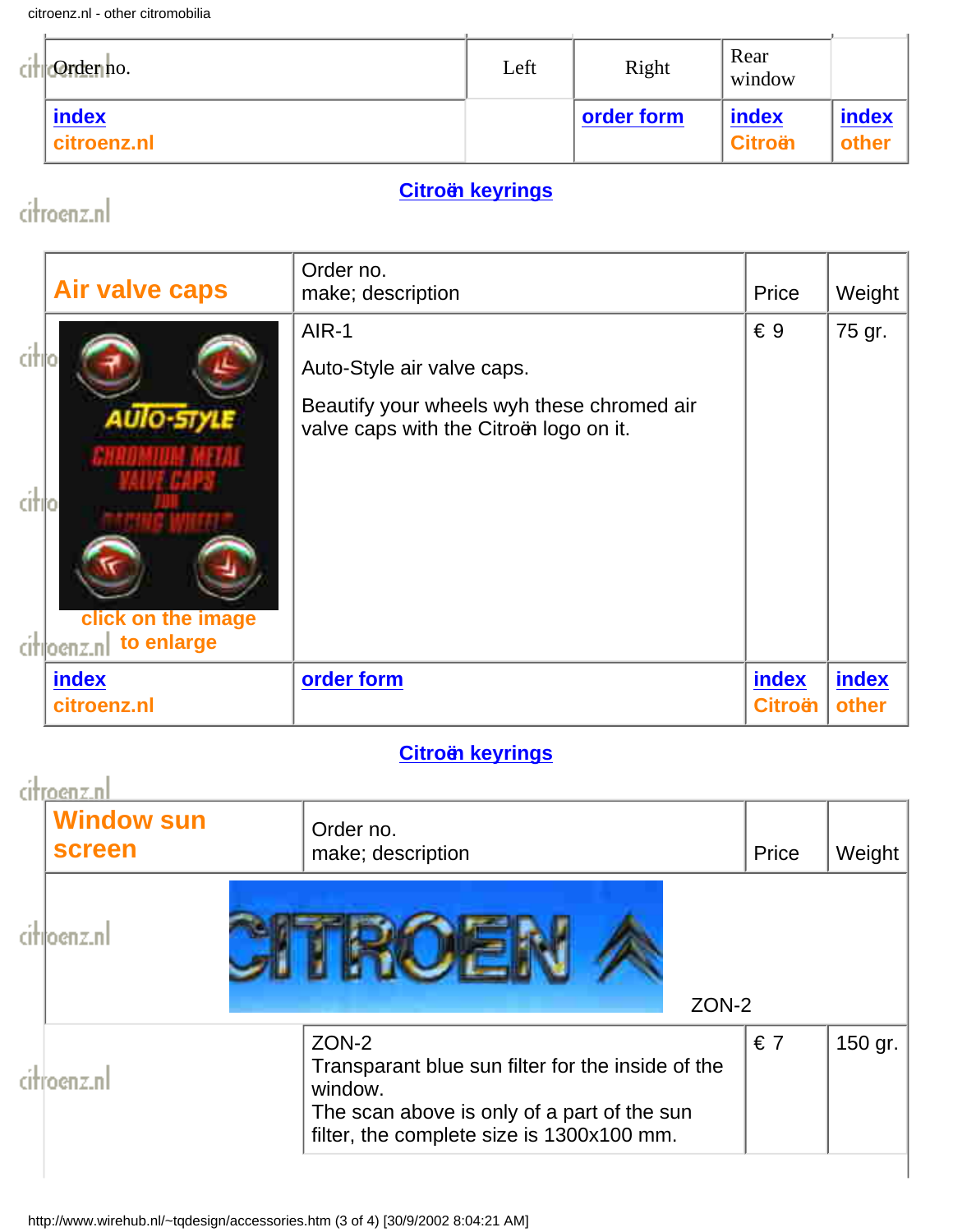| Order no. | Left | Right | Rear window | |
|---|---|---|---|---|
| **index** **citroenz.nl** | | **order form** | **index** **Citroën** | **index** **other** |

**Citroën keyrings**

| **Air valve caps** | Order no. make; description | Price | Weight |
|---|---|---|---|
| click on the image to enlarge | AIR-1<br>Auto-Style air valve caps.<br>Beautify your wheels wyh these chromed air valve caps with the Citroën logo on it. | € 9 | 75 gr. |
| **index** **citroenz.nl** | **order form** | **index** **Citroën** | **index** **other** |

**Citroën keyrings**

| **Window sun screen** | Order no. make; description | Price | Weight |
|---|---|---|---|
| ZON-2 | | | |
| | ZON-2<br>Transparant blue sun filter for the inside of the window.<br>The scan above is only of a part of the sun filter, the complete size is 1300x100 mm. | € 7 | 150 gr. |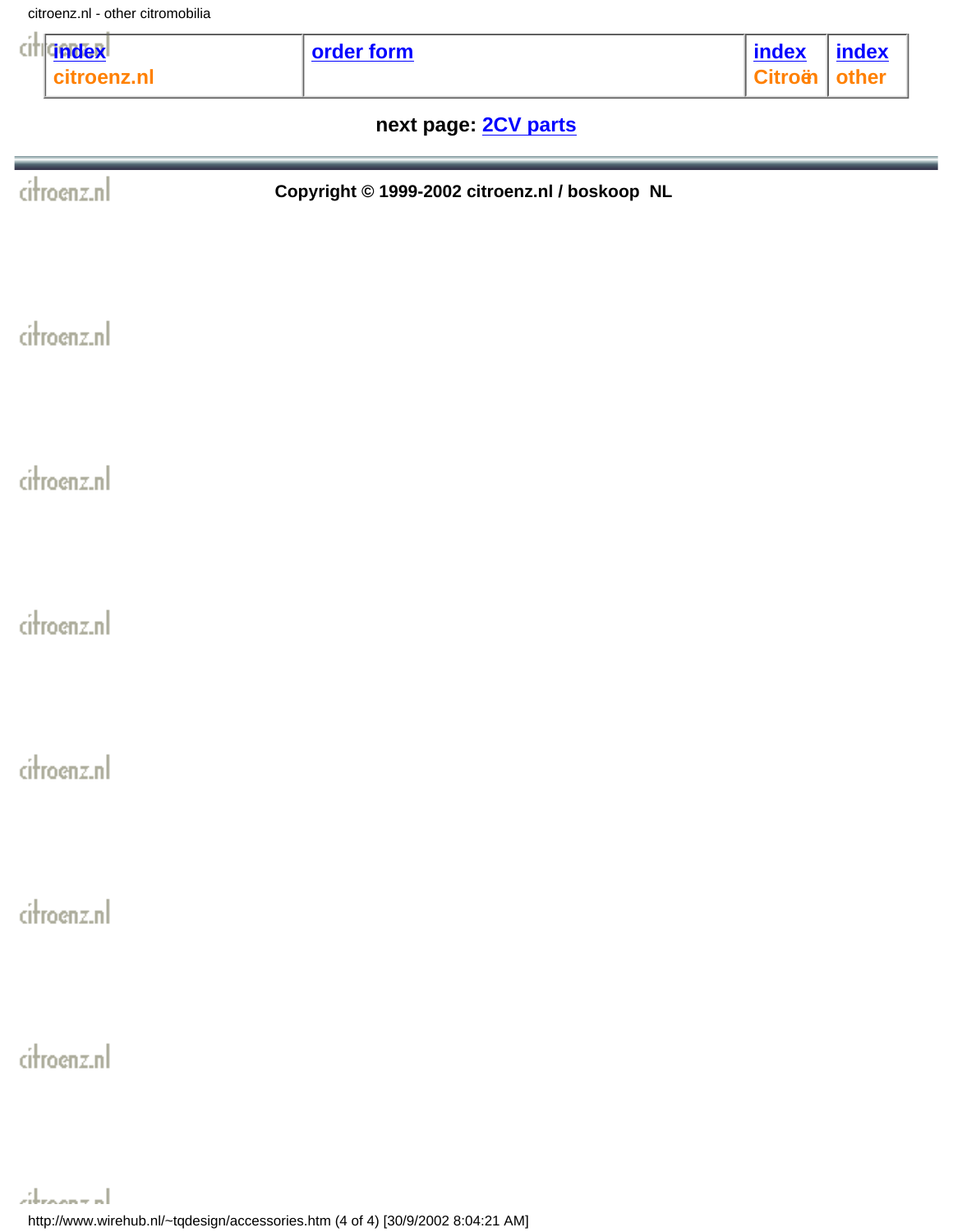| index citroenz.nl | order form | index Citroën | index other |
| --- | --- | --- | --- |

**next page: 2CV parts**

---

**Copyright © 1999-2002 citroenz.nl / boskoop NL**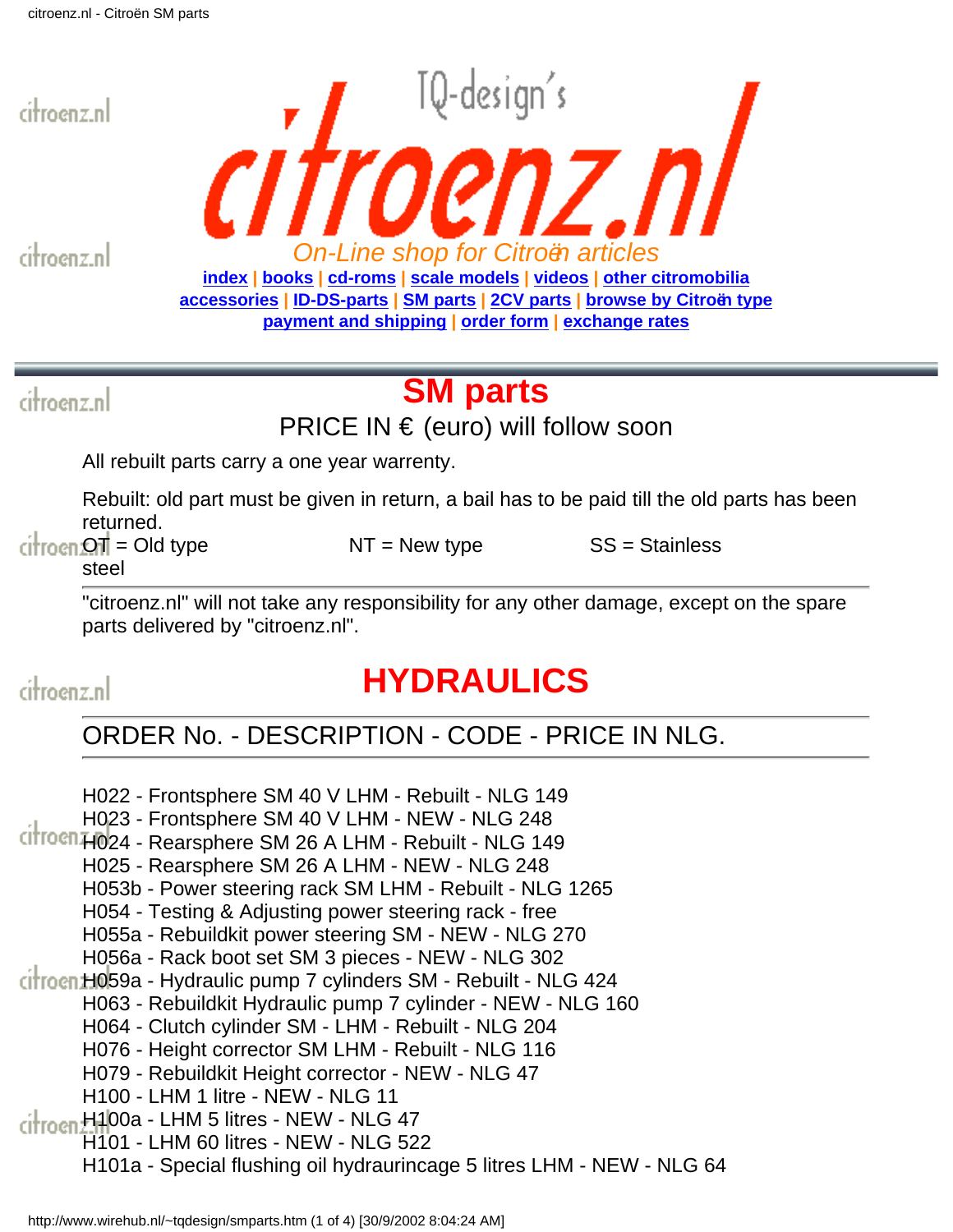# citroenz.nl

TQ-design's

*On-Line shop for Citroën articles*

**index | books | cd-roms | scale models | videos | other citromobilia**
**accessories | ID-DS-parts | SM parts | 2CV parts | browse by Citroën type**
**payment and shipping | order form | exchange rates**

# SM parts

PRICE IN € (euro) will follow soon

All rebuilt parts carry a one year warrenty.

Rebuilt: old part must be given in return, a bail has to be paid till the old parts has been returned.

OT = Old type NT = New type SS = Stainless steel

---

"citroenz.nl" will not take any responsibility for any other damage, except on the spare parts delivered by "citroenz.nl".

# HYDRAULICS

---

ORDER No. - DESCRIPTION - CODE - PRICE IN NLG.

---

H022 - Frontsphere SM 40 V LHM - Rebuilt - NLG 149
H023 - Frontsphere SM 40 V LHM - NEW - NLG 248
H024 - Rearsphere SM 26 A LHM - Rebuilt - NLG 149
H025 - Rearsphere SM 26 A LHM - NEW - NLG 248
H053b - Power steering rack SM LHM - Rebuilt - NLG 1265
H054 - Testing & Adjusting power steering rack - free
H055a - Rebuildkit power steering SM - NEW - NLG 270
H056a - Rack boot set SM 3 pieces - NEW - NLG 302
H059a - Hydraulic pump 7 cylinders SM - Rebuilt - NLG 424
H063 - Rebuildkit Hydraulic pump 7 cylinder - NEW - NLG 160
H064 - Clutch cylinder SM - LHM - Rebuilt - NLG 204
H076 - Height corrector SM LHM - Rebuilt - NLG 116
H079 - Rebuildkit Height corrector - NEW - NLG 47
H100 - LHM 1 litre - NEW - NLG 11
H100a - LHM 5 litres - NEW - NLG 47
H101 - LHM 60 litres - NEW - NLG 522
H101a - Special flushing oil hydraurincage 5 litres LHM - NEW - NLG 64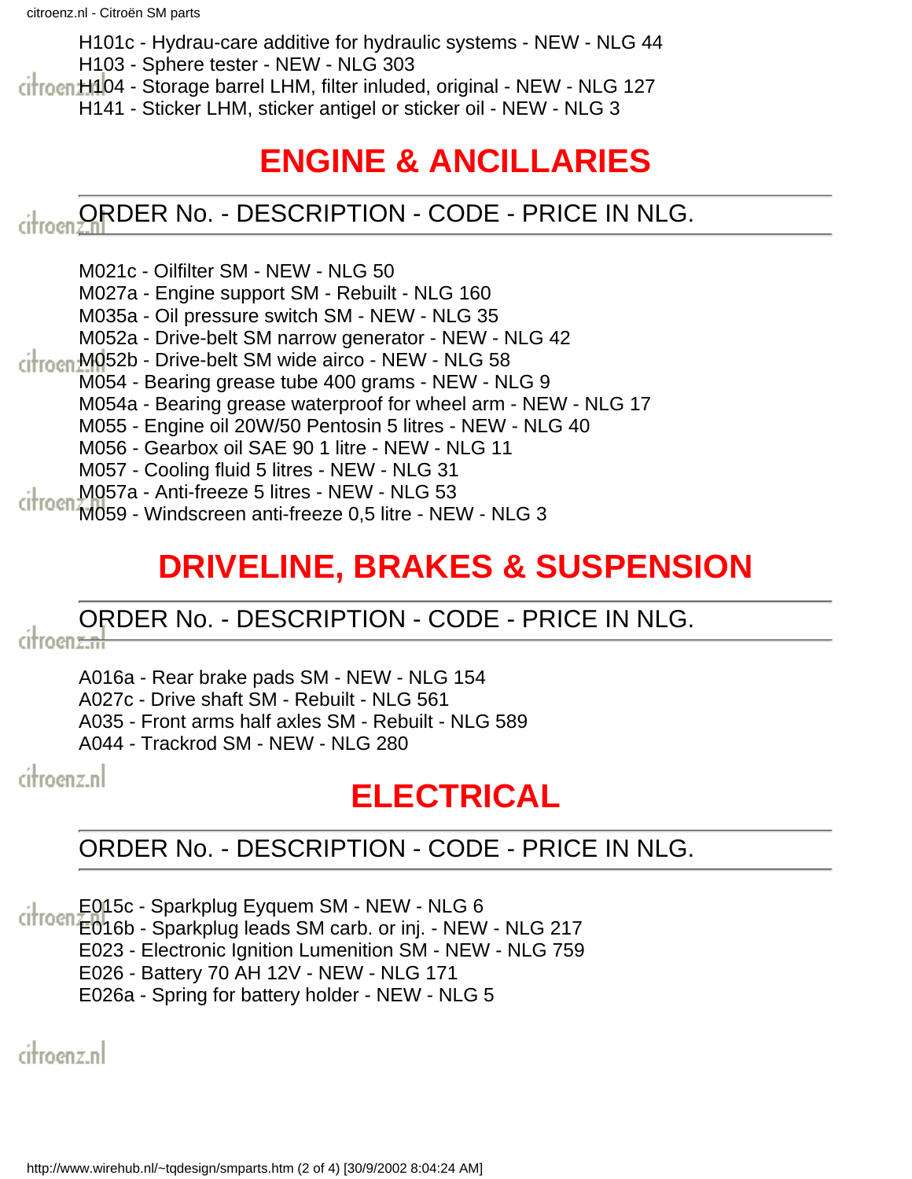H101c - Hydrau-care additive for hydraulic systems - NEW - NLG 44
H103 - Sphere tester - NEW - NLG 303
H104 - Storage barrel LHM, filter inluded, original - NEW - NLG 127
H141 - Sticker LHM, sticker antigel or sticker oil - NEW - NLG 3

# ENGINE & ANCILLARIES

ORDER No. - DESCRIPTION - CODE - PRICE IN NLG.

M021c - Oilfilter SM - NEW - NLG 50
M027a - Engine support SM - Rebuilt - NLG 160
M035a - Oil pressure switch SM - NEW - NLG 35
M052a - Drive-belt SM narrow generator - NEW - NLG 42
M052b - Drive-belt SM wide airco - NEW - NLG 58
M054 - Bearing grease tube 400 grams - NEW - NLG 9
M054a - Bearing grease waterproof for wheel arm - NEW - NLG 17
M055 - Engine oil 20W/50 Pentosin 5 litres - NEW - NLG 40
M056 - Gearbox oil SAE 90 1 litre - NEW - NLG 11
M057 - Cooling fluid 5 litres - NEW - NLG 31
M057a - Anti-freeze 5 litres - NEW - NLG 53
M059 - Windscreen anti-freeze 0,5 litre - NEW - NLG 3

# DRIVELINE, BRAKES & SUSPENSION

ORDER No. - DESCRIPTION - CODE - PRICE IN NLG.

A016a - Rear brake pads SM - NEW - NLG 154
A027c - Drive shaft SM - Rebuilt - NLG 561
A035 - Front arms half axles SM - Rebuilt - NLG 589
A044 - Trackrod SM - NEW - NLG 280

# ELECTRICAL

ORDER No. - DESCRIPTION - CODE - PRICE IN NLG.

E015c - Sparkplug Eyquem SM - NEW - NLG 6
E016b - Sparkplug leads SM carb. or inj. - NEW - NLG 217
E023 - Electronic Ignition Lumenition SM - NEW - NLG 759
E026 - Battery 70 AH 12V - NEW - NLG 171
E026a - Spring for battery holder - NEW - NLG 5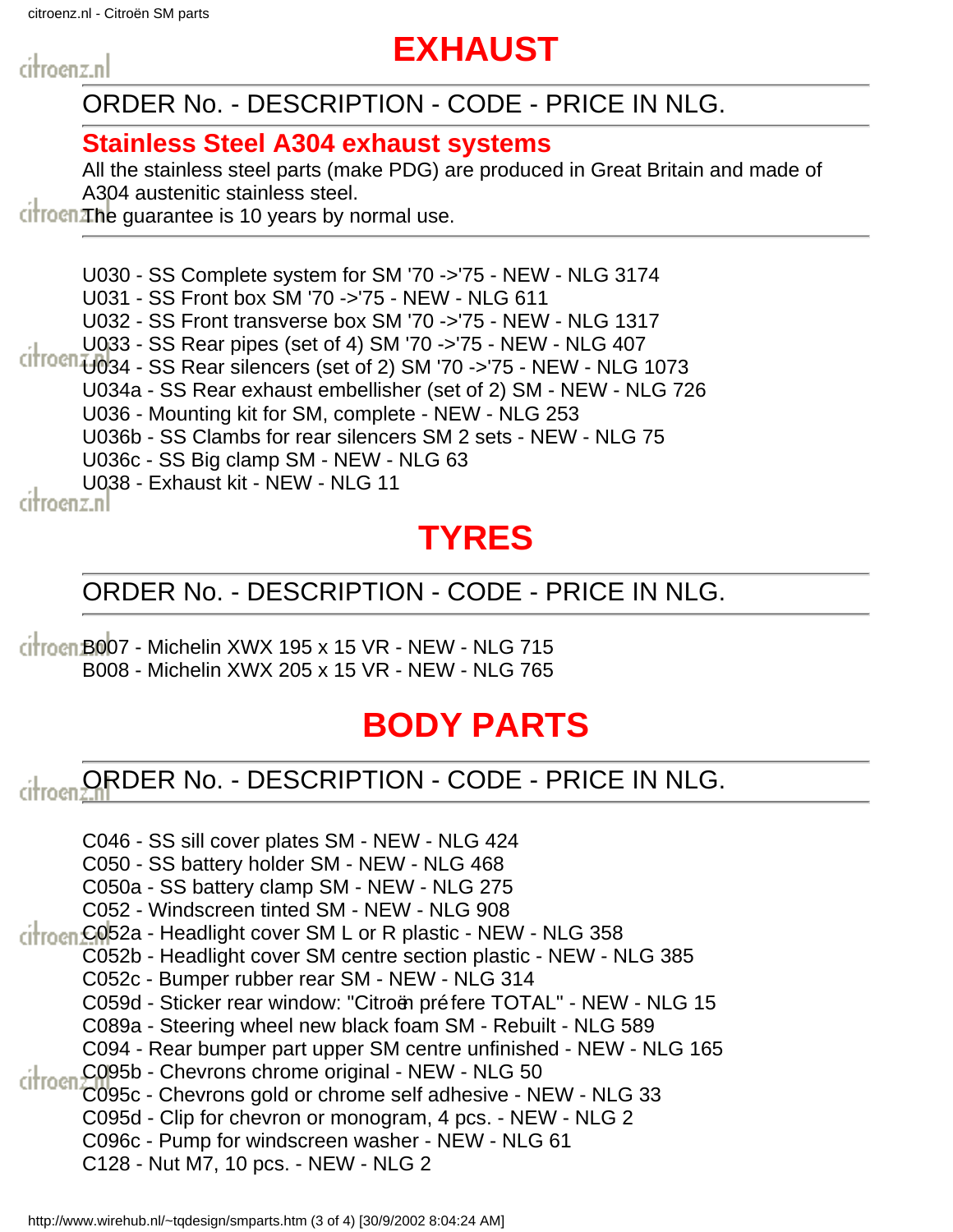# EXHAUST

ORDER No. - DESCRIPTION - CODE - PRICE IN NLG.

## Stainless Steel A304 exhaust systems

All the stainless steel parts (make PDG) are produced in Great Britain and made of A304 austenitic stainless steel.
The guarantee is 10 years by normal use.

U030 - SS Complete system for SM '70 ->'75 - NEW - NLG 3174
U031 - SS Front box SM '70 ->'75 - NEW - NLG 611
U032 - SS Front transverse box SM '70 ->'75 - NEW - NLG 1317
U033 - SS Rear pipes (set of 4) SM '70 ->'75 - NEW - NLG 407
U034 - SS Rear silencers (set of 2) SM '70 ->'75 - NEW - NLG 1073
U034a - SS Rear exhaust embellisher (set of 2) SM - NEW - NLG 726
U036 - Mounting kit for SM, complete - NEW - NLG 253
U036b - SS Clambs for rear silencers SM 2 sets - NEW - NLG 75
U036c - SS Big clamp SM - NEW - NLG 63
U038 - Exhaust kit - NEW - NLG 11

# TYRES

ORDER No. - DESCRIPTION - CODE - PRICE IN NLG.

B007 - Michelin XWX 195 x 15 VR - NEW - NLG 715
B008 - Michelin XWX 205 x 15 VR - NEW - NLG 765

# BODY PARTS

ORDER No. - DESCRIPTION - CODE - PRICE IN NLG.

C046 - SS sill cover plates SM - NEW - NLG 424
C050 - SS battery holder SM - NEW - NLG 468
C050a - SS battery clamp SM - NEW - NLG 275
C052 - Windscreen tinted SM - NEW - NLG 908
C052a - Headlight cover SM L or R plastic - NEW - NLG 358
C052b - Headlight cover SM centre section plastic - NEW - NLG 385
C052c - Bumper rubber rear SM - NEW - NLG 314
C059d - Sticker rear window: "Citroën préfere TOTAL" - NEW - NLG 15
C089a - Steering wheel new black foam SM - Rebuilt - NLG 589
C094 - Rear bumper part upper SM centre unfinished - NEW - NLG 165
C095b - Chevrons chrome original - NEW - NLG 50
C095c - Chevrons gold or chrome self adhesive - NEW - NLG 33
C095d - Clip for chevron or monogram, 4 pcs. - NEW - NLG 2
C096c - Pump for windscreen washer - NEW - NLG 61
C128 - Nut M7, 10 pcs. - NEW - NLG 2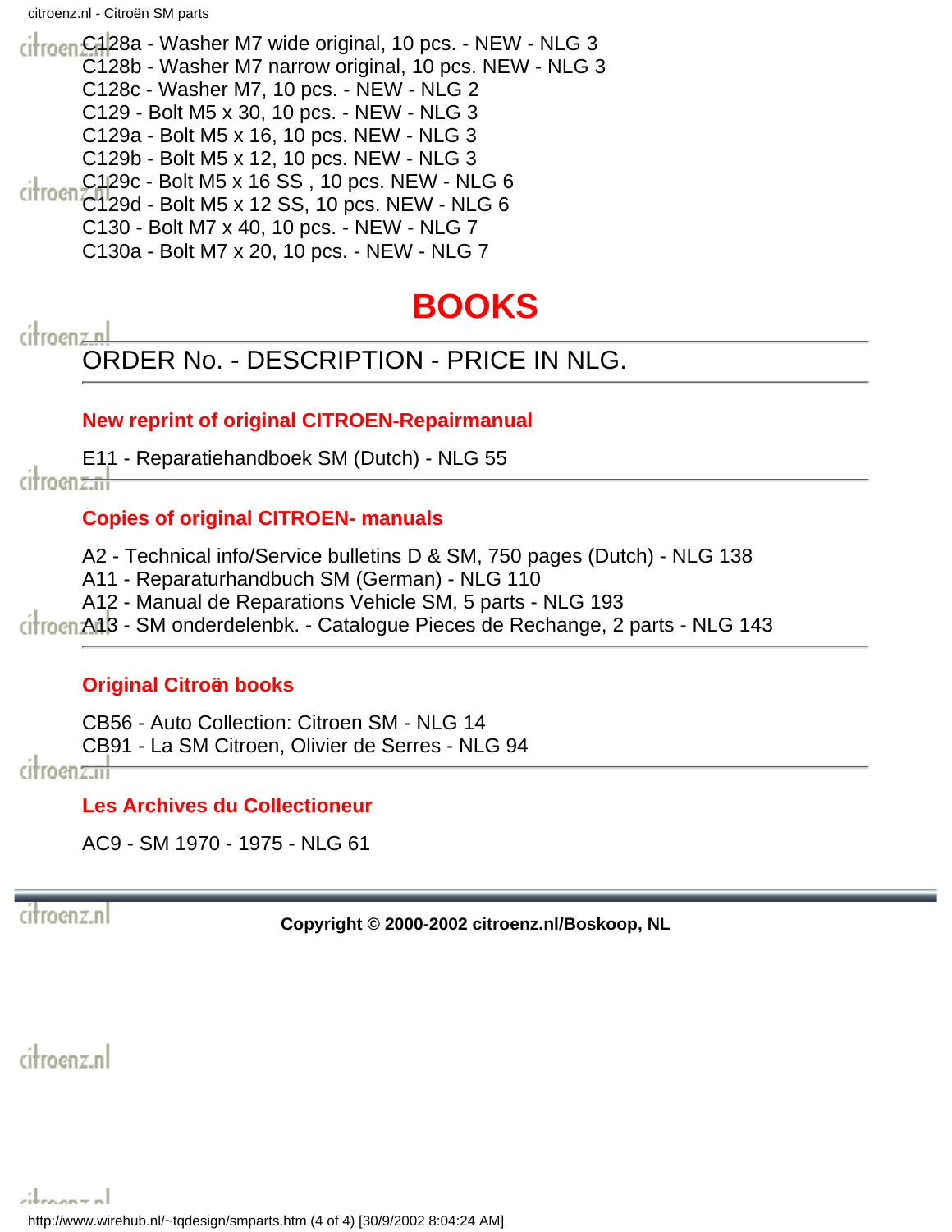C128a - Washer M7 wide original, 10 pcs. - NEW - NLG 3
C128b - Washer M7 narrow original, 10 pcs. NEW - NLG 3
C128c - Washer M7, 10 pcs. - NEW - NLG 2
C129 - Bolt M5 x 30, 10 pcs. - NEW - NLG 3
C129a - Bolt M5 x 16, 10 pcs. NEW - NLG 3
C129b - Bolt M5 x 12, 10 pcs. NEW - NLG 3
C129c - Bolt M5 x 16 SS , 10 pcs. NEW - NLG 6
C129d - Bolt M5 x 12 SS, 10 pcs. NEW - NLG 6
C130 - Bolt M7 x 40, 10 pcs. - NEW - NLG 7
C130a - Bolt M7 x 20, 10 pcs. - NEW - NLG 7

# BOOKS

---

ORDER No. - DESCRIPTION - PRICE IN NLG.

---

**New reprint of original CITROEN-Repairmanual**

E11 - Reparatiehandboek SM (Dutch) - NLG 55

---

**Copies of original CITROEN- manuals**

A2 - Technical info/Service bulletins D & SM, 750 pages (Dutch) - NLG 138
A11 - Reparaturhandbuch SM (German) - NLG 110
A12 - Manual de Reparations Vehicle SM, 5 parts - NLG 193
A13 - SM onderdelenbk. - Catalogue Pieces de Rechange, 2 parts - NLG 143

---

**Original Citroën books**

CB56 - Auto Collection: Citroen SM - NLG 14
CB91 - La SM Citroen, Olivier de Serres - NLG 94

---

**Les Archives du Collectioneur**

AC9 - SM 1970 - 1975 - NLG 61

---

**Copyright © 2000-2002 citroenz.nl/Boskoop, NL**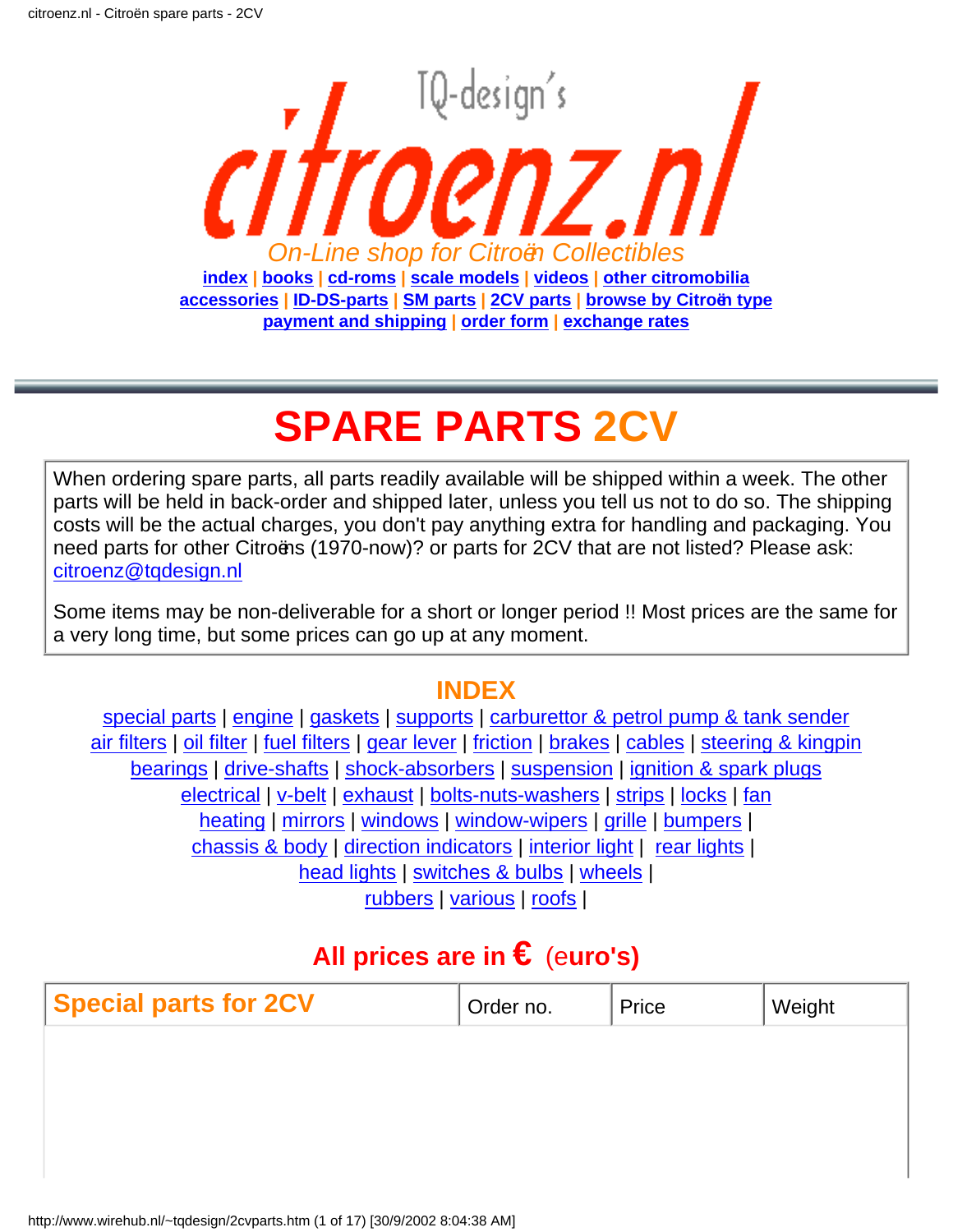# citroenz.nl

TQ-design's

*On-Line shop for Citroën Collectibles*

**index | books | cd-roms | scale models | videos | other citromobilia**
**accessories | ID-DS-parts | SM parts | 2CV parts | browse by Citroën type**
**payment and shipping | order form | exchange rates**

---

# SPARE PARTS 2CV

When ordering spare parts, all parts readily available will be shipped within a week. The other parts will be held in back-order and shipped later, unless you tell us not to do so. The shipping costs will be the actual charges, you don't pay anything extra for handling and packaging. You need parts for other Citroëns (1970-now)? or parts for 2CV that are not listed? Please ask: citroenz@tqdesign.nl

Some items may be non-deliverable for a short or longer period !! Most prices are the same for a very long time, but some prices can go up at any moment.

## INDEX

special parts | engine | gaskets | supports | carburettor & petrol pump & tank sender
air filters | oil filter | fuel filters | gear lever | friction | brakes | cables | steering & kingpin
bearings | drive-shafts | shock-absorbers | suspension | ignition & spark plugs
electrical | v-belt | exhaust | bolts-nuts-washers | strips | locks | fan
heating | mirrors | windows | window-wipers | grille | bumpers |
chassis & body | direction indicators | interior light | rear lights |
head lights | switches & bulbs | wheels |
rubbers | various | roofs |

## All prices are in € (euro's)

| Special parts for 2CV | Order no. | Price | Weight |
|---|---|---|---|
| | | | |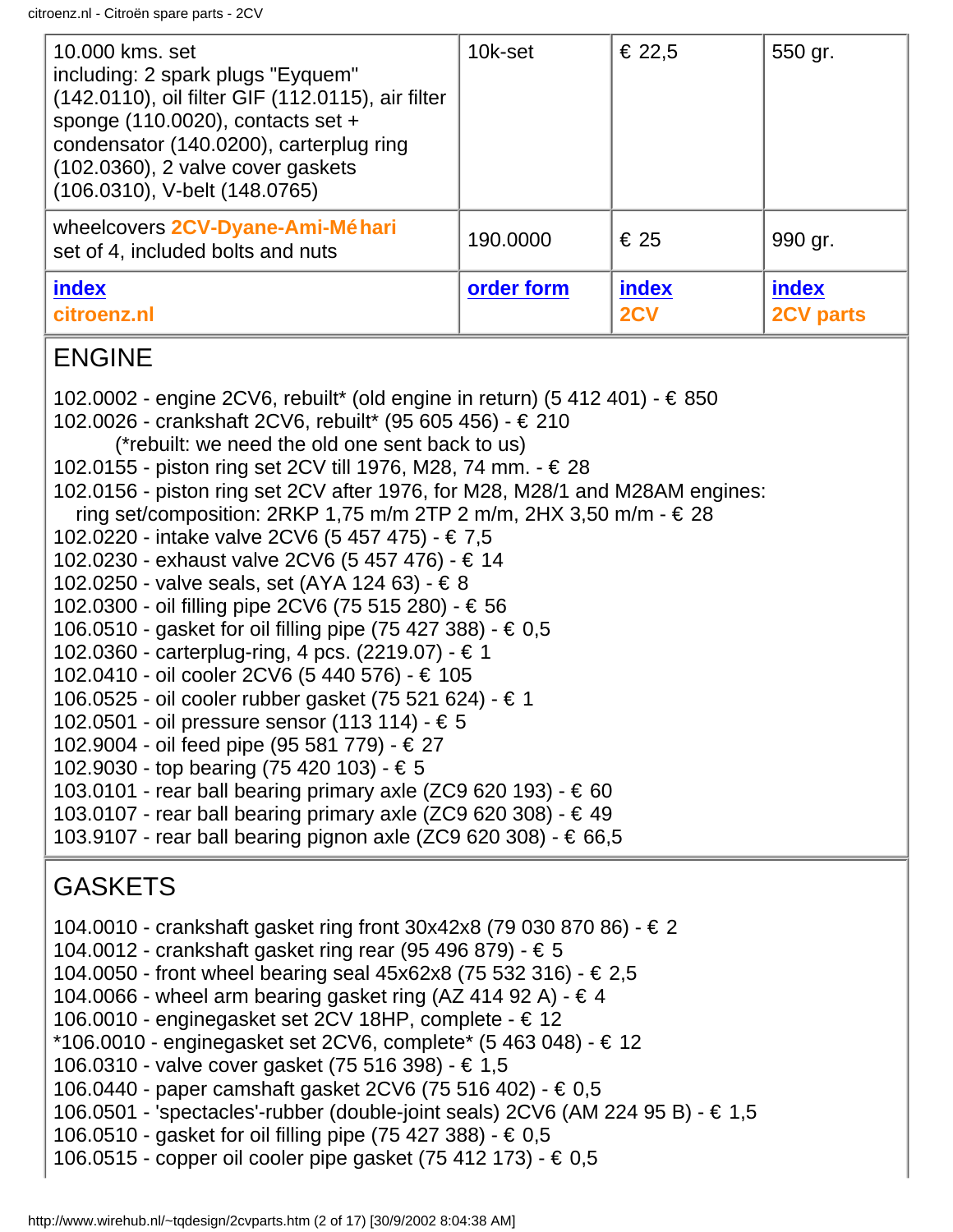| 10.000 kms. set including: 2 spark plugs "Eyquem" (142.0110), oil filter GIF (112.0115), air filter sponge (110.0020), contacts set + condensator (140.0200), carterplug ring (102.0360), 2 valve cover gaskets (106.0310), V-belt (148.0765) | 10k-set | € 22,5 | 550 gr. |
|---|---|---|---|
| wheelcovers **2CV-Dyane-Ami-Méhari** set of 4, included bolts and nuts | 190.0000 | € 25 | 990 gr. |
| **index** **citroenz.nl** | **order form** | **index** **2CV** | **index** **2CV parts** |

## ENGINE

102.0002 - engine 2CV6, rebuilt* (old engine in return) (5 412 401) - € 850
102.0026 - crankshaft 2CV6, rebuilt* (95 605 456) - € 210
(*rebuilt: we need the old one sent back to us)
102.0155 - piston ring set 2CV till 1976, M28, 74 mm. - € 28
102.0156 - piston ring set 2CV after 1976, for M28, M28/1 and M28AM engines:
ring set/composition: 2RKP 1,75 m/m 2TP 2 m/m, 2HX 3,50 m/m - € 28
102.0220 - intake valve 2CV6 (5 457 475) - € 7,5
102.0230 - exhaust valve 2CV6 (5 457 476) - € 14
102.0250 - valve seals, set (AYA 124 63) - € 8
102.0300 - oil filling pipe 2CV6 (75 515 280) - € 56
106.0510 - gasket for oil filling pipe (75 427 388) - € 0,5
102.0360 - carterplug-ring, 4 pcs. (2219.07) - € 1
102.0410 - oil cooler 2CV6 (5 440 576) - € 105
106.0525 - oil cooler rubber gasket (75 521 624) - € 1
102.0501 - oil pressure sensor (113 114) - € 5
102.9004 - oil feed pipe (95 581 779) - € 27
102.9030 - top bearing (75 420 103) - € 5
103.0101 - rear ball bearing primary axle (ZC9 620 193) - € 60
103.0107 - rear ball bearing primary axle (ZC9 620 308) - € 49
103.9107 - rear ball bearing pignon axle (ZC9 620 308) - € 66,5

## GASKETS

104.0010 - crankshaft gasket ring front 30x42x8 (79 030 870 86) - € 2
104.0012 - crankshaft gasket ring rear (95 496 879) - € 5
104.0050 - front wheel bearing seal 45x62x8 (75 532 316) - € 2,5
104.0066 - wheel arm bearing gasket ring (AZ 414 92 A) - € 4
106.0010 - enginegasket set 2CV 18HP, complete - € 12
*106.0010 - enginegasket set 2CV6, complete* (5 463 048) - € 12
106.0310 - valve cover gasket (75 516 398) - € 1,5
106.0440 - paper camshaft gasket 2CV6 (75 516 402) - € 0,5
106.0501 - 'spectacles'-rubber (double-joint seals) 2CV6 (AM 224 95 B) - € 1,5
106.0510 - gasket for oil filling pipe (75 427 388) - € 0,5
106.0515 - copper oil cooler pipe gasket (75 412 173) - € 0,5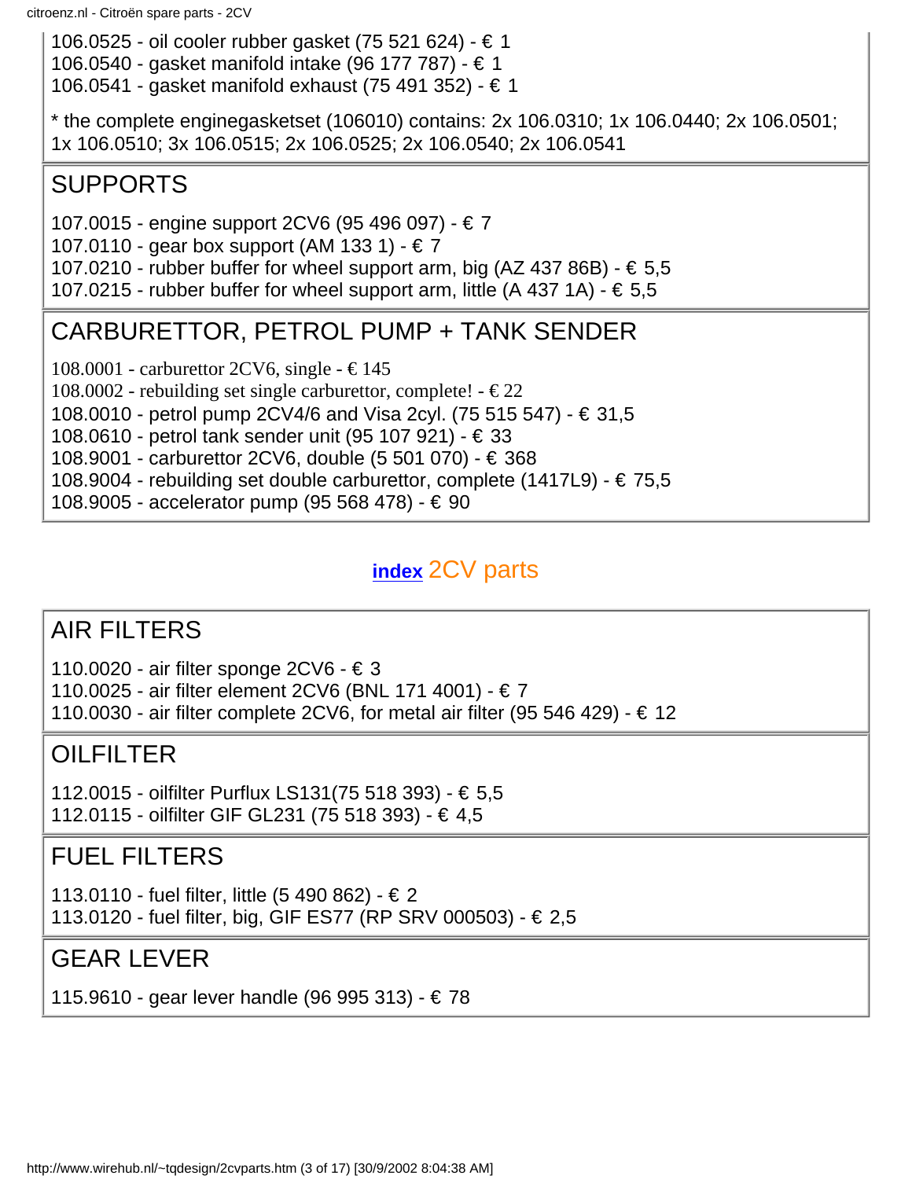106.0525 - oil cooler rubber gasket (75 521 624) - € 1
106.0540 - gasket manifold intake (96 177 787) - € 1
106.0541 - gasket manifold exhaust (75 491 352) - € 1

* the complete enginegasketset (106010) contains: 2x 106.0310; 1x 106.0440; 2x 106.0501; 1x 106.0510; 3x 106.0515; 2x 106.0525; 2x 106.0540; 2x 106.0541

## SUPPORTS

107.0015 - engine support 2CV6 (95 496 097) - € 7
107.0110 - gear box support (AM 133 1) - € 7
107.0210 - rubber buffer for wheel support arm, big (AZ 437 86B) - € 5,5
107.0215 - rubber buffer for wheel support arm, little (A 437 1A) - € 5,5

## CARBURETTOR, PETROL PUMP + TANK SENDER

108.0001 - carburettor 2CV6, single - € 145
108.0002 - rebuilding set single carburettor, complete! - € 22
108.0010 - petrol pump 2CV4/6 and Visa 2cyl. (75 515 547) - € 31,5
108.0610 - petrol tank sender unit (95 107 921) - € 33
108.9001 - carburettor 2CV6, double (5 501 070) - € 368
108.9004 - rebuilding set double carburettor, complete (1417L9) - € 75,5
108.9005 - accelerator pump (95 568 478) - € 90

### **index** 2CV parts

## AIR FILTERS

110.0020 - air filter sponge 2CV6 - € 3
110.0025 - air filter element 2CV6 (BNL 171 4001) - € 7
110.0030 - air filter complete 2CV6, for metal air filter (95 546 429) - € 12

## OILFILTER

112.0015 - oilfilter Purflux LS131(75 518 393) - € 5,5
112.0115 - oilfilter GIF GL231 (75 518 393) - € 4,5

## FUEL FILTERS

113.0110 - fuel filter, little (5 490 862) - € 2
113.0120 - fuel filter, big, GIF ES77 (RP SRV 000503) - € 2,5

## GEAR LEVER

115.9610 - gear lever handle (96 995 313) - € 78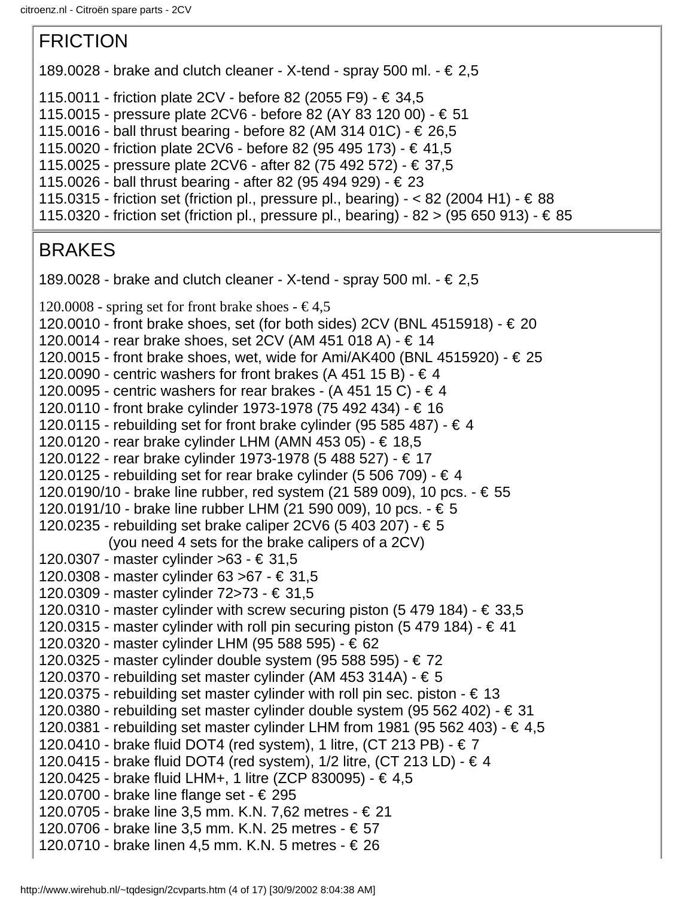## FRICTION

189.0028 - brake and clutch cleaner - X-tend - spray 500 ml. - € 2,5

115.0011 - friction plate 2CV - before 82 (2055 F9) - € 34,5
115.0015 - pressure plate 2CV6 - before 82 (AY 83 120 00) - € 51
115.0016 - ball thrust bearing - before 82 (AM 314 01C) - € 26,5
115.0020 - friction plate 2CV6 - before 82 (95 495 173) - € 41,5
115.0025 - pressure plate 2CV6 - after 82 (75 492 572) - € 37,5
115.0026 - ball thrust bearing - after 82 (95 494 929) - € 23
115.0315 - friction set (friction pl., pressure pl., bearing) - < 82 (2004 H1) - € 88
115.0320 - friction set (friction pl., pressure pl., bearing) - 82 > (95 650 913) - € 85

## BRAKES

189.0028 - brake and clutch cleaner - X-tend - spray 500 ml. - € 2,5

120.0008 - spring set for front brake shoes - € 4,5
120.0010 - front brake shoes, set (for both sides) 2CV (BNL 4515918) - € 20
120.0014 - rear brake shoes, set 2CV (AM 451 018 A) - € 14
120.0015 - front brake shoes, wet, wide for Ami/AK400 (BNL 4515920) - € 25
120.0090 - centric washers for front brakes (A 451 15 B) - € 4
120.0095 - centric washers for rear brakes - (A 451 15 C) - € 4
120.0110 - front brake cylinder 1973-1978 (75 492 434) - € 16
120.0115 - rebuilding set for front brake cylinder (95 585 487) - € 4
120.0120 - rear brake cylinder LHM (AMN 453 05) - € 18,5
120.0122 - rear brake cylinder 1973-1978 (5 488 527) - € 17
120.0125 - rebuilding set for rear brake cylinder (5 506 709) - € 4
120.0190/10 - brake line rubber, red system (21 589 009), 10 pcs. - € 55
120.0191/10 - brake line rubber LHM (21 590 009), 10 pcs. - € 5
120.0235 - rebuilding set brake caliper 2CV6 (5 403 207) - € 5
(you need 4 sets for the brake calipers of a 2CV)
120.0307 - master cylinder >63 - € 31,5
120.0308 - master cylinder 63 >67 - € 31,5
120.0309 - master cylinder 72>73 - € 31,5
120.0310 - master cylinder with screw securing piston (5 479 184) - € 33,5
120.0315 - master cylinder with roll pin securing piston (5 479 184) - € 41
120.0320 - master cylinder LHM (95 588 595) - € 62
120.0325 - master cylinder double system (95 588 595) - € 72
120.0370 - rebuilding set master cylinder (AM 453 314A) - € 5
120.0375 - rebuilding set master cylinder with roll pin sec. piston - € 13
120.0380 - rebuilding set master cylinder double system (95 562 402) - € 31
120.0381 - rebuilding set master cylinder LHM from 1981 (95 562 403) - € 4,5
120.0410 - brake fluid DOT4 (red system), 1 litre, (CT 213 PB) - € 7
120.0415 - brake fluid DOT4 (red system), 1/2 litre, (CT 213 LD) - € 4
120.0425 - brake fluid LHM+, 1 litre (ZCP 830095) - € 4,5
120.0700 - brake line flange set - € 295
120.0705 - brake line 3,5 mm. K.N. 7,62 metres - € 21
120.0706 - brake line 3,5 mm. K.N. 25 metres - € 57
120.0710 - brake linen 4,5 mm. K.N. 5 metres - € 26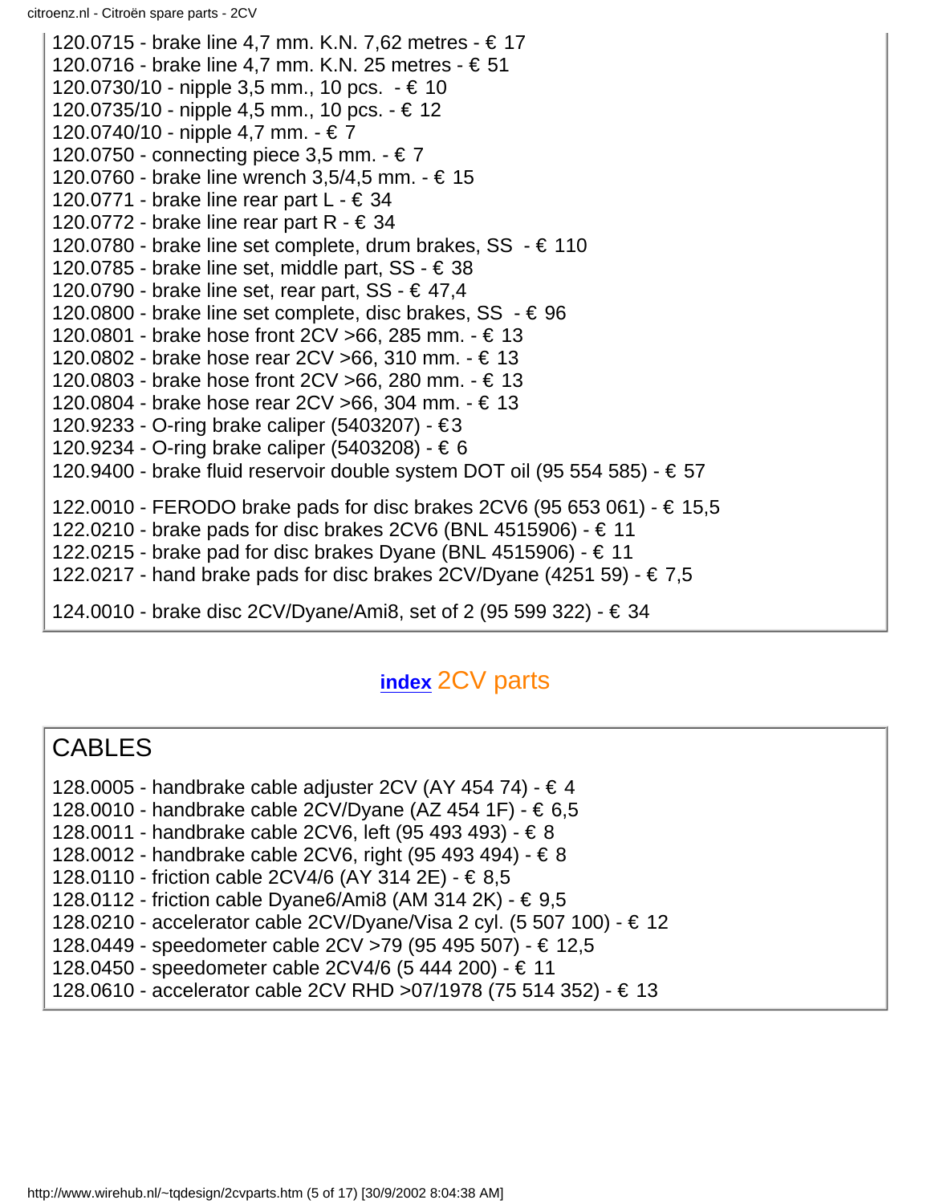120.0715 - brake line 4,7 mm. K.N. 7,62 metres - € 17
120.0716 - brake line 4,7 mm. K.N. 25 metres - € 51
120.0730/10 - nipple 3,5 mm., 10 pcs. - € 10
120.0735/10 - nipple 4,5 mm., 10 pcs. - € 12
120.0740/10 - nipple 4,7 mm. - € 7
120.0750 - connecting piece 3,5 mm. - € 7
120.0760 - brake line wrench 3,5/4,5 mm. - € 15
120.0771 - brake line rear part L - € 34
120.0772 - brake line rear part R - € 34
120.0780 - brake line set complete, drum brakes, SS - € 110
120.0785 - brake line set, middle part, SS - € 38
120.0790 - brake line set, rear part, SS - € 47,4
120.0800 - brake line set complete, disc brakes, SS - € 96
120.0801 - brake hose front 2CV >66, 285 mm. - € 13
120.0802 - brake hose rear 2CV >66, 310 mm. - € 13
120.0803 - brake hose front 2CV >66, 280 mm. - € 13
120.0804 - brake hose rear 2CV >66, 304 mm. - € 13
120.9233 - O-ring brake caliper (5403207) - €3
120.9234 - O-ring brake caliper (5403208) - € 6
120.9400 - brake fluid reservoir double system DOT oil (95 554 585) - € 57

122.0010 - FERODO brake pads for disc brakes 2CV6 (95 653 061) - € 15,5
122.0210 - brake pads for disc brakes 2CV6 (BNL 4515906) - € 11
122.0215 - brake pad for disc brakes Dyane (BNL 4515906) - € 11
122.0217 - hand brake pads for disc brakes 2CV/Dyane (4251 59) - € 7,5

124.0010 - brake disc 2CV/Dyane/Ami8, set of 2 (95 599 322) - € 34

**index** 2CV parts

## CABLES

128.0005 - handbrake cable adjuster 2CV (AY 454 74) - € 4
128.0010 - handbrake cable 2CV/Dyane (AZ 454 1F) - € 6,5
128.0011 - handbrake cable 2CV6, left (95 493 493) - € 8
128.0012 - handbrake cable 2CV6, right (95 493 494) - € 8
128.0110 - friction cable 2CV4/6 (AY 314 2E) - € 8,5
128.0112 - friction cable Dyane6/Ami8 (AM 314 2K) - € 9,5
128.0210 - accelerator cable 2CV/Dyane/Visa 2 cyl. (5 507 100) - € 12
128.0449 - speedometer cable 2CV >79 (95 495 507) - € 12,5
128.0450 - speedometer cable 2CV4/6 (5 444 200) - € 11
128.0610 - accelerator cable 2CV RHD >07/1978 (75 514 352) - € 13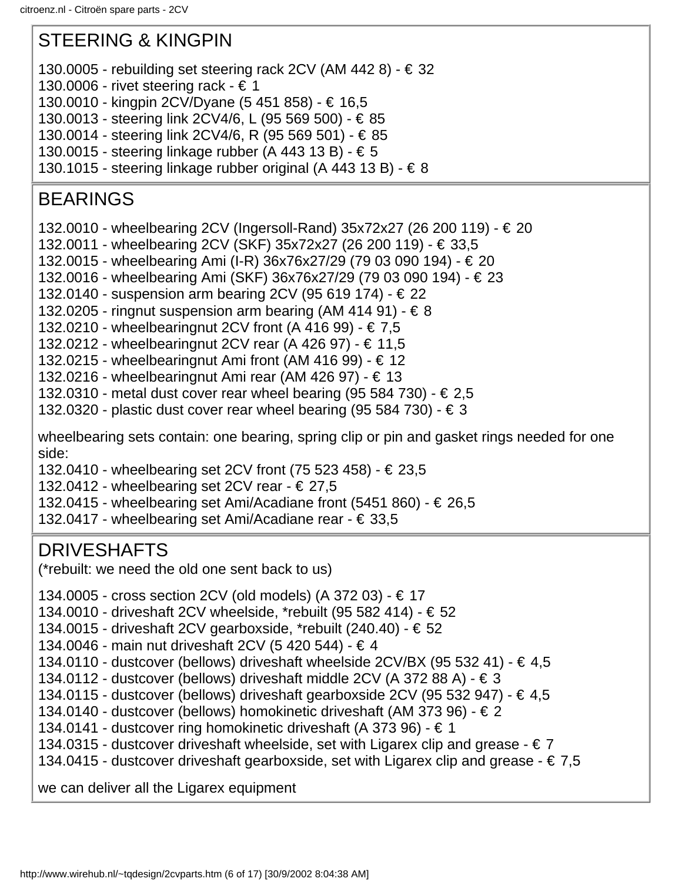## STEERING & KINGPIN

130.0005 - rebuilding set steering rack 2CV (AM 442 8) - € 32
130.0006 - rivet steering rack - € 1
130.0010 - kingpin 2CV/Dyane (5 451 858) - € 16,5
130.0013 - steering link 2CV4/6, L (95 569 500) - € 85
130.0014 - steering link 2CV4/6, R (95 569 501) - € 85
130.0015 - steering linkage rubber (A 443 13 B) - € 5
130.1015 - steering linkage rubber original (A 443 13 B) - € 8

## BEARINGS

132.0010 - wheelbearing 2CV (Ingersoll-Rand) 35x72x27 (26 200 119) - € 20
132.0011 - wheelbearing 2CV (SKF) 35x72x27 (26 200 119) - € 33,5
132.0015 - wheelbearing Ami (I-R) 36x76x27/29 (79 03 090 194) - € 20
132.0016 - wheelbearing Ami (SKF) 36x76x27/29 (79 03 090 194) - € 23
132.0140 - suspension arm bearing 2CV (95 619 174) - € 22
132.0205 - ringnut suspension arm bearing (AM 414 91) - € 8
132.0210 - wheelbearingnut 2CV front (A 416 99) - € 7,5
132.0212 - wheelbearingnut 2CV rear (A 426 97) - € 11,5
132.0215 - wheelbearingnut Ami front (AM 416 99) - € 12
132.0216 - wheelbearingnut Ami rear (AM 426 97) - € 13
132.0310 - metal dust cover rear wheel bearing (95 584 730) - € 2,5
132.0320 - plastic dust cover rear wheel bearing (95 584 730) - € 3

wheelbearing sets contain: one bearing, spring clip or pin and gasket rings needed for one side:
132.0410 - wheelbearing set 2CV front (75 523 458) - € 23,5
132.0412 - wheelbearing set 2CV rear - € 27,5
132.0415 - wheelbearing set Ami/Acadiane front (5451 860) - € 26,5
132.0417 - wheelbearing set Ami/Acadiane rear - € 33,5

## DRIVESHAFTS

(*rebuilt: we need the old one sent back to us)

134.0005 - cross section 2CV (old models) (A 372 03) - € 17
134.0010 - driveshaft 2CV wheelside, *rebuilt (95 582 414) - € 52
134.0015 - driveshaft 2CV gearboxside, *rebuilt (240.40) - € 52
134.0046 - main nut driveshaft 2CV (5 420 544) - € 4
134.0110 - dustcover (bellows) driveshaft wheelside 2CV/BX (95 532 41) - € 4,5
134.0112 - dustcover (bellows) driveshaft middle 2CV (A 372 88 A) - € 3
134.0115 - dustcover (bellows) driveshaft gearboxside 2CV (95 532 947) - € 4,5
134.0140 - dustcover (bellows) homokinetic driveshaft (AM 373 96) - € 2
134.0141 - dustcover ring homokinetic driveshaft (A 373 96) - € 1
134.0315 - dustcover driveshaft wheelside, set with Ligarex clip and grease - € 7
134.0415 - dustcover driveshaft gearboxside, set with Ligarex clip and grease - € 7,5

we can deliver all the Ligarex equipment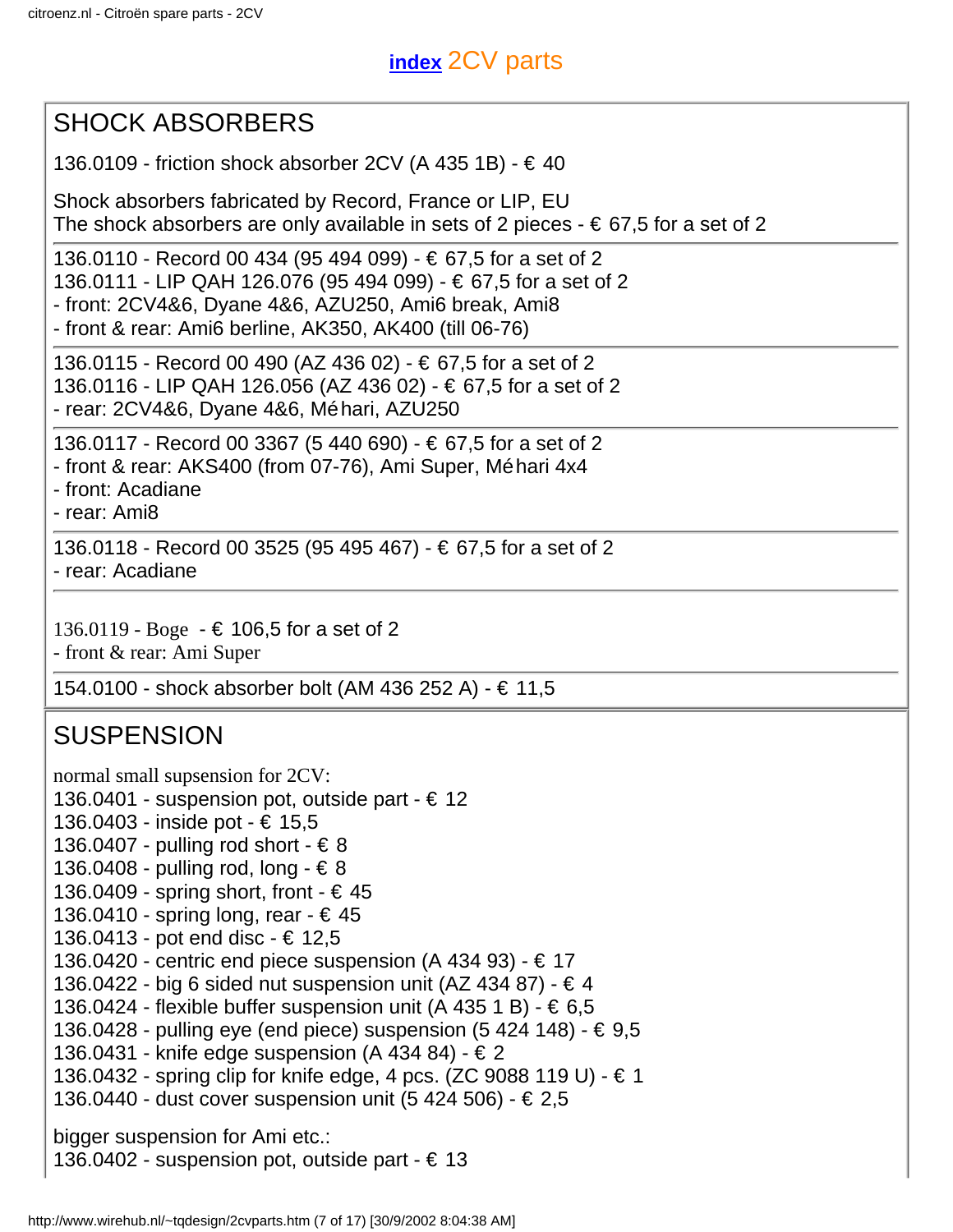**index** 2CV parts

## SHOCK ABSORBERS

136.0109 - friction shock absorber 2CV (A 435 1B) - € 40

Shock absorbers fabricated by Record, France or LIP, EU
The shock absorbers are only available in sets of 2 pieces - € 67,5 for a set of 2

---

136.0110 - Record 00 434 (95 494 099) - € 67,5 for a set of 2
136.0111 - LIP QAH 126.076 (95 494 099) - € 67,5 for a set of 2
- front: 2CV4&6, Dyane 4&6, AZU250, Ami6 break, Ami8
- front & rear: Ami6 berline, AK350, AK400 (till 06-76)

---

136.0115 - Record 00 490 (AZ 436 02) - € 67,5 for a set of 2
136.0116 - LIP QAH 126.056 (AZ 436 02) - € 67,5 for a set of 2
- rear: 2CV4&6, Dyane 4&6, Méhari, AZU250

---

136.0117 - Record 00 3367 (5 440 690) - € 67,5 for a set of 2
- front & rear: AKS400 (from 07-76), Ami Super, Méhari 4x4
- front: Acadiane
- rear: Ami8

---

136.0118 - Record 00 3525 (95 495 467) - € 67,5 for a set of 2
- rear: Acadiane

---

136.0119 - Boge - € 106,5 for a set of 2
- front & rear: Ami Super

---

154.0100 - shock absorber bolt (AM 436 252 A) - € 11,5

## SUSPENSION

normal small supsension for 2CV:
136.0401 - suspension pot, outside part - € 12
136.0403 - inside pot - € 15,5
136.0407 - pulling rod short - € 8
136.0408 - pulling rod, long - € 8
136.0409 - spring short, front - € 45
136.0410 - spring long, rear - € 45
136.0413 - pot end disc - € 12,5
136.0420 - centric end piece suspension (A 434 93) - € 17
136.0422 - big 6 sided nut suspension unit (AZ 434 87) - € 4
136.0424 - flexible buffer suspension unit (A 435 1 B) - € 6,5
136.0428 - pulling eye (end piece) suspension (5 424 148) - € 9,5
136.0431 - knife edge suspension (A 434 84) - € 2
136.0432 - spring clip for knife edge, 4 pcs. (ZC 9088 119 U) - € 1
136.0440 - dust cover suspension unit (5 424 506) - € 2,5

bigger suspension for Ami etc.:
136.0402 - suspension pot, outside part - € 13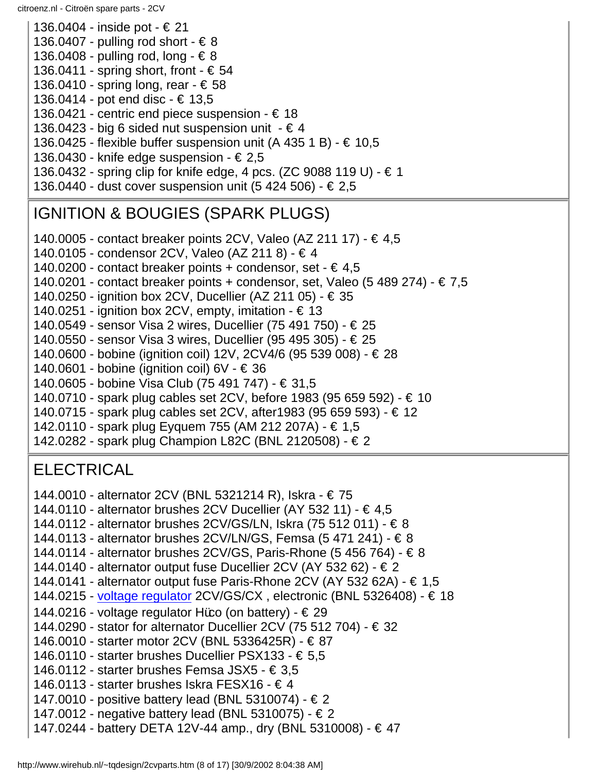136.0404 - inside pot - € 21
136.0407 - pulling rod short - € 8
136.0408 - pulling rod, long - € 8
136.0411 - spring short, front - € 54
136.0410 - spring long, rear - € 58
136.0414 - pot end disc - € 13,5
136.0421 - centric end piece suspension - € 18
136.0423 - big 6 sided nut suspension unit - € 4
136.0425 - flexible buffer suspension unit (A 435 1 B) - € 10,5
136.0430 - knife edge suspension - € 2,5
136.0432 - spring clip for knife edge, 4 pcs. (ZC 9088 119 U) - € 1
136.0440 - dust cover suspension unit (5 424 506) - € 2,5

## IGNITION & BOUGIES (SPARK PLUGS)

140.0005 - contact breaker points 2CV, Valeo (AZ 211 17) - € 4,5
140.0105 - condensor 2CV, Valeo (AZ 211 8) - € 4
140.0200 - contact breaker points + condensor, set - € 4,5
140.0201 - contact breaker points + condensor, set, Valeo (5 489 274) - € 7,5
140.0250 - ignition box 2CV, Ducellier (AZ 211 05) - € 35
140.0251 - ignition box 2CV, empty, imitation - € 13
140.0549 - sensor Visa 2 wires, Ducellier (75 491 750) - € 25
140.0550 - sensor Visa 3 wires, Ducellier (95 495 305) - € 25
140.0600 - bobine (ignition coil) 12V, 2CV4/6 (95 539 008) - € 28
140.0601 - bobine (ignition coil) 6V - € 36
140.0605 - bobine Visa Club (75 491 747) - € 31,5
140.0710 - spark plug cables set 2CV, before 1983 (95 659 592) - € 10
140.0715 - spark plug cables set 2CV, after1983 (95 659 593) - € 12
142.0110 - spark plug Eyquem 755 (AM 212 207A) - € 1,5
142.0282 - spark plug Champion L82C (BNL 2120508) - € 2

## ELECTRICAL

144.0010 - alternator 2CV (BNL 5321214 R), Iskra - € 75
144.0110 - alternator brushes 2CV Ducellier (AY 532 11) - € 4,5
144.0112 - alternator brushes 2CV/GS/LN, Iskra (75 512 011) - € 8
144.0113 - alternator brushes 2CV/LN/GS, Femsa (5 471 241) - € 8
144.0114 - alternator brushes 2CV/GS, Paris-Rhone (5 456 764) - € 8
144.0140 - alternator output fuse Ducellier 2CV (AY 532 62) - € 2
144.0141 - alternator output fuse Paris-Rhone 2CV (AY 532 62A) - € 1,5
144.0215 - voltage regulator 2CV/GS/CX , electronic (BNL 5326408) - € 18
144.0216 - voltage regulator Hüco (on battery) - € 29
144.0290 - stator for alternator Ducellier 2CV (75 512 704) - € 32
146.0010 - starter motor 2CV (BNL 5336425R) - € 87
146.0110 - starter brushes Ducellier PSX133 - € 5,5
146.0112 - starter brushes Femsa JSX5 - € 3,5
146.0113 - starter brushes Iskra FESX16 - € 4
147.0010 - positive battery lead (BNL 5310074) - € 2
147.0012 - negative battery lead (BNL 5310075) - € 2
147.0244 - battery DETA 12V-44 amp., dry (BNL 5310008) - € 47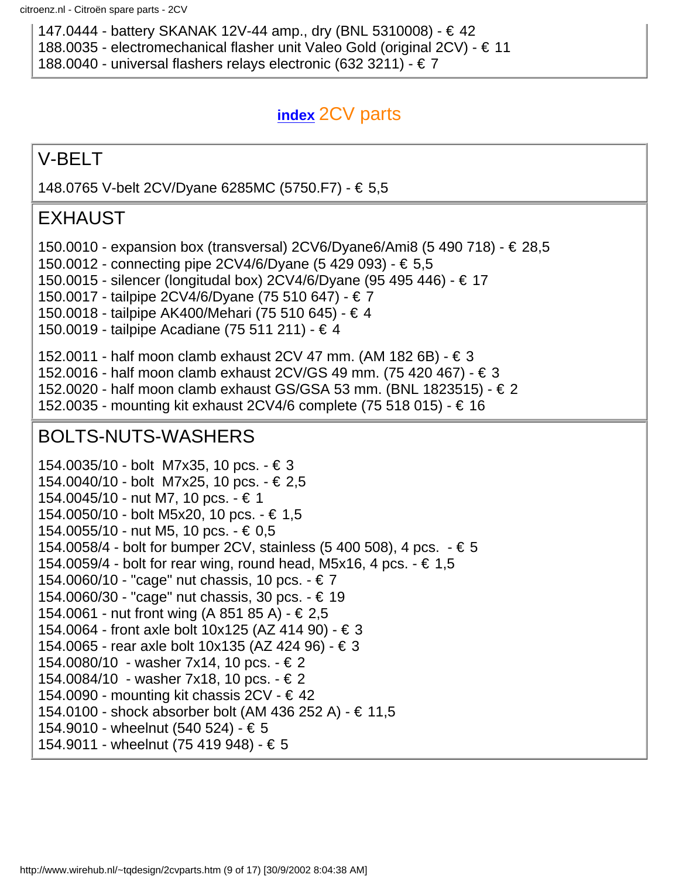147.0444 - battery SKANAK 12V-44 amp., dry (BNL 5310008) - € 42
188.0035 - electromechanical flasher unit Valeo Gold (original 2CV) - € 11
188.0040 - universal flashers relays electronic (632 3211) - € 7

**index** 2CV parts

## V-BELT

148.0765 V-belt 2CV/Dyane 6285MC (5750.F7) - € 5,5

## EXHAUST

150.0010 - expansion box (transversal) 2CV6/Dyane6/Ami8 (5 490 718) - € 28,5
150.0012 - connecting pipe 2CV4/6/Dyane (5 429 093) - € 5,5
150.0015 - silencer (longitudal box) 2CV4/6/Dyane (95 495 446) - € 17
150.0017 - tailpipe 2CV4/6/Dyane (75 510 647) - € 7
150.0018 - tailpipe AK400/Mehari (75 510 645) - € 4
150.0019 - tailpipe Acadiane (75 511 211) - € 4

152.0011 - half moon clamb exhaust 2CV 47 mm. (AM 182 6B) - € 3
152.0016 - half moon clamb exhaust 2CV/GS 49 mm. (75 420 467) - € 3
152.0020 - half moon clamb exhaust GS/GSA 53 mm. (BNL 1823515) - € 2
152.0035 - mounting kit exhaust 2CV4/6 complete (75 518 015) - € 16

## BOLTS-NUTS-WASHERS

154.0035/10 - bolt M7x35, 10 pcs. - € 3
154.0040/10 - bolt M7x25, 10 pcs. - € 2,5
154.0045/10 - nut M7, 10 pcs. - € 1
154.0050/10 - bolt M5x20, 10 pcs. - € 1,5
154.0055/10 - nut M5, 10 pcs. - € 0,5
154.0058/4 - bolt for bumper 2CV, stainless (5 400 508), 4 pcs. - € 5
154.0059/4 - bolt for rear wing, round head, M5x16, 4 pcs. - € 1,5
154.0060/10 - "cage" nut chassis, 10 pcs. - € 7
154.0060/30 - "cage" nut chassis, 30 pcs. - € 19
154.0061 - nut front wing (A 851 85 A) - € 2,5
154.0064 - front axle bolt 10x125 (AZ 414 90) - € 3
154.0065 - rear axle bolt 10x135 (AZ 424 96) - € 3
154.0080/10 - washer 7x14, 10 pcs. - € 2
154.0084/10 - washer 7x18, 10 pcs. - € 2
154.0090 - mounting kit chassis 2CV - € 42
154.0100 - shock absorber bolt (AM 436 252 A) - € 11,5
154.9010 - wheelnut (540 524) - € 5
154.9011 - wheelnut (75 419 948) - € 5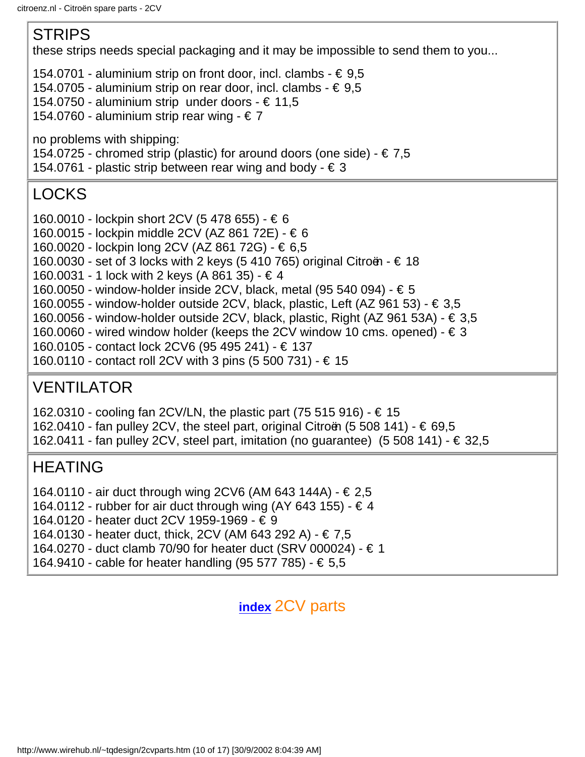## STRIPS

these strips needs special packaging and it may be impossible to send them to you...

154.0701 - aluminium strip on front door, incl. clambs - € 9,5
154.0705 - aluminium strip on rear door, incl. clambs - € 9,5
154.0750 - aluminium strip under doors - € 11,5
154.0760 - aluminium strip rear wing - € 7

no problems with shipping:
154.0725 - chromed strip (plastic) for around doors (one side) - € 7,5
154.0761 - plastic strip between rear wing and body - € 3

## LOCKS

160.0010 - lockpin short 2CV (5 478 655) - € 6
160.0015 - lockpin middle 2CV (AZ 861 72E) - € 6
160.0020 - lockpin long 2CV (AZ 861 72G) - € 6,5
160.0030 - set of 3 locks with 2 keys (5 410 765) original Citroën - € 18
160.0031 - 1 lock with 2 keys (A 861 35) - € 4
160.0050 - window-holder inside 2CV, black, metal (95 540 094) - € 5
160.0055 - window-holder outside 2CV, black, plastic, Left (AZ 961 53) - € 3,5
160.0056 - window-holder outside 2CV, black, plastic, Right (AZ 961 53A) - € 3,5
160.0060 - wired window holder (keeps the 2CV window 10 cms. opened) - € 3
160.0105 - contact lock 2CV6 (95 495 241) - € 137
160.0110 - contact roll 2CV with 3 pins (5 500 731) - € 15

## VENTILATOR

162.0310 - cooling fan 2CV/LN, the plastic part (75 515 916) - € 15
162.0410 - fan pulley 2CV, the steel part, original Citroën (5 508 141) - € 69,5
162.0411 - fan pulley 2CV, steel part, imitation (no guarantee) (5 508 141) - € 32,5

## HEATING

164.0110 - air duct through wing 2CV6 (AM 643 144A) - € 2,5
164.0112 - rubber for air duct through wing (AY 643 155) - € 4
164.0120 - heater duct 2CV 1959-1969 - € 9
164.0130 - heater duct, thick, 2CV (AM 643 292 A) - € 7,5
164.0270 - duct clamb 70/90 for heater duct (SRV 000024) - € 1
164.9410 - cable for heater handling (95 577 785) - € 5,5

**index** 2CV parts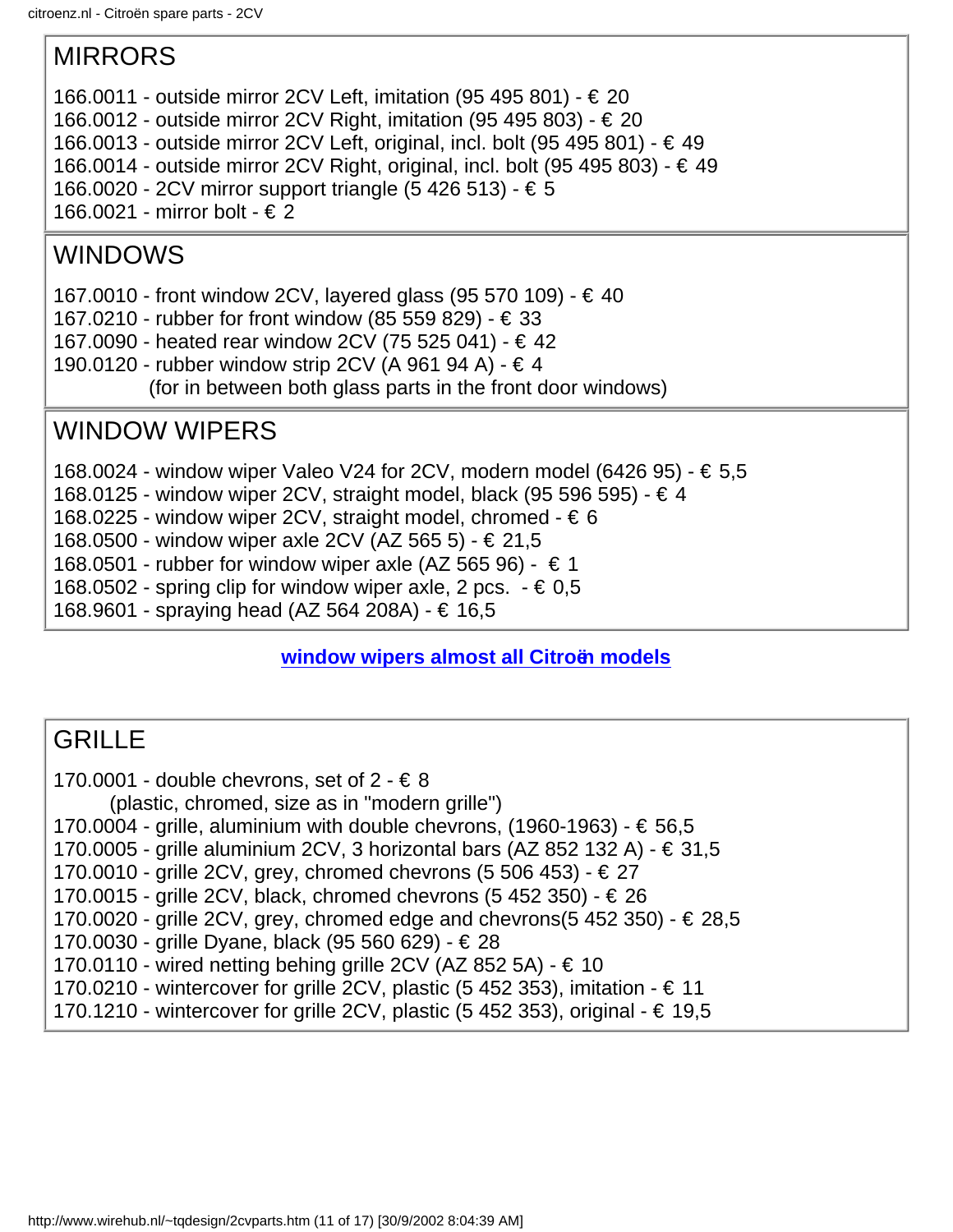## MIRRORS

166.0011 - outside mirror 2CV Left, imitation (95 495 801) - € 20
166.0012 - outside mirror 2CV Right, imitation (95 495 803) - € 20
166.0013 - outside mirror 2CV Left, original, incl. bolt (95 495 801) - € 49
166.0014 - outside mirror 2CV Right, original, incl. bolt (95 495 803) - € 49
166.0020 - 2CV mirror support triangle (5 426 513) - € 5
166.0021 - mirror bolt - € 2

## WINDOWS

167.0010 - front window 2CV, layered glass (95 570 109) - € 40
167.0210 - rubber for front window (85 559 829) - € 33
167.0090 - heated rear window 2CV (75 525 041) - € 42
190.0120 - rubber window strip 2CV (A 961 94 A) - € 4
(for in between both glass parts in the front door windows)

## WINDOW WIPERS

168.0024 - window wiper Valeo V24 for 2CV, modern model (6426 95) - € 5,5
168.0125 - window wiper 2CV, straight model, black (95 596 595) - € 4
168.0225 - window wiper 2CV, straight model, chromed - € 6
168.0500 - window wiper axle 2CV (AZ 565 5) - € 21,5
168.0501 - rubber for window wiper axle (AZ 565 96) - € 1
168.0502 - spring clip for window wiper axle, 2 pcs. - € 0,5
168.9601 - spraying head (AZ 564 208A) - € 16,5

**window wipers almost all Citroën models**

## GRILLE

170.0001 - double chevrons, set of 2 - € 8
(plastic, chromed, size as in "modern grille")
170.0004 - grille, aluminium with double chevrons, (1960-1963) - € 56,5
170.0005 - grille aluminium 2CV, 3 horizontal bars (AZ 852 132 A) - € 31,5
170.0010 - grille 2CV, grey, chromed chevrons (5 506 453) - € 27
170.0015 - grille 2CV, black, chromed chevrons (5 452 350) - € 26
170.0020 - grille 2CV, grey, chromed edge and chevrons(5 452 350) - € 28,5
170.0030 - grille Dyane, black (95 560 629) - € 28
170.0110 - wired netting behing grille 2CV (AZ 852 5A) - € 10
170.0210 - wintercover for grille 2CV, plastic (5 452 353), imitation - € 11
170.1210 - wintercover for grille 2CV, plastic (5 452 353), original - € 19,5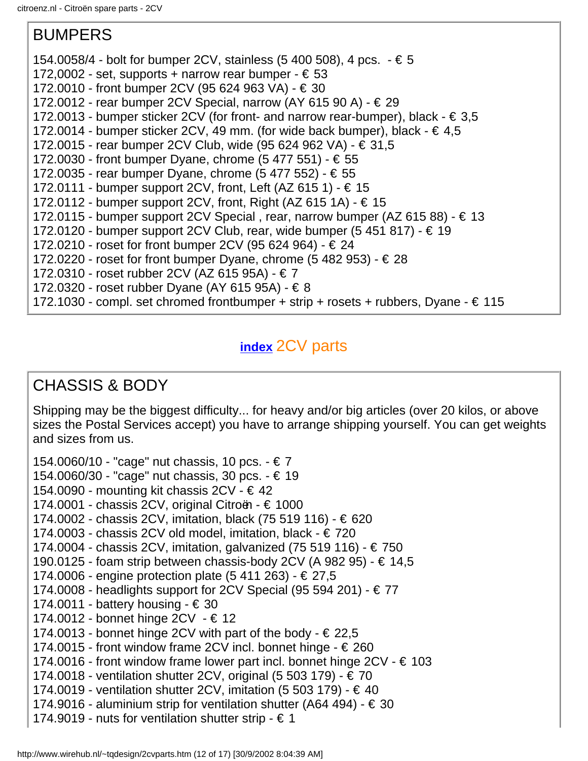## BUMPERS

154.0058/4 - bolt for bumper 2CV, stainless (5 400 508), 4 pcs. - € 5
172,0002 - set, supports + narrow rear bumper - € 53
172.0010 - front bumper 2CV (95 624 963 VA) - € 30
172.0012 - rear bumper 2CV Special, narrow (AY 615 90 A) - € 29
172.0013 - bumper sticker 2CV (for front- and narrow rear-bumper), black - € 3,5
172.0014 - bumper sticker 2CV, 49 mm. (for wide back bumper), black - € 4,5
172.0015 - rear bumper 2CV Club, wide (95 624 962 VA) - € 31,5
172.0030 - front bumper Dyane, chrome (5 477 551) - € 55
172.0035 - rear bumper Dyane, chrome (5 477 552) - € 55
172.0111 - bumper support 2CV, front, Left (AZ 615 1) - € 15
172.0112 - bumper support 2CV, front, Right (AZ 615 1A) - € 15
172.0115 - bumper support 2CV Special , rear, narrow bumper (AZ 615 88) - € 13
172.0120 - bumper support 2CV Club, rear, wide bumper (5 451 817) - € 19
172.0210 - roset for front bumper 2CV (95 624 964) - € 24
172.0220 - roset for front bumper Dyane, chrome (5 482 953) - € 28
172.0310 - roset rubber 2CV (AZ 615 95A) - € 7
172.0320 - roset rubber Dyane (AY 615 95A) - € 8
172.1030 - compl. set chromed frontbumper + strip + rosets + rubbers, Dyane - € 115

**index** 2CV parts

## CHASSIS & BODY

Shipping may be the biggest difficulty... for heavy and/or big articles (over 20 kilos, or above sizes the Postal Services accept) you have to arrange shipping yourself. You can get weights and sizes from us.

154.0060/10 - "cage" nut chassis, 10 pcs. - € 7
154.0060/30 - "cage" nut chassis, 30 pcs. - € 19
154.0090 - mounting kit chassis 2CV - € 42
174.0001 - chassis 2CV, original Citroën - € 1000
174.0002 - chassis 2CV, imitation, black (75 519 116) - € 620
174.0003 - chassis 2CV old model, imitation, black - € 720
174.0004 - chassis 2CV, imitation, galvanized (75 519 116) - € 750
190.0125 - foam strip between chassis-body 2CV (A 982 95) - € 14,5
174.0006 - engine protection plate (5 411 263) - € 27,5
174.0008 - headlights support for 2CV Special (95 594 201) - € 77
174.0011 - battery housing - € 30
174.0012 - bonnet hinge 2CV - € 12
174.0013 - bonnet hinge 2CV with part of the body - € 22,5
174.0015 - front window frame 2CV incl. bonnet hinge - € 260
174.0016 - front window frame lower part incl. bonnet hinge 2CV - € 103
174.0018 - ventilation shutter 2CV, original (5 503 179) - € 70
174.0019 - ventilation shutter 2CV, imitation (5 503 179) - € 40
174.9016 - aluminium strip for ventilation shutter (A64 494) - € 30
174.9019 - nuts for ventilation shutter strip - € 1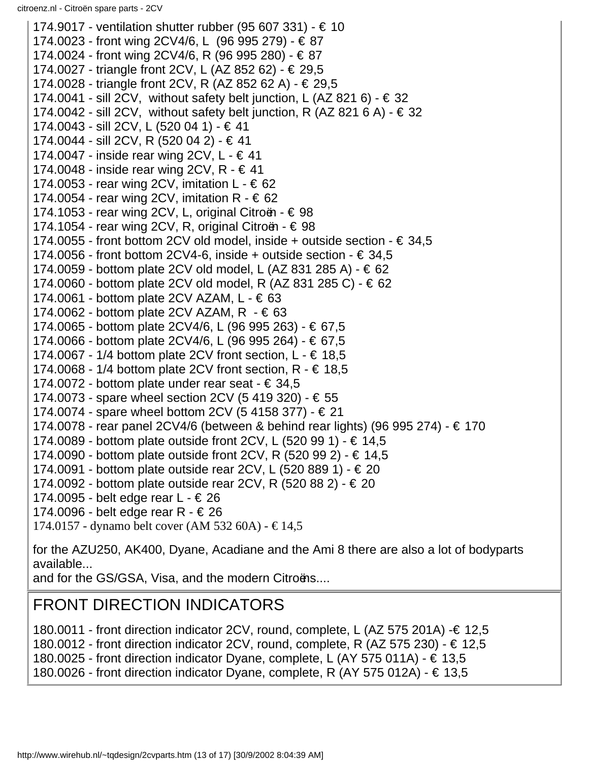174.9017 - ventilation shutter rubber (95 607 331) - € 10
174.0023 - front wing 2CV4/6, L (96 995 279) - € 87
174.0024 - front wing 2CV4/6, R (96 995 280) - € 87
174.0027 - triangle front 2CV, L (AZ 852 62) - € 29,5
174.0028 - triangle front 2CV, R (AZ 852 62 A) - € 29,5
174.0041 - sill 2CV, without safety belt junction, L (AZ 821 6) - € 32
174.0042 - sill 2CV, without safety belt junction, R (AZ 821 6 A) - € 32
174.0043 - sill 2CV, L (520 04 1) - € 41
174.0044 - sill 2CV, R (520 04 2) - € 41
174.0047 - inside rear wing 2CV, L - € 41
174.0048 - inside rear wing 2CV, R - € 41
174.0053 - rear wing 2CV, imitation L - € 62
174.0054 - rear wing 2CV, imitation R - € 62
174.1053 - rear wing 2CV, L, original Citroën - € 98
174.1054 - rear wing 2CV, R, original Citroën - € 98
174.0055 - front bottom 2CV old model, inside + outside section - € 34,5
174.0056 - front bottom 2CV4-6, inside + outside section - € 34,5
174.0059 - bottom plate 2CV old model, L (AZ 831 285 A) - € 62
174.0060 - bottom plate 2CV old model, R (AZ 831 285 C) - € 62
174.0061 - bottom plate 2CV AZAM, L - € 63
174.0062 - bottom plate 2CV AZAM, R - € 63
174.0065 - bottom plate 2CV4/6, L (96 995 263) - € 67,5
174.0066 - bottom plate 2CV4/6, L (96 995 264) - € 67,5
174.0067 - 1/4 bottom plate 2CV front section, L - € 18,5
174.0068 - 1/4 bottom plate 2CV front section, R - € 18,5
174.0072 - bottom plate under rear seat - € 34,5
174.0073 - spare wheel section 2CV (5 419 320) - € 55
174.0074 - spare wheel bottom 2CV (5 4158 377) - € 21
174.0078 - rear panel 2CV4/6 (between & behind rear lights) (96 995 274) - € 170
174.0089 - bottom plate outside front 2CV, L (520 99 1) - € 14,5
174.0090 - bottom plate outside front 2CV, R (520 99 2) - € 14,5
174.0091 - bottom plate outside rear 2CV, L (520 889 1) - € 20
174.0092 - bottom plate outside rear 2CV, R (520 88 2) - € 20
174.0095 - belt edge rear L - € 26
174.0096 - belt edge rear R - € 26
174.0157 - dynamo belt cover (AM 532 60A) - € 14,5

for the AZU250, AK400, Dyane, Acadiane and the Ami 8 there are also a lot of bodyparts available...
and for the GS/GSA, Visa, and the modern Citroëns....

## FRONT DIRECTION INDICATORS

180.0011 - front direction indicator 2CV, round, complete, L (AZ 575 201A) -€ 12,5
180.0012 - front direction indicator 2CV, round, complete, R (AZ 575 230) - € 12,5
180.0025 - front direction indicator Dyane, complete, L (AY 575 011A) - € 13,5
180.0026 - front direction indicator Dyane, complete, R (AY 575 012A) - € 13,5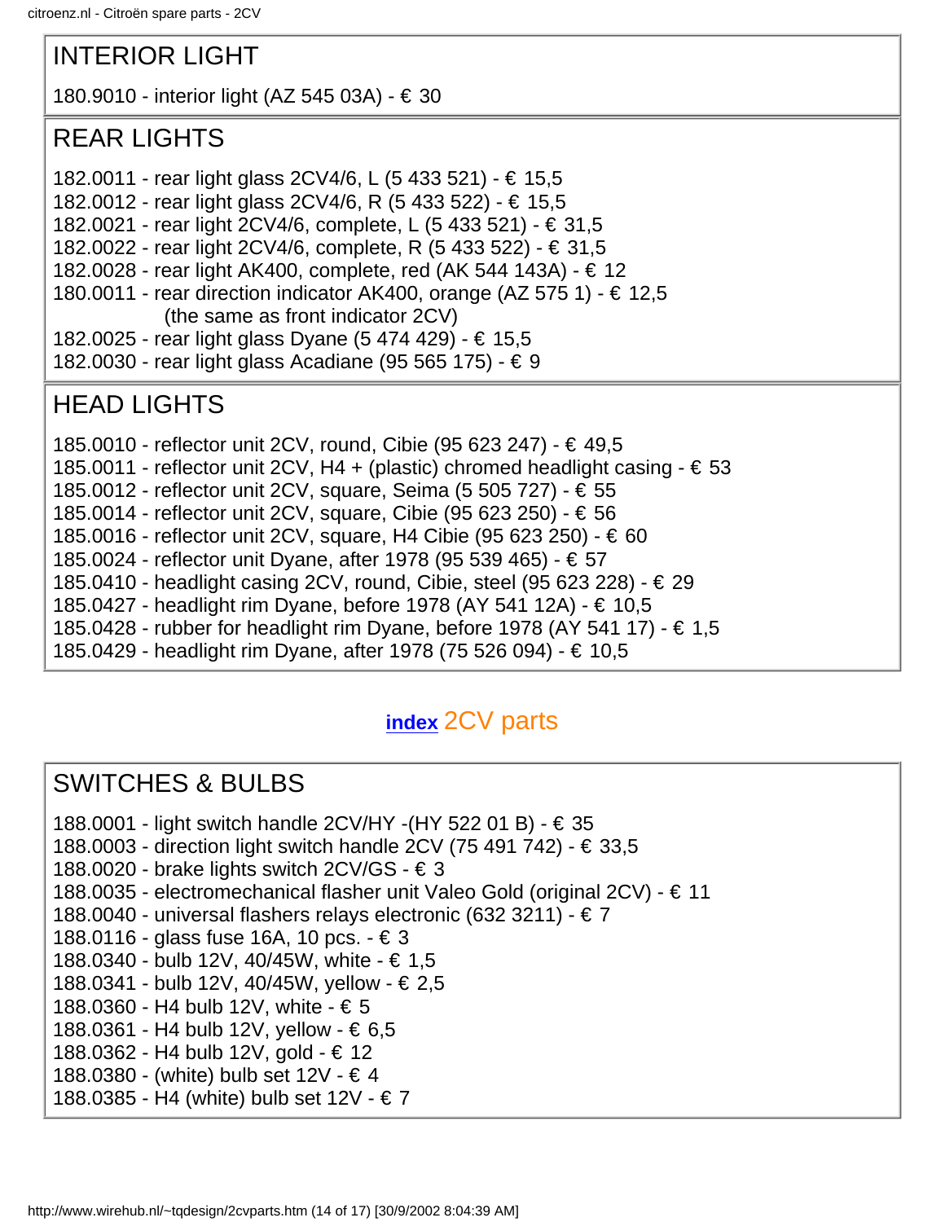## INTERIOR LIGHT

180.9010 - interior light (AZ 545 03A) - € 30

## REAR LIGHTS

182.0011 - rear light glass 2CV4/6, L (5 433 521) - € 15,5
182.0012 - rear light glass 2CV4/6, R (5 433 522) - € 15,5
182.0021 - rear light 2CV4/6, complete, L (5 433 521) - € 31,5
182.0022 - rear light 2CV4/6, complete, R (5 433 522) - € 31,5
182.0028 - rear light AK400, complete, red (AK 544 143A) - € 12
180.0011 - rear direction indicator AK400, orange (AZ 575 1) - € 12,5
(the same as front indicator 2CV)
182.0025 - rear light glass Dyane (5 474 429) - € 15,5
182.0030 - rear light glass Acadiane (95 565 175) - € 9

## HEAD LIGHTS

185.0010 - reflector unit 2CV, round, Cibie (95 623 247) - € 49,5
185.0011 - reflector unit 2CV, H4 + (plastic) chromed headlight casing - € 53
185.0012 - reflector unit 2CV, square, Seima (5 505 727) - € 55
185.0014 - reflector unit 2CV, square, Cibie (95 623 250) - € 56
185.0016 - reflector unit 2CV, square, H4 Cibie (95 623 250) - € 60
185.0024 - reflector unit Dyane, after 1978 (95 539 465) - € 57
185.0410 - headlight casing 2CV, round, Cibie, steel (95 623 228) - € 29
185.0427 - headlight rim Dyane, before 1978 (AY 541 12A) - € 10,5
185.0428 - rubber for headlight rim Dyane, before 1978 (AY 541 17) - € 1,5
185.0429 - headlight rim Dyane, after 1978 (75 526 094) - € 10,5

**index** 2CV parts

## SWITCHES & BULBS

188.0001 - light switch handle 2CV/HY -(HY 522 01 B) - € 35
188.0003 - direction light switch handle 2CV (75 491 742) - € 33,5
188.0020 - brake lights switch 2CV/GS - € 3
188.0035 - electromechanical flasher unit Valeo Gold (original 2CV) - € 11
188.0040 - universal flashers relays electronic (632 3211) - € 7
188.0116 - glass fuse 16A, 10 pcs. - € 3
188.0340 - bulb 12V, 40/45W, white - € 1,5
188.0341 - bulb 12V, 40/45W, yellow - € 2,5
188.0360 - H4 bulb 12V, white - € 5
188.0361 - H4 bulb 12V, yellow - € 6,5
188.0362 - H4 bulb 12V, gold - € 12
188.0380 - (white) bulb set 12V - € 4
188.0385 - H4 (white) bulb set 12V - € 7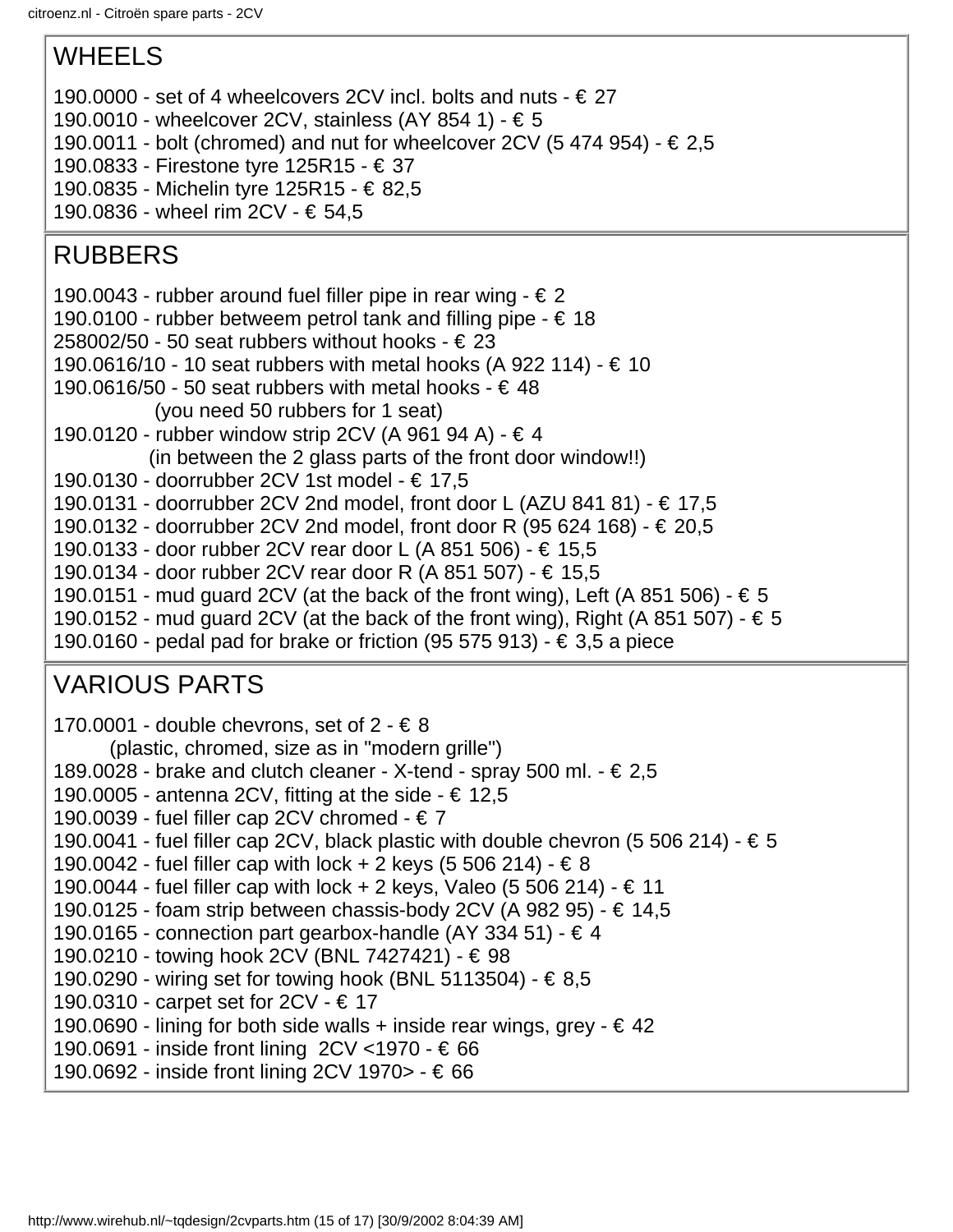## WHEELS

190.0000 - set of 4 wheelcovers 2CV incl. bolts and nuts - € 27
190.0010 - wheelcover 2CV, stainless (AY 854 1) - € 5
190.0011 - bolt (chromed) and nut for wheelcover 2CV (5 474 954) - € 2,5
190.0833 - Firestone tyre 125R15 - € 37
190.0835 - Michelin tyre 125R15 - € 82,5
190.0836 - wheel rim 2CV - € 54,5

## RUBBERS

190.0043 - rubber around fuel filler pipe in rear wing - € 2
190.0100 - rubber betweem petrol tank and filling pipe - € 18
258002/50 - 50 seat rubbers without hooks - € 23
190.0616/10 - 10 seat rubbers with metal hooks (A 922 114) - € 10
190.0616/50 - 50 seat rubbers with metal hooks - € 48
(you need 50 rubbers for 1 seat)
190.0120 - rubber window strip 2CV (A 961 94 A) - € 4
(in between the 2 glass parts of the front door window!!)
190.0130 - doorrubber 2CV 1st model - € 17,5
190.0131 - doorrubber 2CV 2nd model, front door L (AZU 841 81) - € 17,5
190.0132 - doorrubber 2CV 2nd model, front door R (95 624 168) - € 20,5
190.0133 - door rubber 2CV rear door L (A 851 506) - € 15,5
190.0134 - door rubber 2CV rear door R (A 851 507) - € 15,5
190.0151 - mud guard 2CV (at the back of the front wing), Left (A 851 506) - € 5
190.0152 - mud guard 2CV (at the back of the front wing), Right (A 851 507) - € 5
190.0160 - pedal pad for brake or friction (95 575 913) - € 3,5 a piece

## VARIOUS PARTS

170.0001 - double chevrons, set of 2 - € 8
(plastic, chromed, size as in "modern grille")
189.0028 - brake and clutch cleaner - X-tend - spray 500 ml. - € 2,5
190.0005 - antenna 2CV, fitting at the side - € 12,5
190.0039 - fuel filler cap 2CV chromed - € 7
190.0041 - fuel filler cap 2CV, black plastic with double chevron (5 506 214) - € 5
190.0042 - fuel filler cap with lock + 2 keys (5 506 214) - € 8
190.0044 - fuel filler cap with lock + 2 keys, Valeo (5 506 214) - € 11
190.0125 - foam strip between chassis-body 2CV (A 982 95) - € 14,5
190.0165 - connection part gearbox-handle (AY 334 51) - € 4
190.0210 - towing hook 2CV (BNL 7427421) - € 98
190.0290 - wiring set for towing hook (BNL 5113504) - € 8,5
190.0310 - carpet set for 2CV - € 17
190.0690 - lining for both side walls + inside rear wings, grey - € 42
190.0691 - inside front lining 2CV <1970 - € 66
190.0692 - inside front lining 2CV 1970> - € 66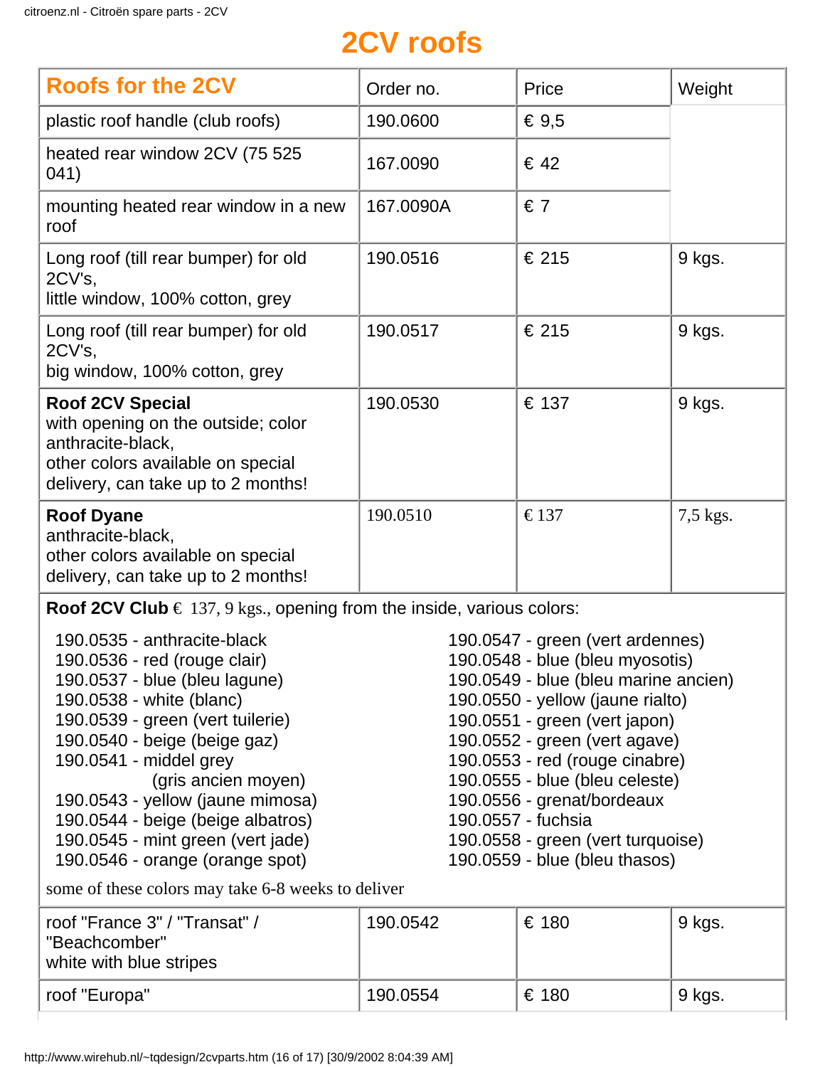# 2CV roofs

| Roofs for the 2CV | Order no. | Price | Weight |
|---|---|---|---|
| plastic roof handle (club roofs) | 190.0600 | € 9,5 | |
| heated rear window 2CV (75 525 041) | 167.0090 | € 42 | |
| mounting heated rear window in a new roof | 167.0090A | € 7 | |
| Long roof (till rear bumper) for old 2CV's,<br>little window, 100% cotton, grey | 190.0516 | € 215 | 9 kgs. |
| Long roof (till rear bumper) for old 2CV's,<br>big window, 100% cotton, grey | 190.0517 | € 215 | 9 kgs. |
| **Roof 2CV Special**<br>with opening on the outside; color anthracite-black,<br>other colors available on special delivery, can take up to 2 months! | 190.0530 | € 137 | 9 kgs. |
| **Roof Dyane**<br>anthracite-black,<br>other colors available on special delivery, can take up to 2 months! | 190.0510 | € 137 | 7,5 kgs. |
| **Roof 2CV Club** € 137, 9 kgs., opening from the inside, various colors:<br>190.0535 - anthracite-black<br>190.0536 - red (rouge clair)<br>190.0537 - blue (bleu lagune)<br>190.0538 - white (blanc)<br>190.0539 - green (vert tuilerie)<br>190.0540 - beige (beige gaz)<br>190.0541 - middel grey (gris ancien moyen)<br>190.0543 - yellow (jaune mimosa)<br>190.0544 - beige (beige albatros)<br>190.0545 - mint green (vert jade)<br>190.0546 - orange (orange spot)<br>190.0547 - green (vert ardennes)<br>190.0548 - blue (bleu myosotis)<br>190.0549 - blue (bleu marine ancien)<br>190.0550 - yellow (jaune rialto)<br>190.0551 - green (vert japon)<br>190.0552 - green (vert agave)<br>190.0553 - red (rouge cinabre)<br>190.0555 - blue (bleu celeste)<br>190.0556 - grenat/bordeaux<br>190.0557 - fuchsia<br>190.0558 - green (vert turquoise)<br>190.0559 - blue (bleu thasos)<br>some of these colors may take 6-8 weeks to deliver | | | |
| roof "France 3" / "Transat" / "Beachcomber"<br>white with blue stripes | 190.0542 | € 180 | 9 kgs. |
| roof "Europa" | 190.0554 | € 180 | 9 kgs. |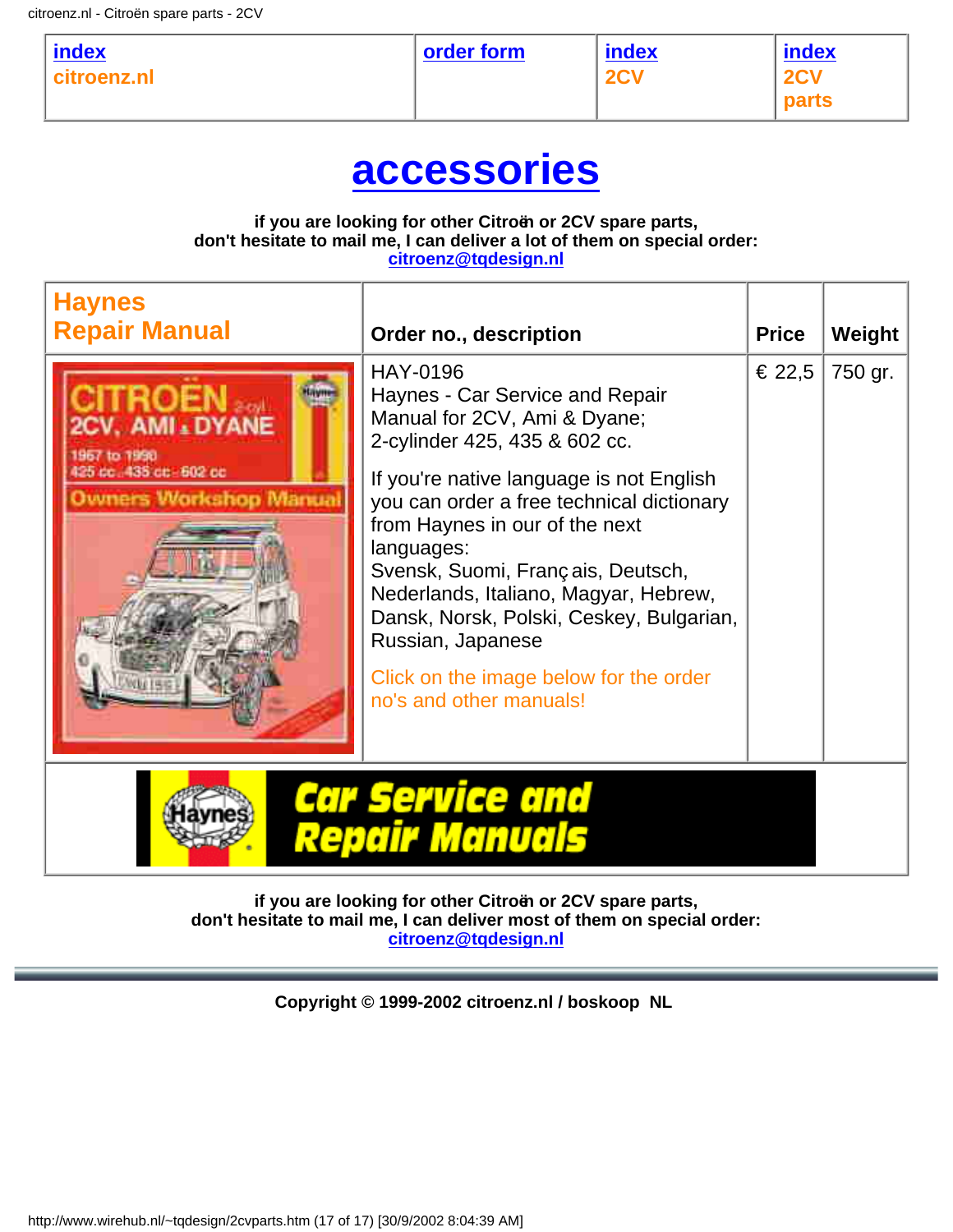| index citroenz.nl | order form | index 2CV | index 2CV parts |
|---|---|---|---|

# accessories

**if you are looking for other Citroën or 2CV spare parts, don't hesitate to mail me, I can deliver a lot of them on special order: citroenz@tqdesign.nl**

| Haynes Repair Manual | Order no., description | Price | Weight |
|---|---|---|---|
| | HAY-0196<br>Haynes - Car Service and Repair Manual for 2CV, Ami & Dyane; 2-cylinder 425, 435 & 602 cc.<br><br>If you're native language is not English you can order a free technical dictionary from Haynes in our of the next languages:<br>Svensk, Suomi, Français, Deutsch, Nederlands, Italiano, Magyar, Hebrew, Dansk, Norsk, Polski, Ceskey, Bulgarian, Russian, Japanese<br><br>Click on the image below for the order no's and other manuals! | € 22,5 | 750 gr. |

**if you are looking for other Citroën or 2CV spare parts, don't hesitate to mail me, I can deliver most of them on special order: citroenz@tqdesign.nl**

---

**Copyright © 1999-2002 citroenz.nl / boskoop NL**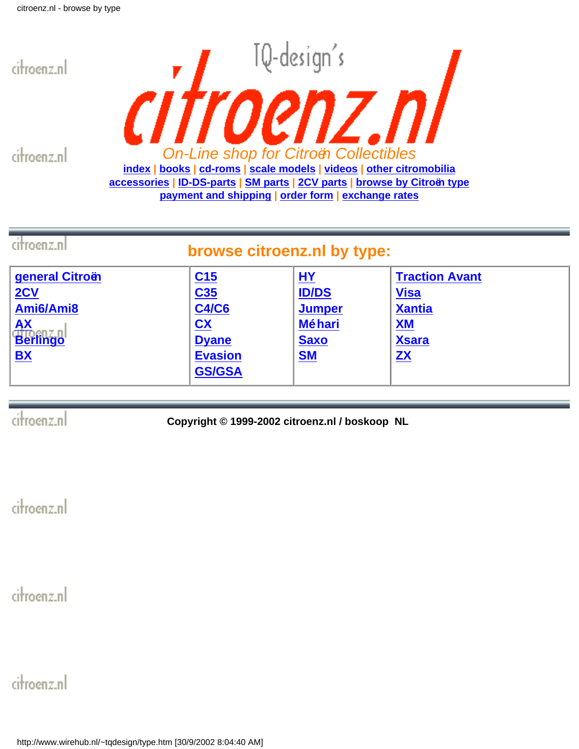TQ-design's

# citroenz.nl

*On-Line shop for Citroën Collectibles*

index | books | cd-roms | scale models | videos | other citromobilia
accessories | ID-DS-parts | SM parts | 2CV parts | browse by Citroën type
payment and shipping | order form | exchange rates

## browse citroenz.nl by type:

| | | | |
|---|---|---|---|
| **general Citroën** | **C15** | **HY** | **Traction Avant** |
| **2CV** | **C35** | **ID/DS** | **Visa** |
| **Ami6/Ami8** | **C4/C6** | **Jumper** | **Xantia** |
| **AX** | **CX** | **Méhari** | **XM** |
| **Berlingo** | **Dyane** | **Saxo** | **Xsara** |
| **BX** | **Evasion** | **SM** | **ZX** |
| | **GS/GSA** | | |

**Copyright © 1999-2002 citroenz.nl / boskoop NL**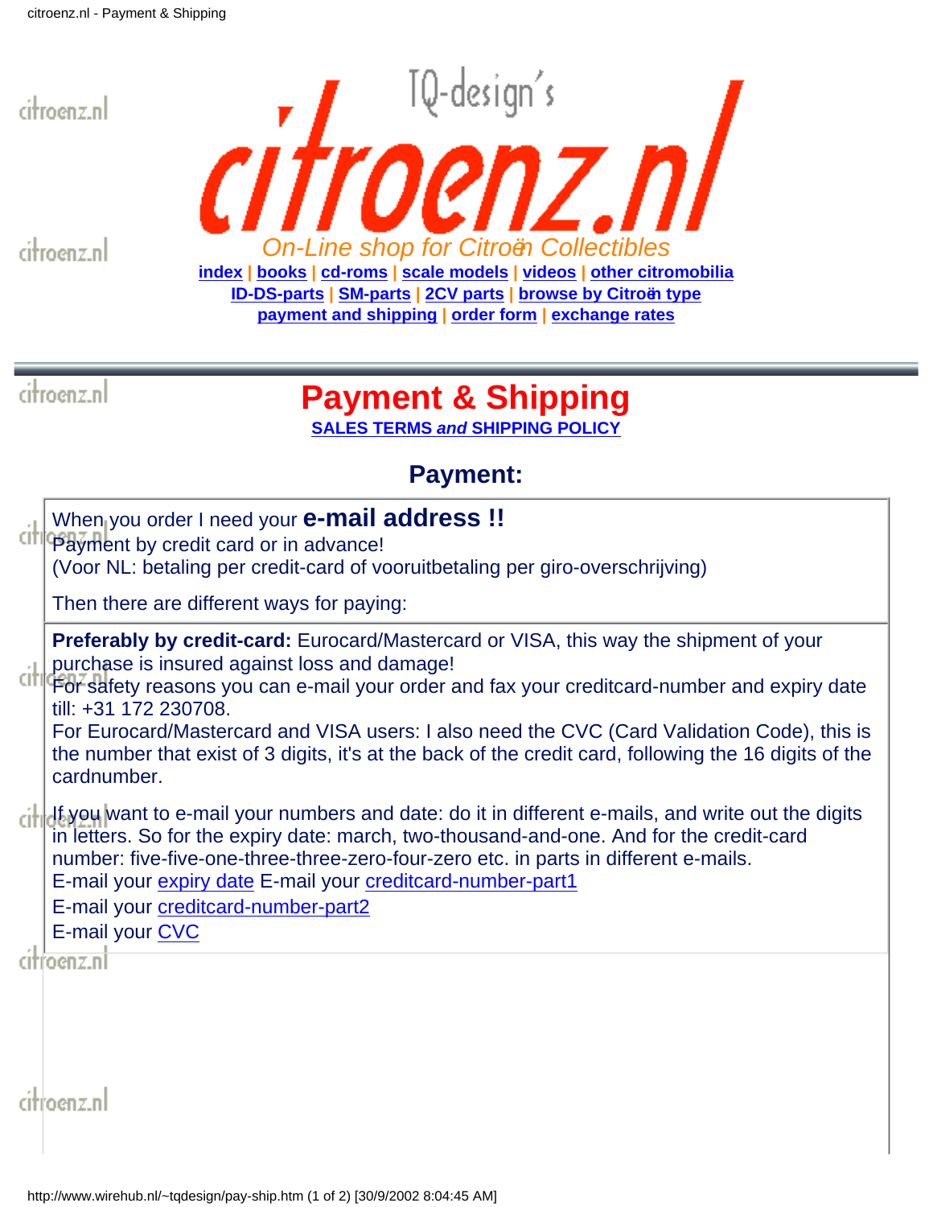TQ-design's

# citroenz.nl

*On-Line shop for Citroën Collectibles*

**index | books | cd-roms | scale models | videos | other citromobilia**
**ID-DS-parts | SM-parts | 2CV parts | browse by Citroën type**
**payment and shipping | order form | exchange rates**

---

# Payment & Shipping

**SALES TERMS *and* SHIPPING POLICY**

## Payment:

When you order I need your **e-mail address !!**
Payment by credit card or in advance!
(Voor NL: betaling per credit-card of vooruitbetaling per giro-overschrijving)

Then there are different ways for paying:

**Preferably by credit-card:** Eurocard/Mastercard or VISA, this way the shipment of your purchase is insured against loss and damage!
For safety reasons you can e-mail your order and fax your creditcard-number and expiry date till: +31 172 230708.
For Eurocard/Mastercard and VISA users: I also need the CVC (Card Validation Code), this is the number that exist of 3 digits, it's at the back of the credit card, following the 16 digits of the cardnumber.

If you want to e-mail your numbers and date: do it in different e-mails, and write out the digits in letters. So for the expiry date: march, two-thousand-and-one. And for the credit-card number: five-five-one-three-three-zero-four-zero etc. in parts in different e-mails.
E-mail your expiry date E-mail your creditcard-number-part1
E-mail your creditcard-number-part2
E-mail your CVC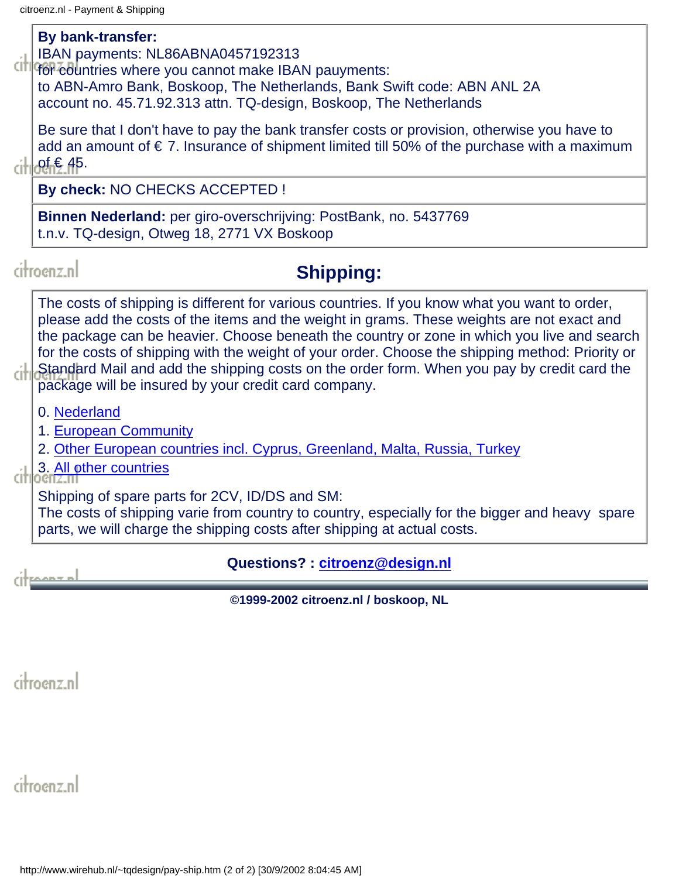**By bank-transfer:**
IBAN payments: NL86ABNA0457192313
for countries where you cannot make IBAN pauyments:
to ABN-Amro Bank, Boskoop, The Netherlands, Bank Swift code: ABN ANL 2A
account no. 45.71.92.313 attn. TQ-design, Boskoop, The Netherlands

Be sure that I don't have to pay the bank transfer costs or provision, otherwise you have to add an amount of € 7. Insurance of shipment limited till 50% of the purchase with a maximum of € 45.

**By check:** NO CHECKS ACCEPTED !

**Binnen Nederland:** per giro-overschrijving: PostBank, no. 5437769
t.n.v. TQ-design, Otweg 18, 2771 VX Boskoop

## Shipping:

The costs of shipping is different for various countries. If you know what you want to order, please add the costs of the items and the weight in grams. These weights are not exact and the package can be heavier. Choose beneath the country or zone in which you live and search for the costs of shipping with the weight of your order. Choose the shipping method: Priority or Standard Mail and add the shipping costs on the order form. When you pay by credit card the package will be insured by your credit card company.

0. Nederland
1. European Community
2. Other European countries incl. Cyprus, Greenland, Malta, Russia, Turkey
3. All other countries

Shipping of spare parts for 2CV, ID/DS and SM:
The costs of shipping varie from country to country, especially for the bigger and heavy spare parts, we will charge the shipping costs after shipping at actual costs.

**Questions? : citroenz@design.nl**

**©1999-2002 citroenz.nl / boskoop, NL**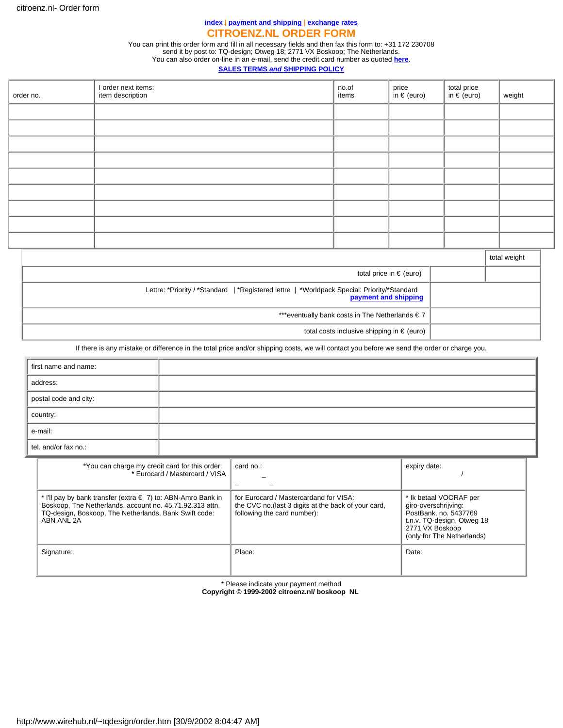index | payment and shipping | exchange rates

# CITROENZ.NL ORDER FORM

You can print this order form and fill in all necessary fields and then fax this form to: +31 172 230708
send it by post to: TQ-design; Otweg 18; 2771 VX Boskoop; The Netherlands.
You can also order on-line in an e-mail, send the credit card number as quoted **here**.

**SALES TERMS *and* SHIPPING POLICY**

| order no. | I order next items: item description | no.of items | price in € (euro) | total price in € (euro) | weight |
|---|---|---|---|---|---|
| | | | | | |
| | | | | | |
| | | | | | |
| | | | | | |
| | | | | | |
| | | | | | |
| | | | | | |
| | | | | | |
| | | | | | |

| | | total weight |
|---|---|---|
| total price in € (euro) | | |
| Lettre: *Priority / *Standard \| *Registered lettre \| *Worldpack Special: Priority/*Standard **payment and shipping** | | |
| ***eventually bank costs in The Netherlands € 7 | | |
| total costs inclusive shipping in € (euro) | | |

If there is any mistake or difference in the total price and/or shipping costs, we will contact you before we send the order or charge you.

| | |
|---|---|
| first name and name: | |
| address: | |
| postal code and city: | |
| country: | |
| e-mail: | |
| tel. and/or fax no.: | |

| | | |
|---|---|---|
| *You can charge my credit card for this order: * Eurocard / Mastercard / VISA | card no.: _ _ _ | expiry date: / |
| * I'll pay by bank transfer (extra € 7) to: ABN-Amro Bank in Boskoop, The Netherlands, account no. 45.71.92.313 attn. TQ-design, Boskoop, The Netherlands, Bank Swift code: ABN ANL 2A | for Eurocard / Mastercardand for VISA: the CVC no.(last 3 digits at the back of your card, following the card number): | * Ik betaal VOORAF per giro-overschrijving: PostBank, no. 5437769 t.n.v. TQ-design, Otweg 18 2771 VX Boskoop (only for The Netherlands) |
| Signature: | Place: | Date: |

* Please indicate your payment method

**Copyright © 1999-2002 citroenz.nl/ boskoop NL**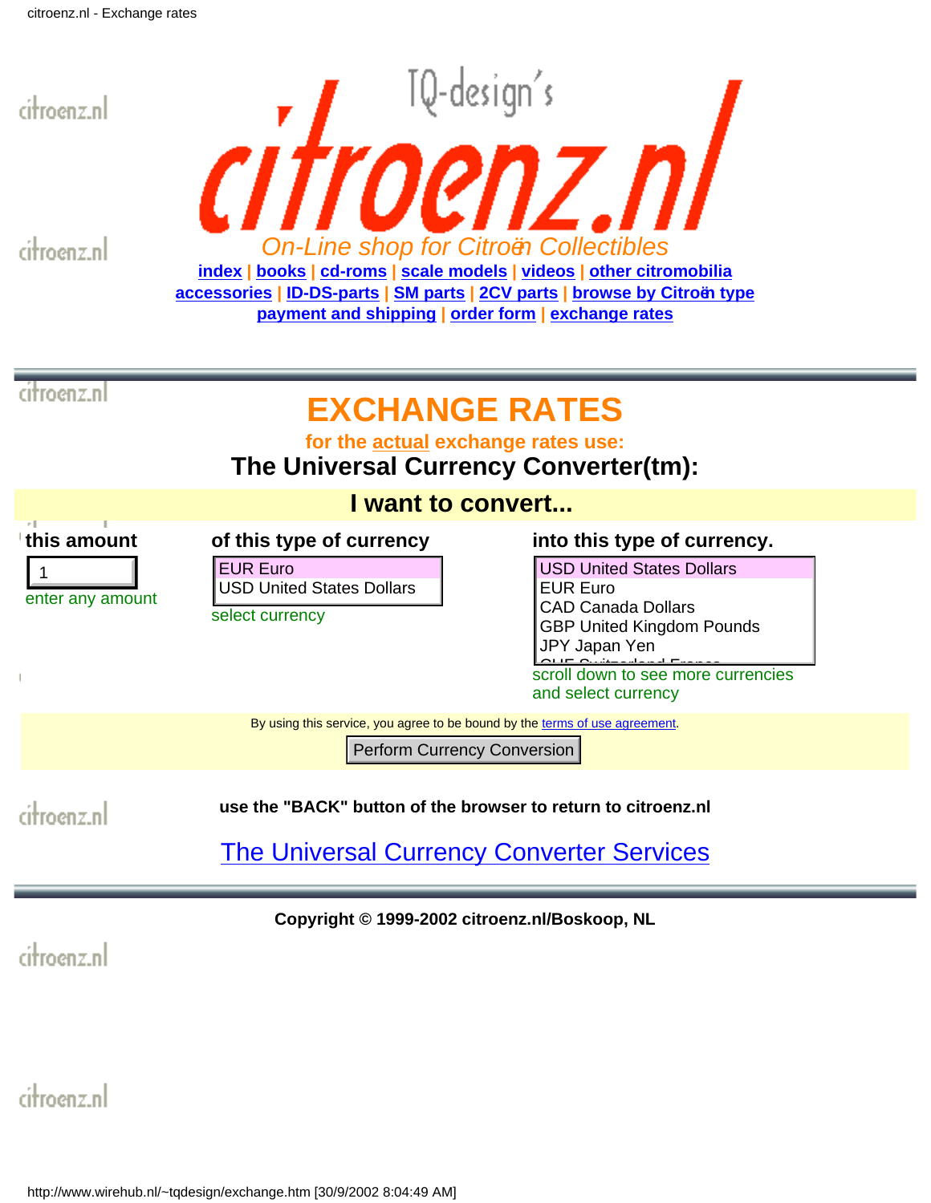TQ-design's

# citroenz.nl

*On-Line shop for Citroën Collectibles*

index | books | cd-roms | scale models | videos | other citromobilia
accessories | ID-DS-parts | SM parts | 2CV parts | browse by Citroën type
payment and shipping | order form | exchange rates

# EXCHANGE RATES

**for the actual exchange rates use:**

## The Universal Currency Converter(tm):

### I want to convert...

| this amount | of this type of currency | into this type of currency. |
|---|---|---|
| 1 | EUR Euro<br>USD United States Dollars | USD United States Dollars<br>EUR Euro<br>CAD Canada Dollars<br>GBP United Kingdom Pounds<br>JPY Japan Yen |
| enter any amount | select currency | scroll down to see more currencies and select currency |

By using this service, you agree to be bound by the terms of use agreement.

Perform Currency Conversion

**use the "BACK" button of the browser to return to citroenz.nl**

The Universal Currency Converter Services

**Copyright © 1999-2002 citroenz.nl/Boskoop, NL**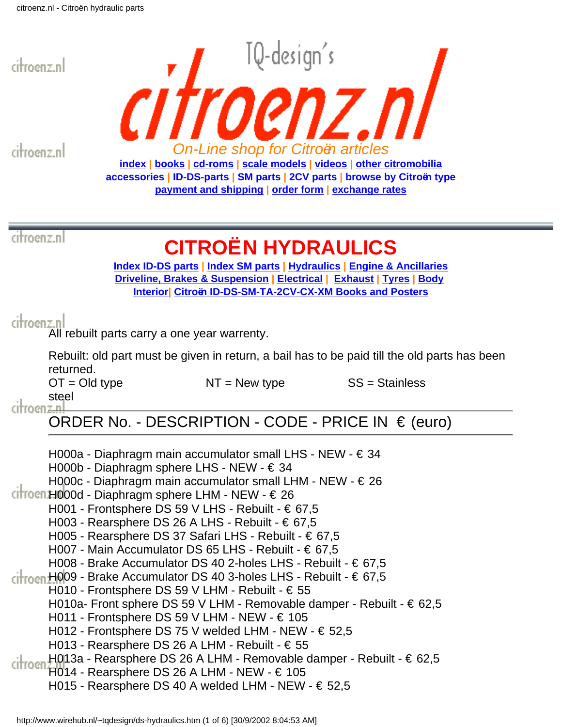TQ-design's

# citroenz.nl

*On-Line shop for Citroën articles*

index | books | cd-roms | scale models | videos | other citromobilia
accessories | ID-DS-parts | SM parts | 2CV parts | browse by Citroën type
payment and shipping | order form | exchange rates

---

# CITROËN HYDRAULICS

Index ID-DS parts | Index SM parts | Hydraulics | Engine & Ancillaries
Driveline, Brakes & Suspension | Electrical | Exhaust | Tyres | Body
Interior| Citroën ID-DS-SM-TA-2CV-CX-XM Books and Posters

All rebuilt parts carry a one year warrenty.

Rebuilt: old part must be given in return, a bail has to be paid till the old parts has been returned.

OT = Old type NT = New type SS = Stainless steel

---

ORDER No. - DESCRIPTION - CODE - PRICE IN € (euro)

---

H000a - Diaphragm main accumulator small LHS - NEW - € 34
H000b - Diaphragm sphere LHS - NEW - € 34
H000c - Diaphragm main accumulator small LHM - NEW - € 26
H000d - Diaphragm sphere LHM - NEW - € 26
H001 - Frontsphere DS 59 V LHS - Rebuilt - € 67,5
H003 - Rearsphere DS 26 A LHS - Rebuilt - € 67,5
H005 - Rearsphere DS 37 Safari LHS - Rebuilt - € 67,5
H007 - Main Accumulator DS 65 LHS - Rebuilt - € 67,5
H008 - Brake Accumulator DS 40 2-holes LHS - Rebuilt - € 67,5
H009 - Brake Accumulator DS 40 3-holes LHS - Rebuilt - € 67,5
H010 - Frontsphere DS 59 V LHM - Rebuilt - € 55
H010a- Front sphere DS 59 V LHM - Removable damper - Rebuilt - € 62,5
H011 - Frontsphere DS 59 V LHM - NEW - € 105
H012 - Frontsphere DS 75 V welded LHM - NEW - € 52,5
H013 - Rearsphere DS 26 A LHM - Rebuilt - € 55
H013a - Rearsphere DS 26 A LHM - Removable damper - Rebuilt - € 62,5
H014 - Rearsphere DS 26 A LHM - NEW - € 105
H015 - Rearsphere DS 40 A welded LHM - NEW - € 52,5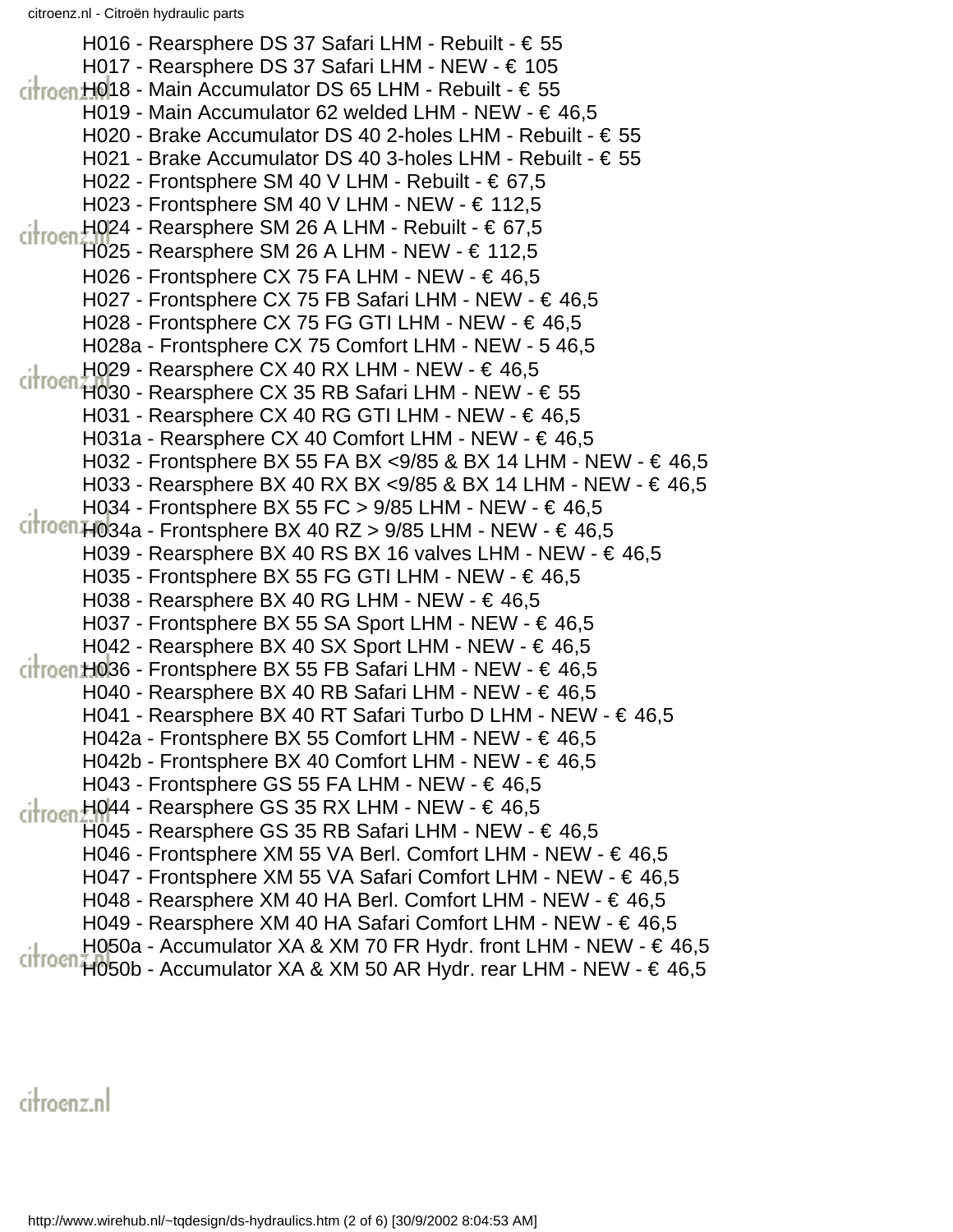H016 - Rearsphere DS 37 Safari LHM - Rebuilt - € 55
H017 - Rearsphere DS 37 Safari LHM - NEW - € 105
H018 - Main Accumulator DS 65 LHM - Rebuilt - € 55
H019 - Main Accumulator 62 welded LHM - NEW - € 46,5
H020 - Brake Accumulator DS 40 2-holes LHM - Rebuilt - € 55
H021 - Brake Accumulator DS 40 3-holes LHM - Rebuilt - € 55
H022 - Frontsphere SM 40 V LHM - Rebuilt - € 67,5
H023 - Frontsphere SM 40 V LHM - NEW - € 112,5
H024 - Rearsphere SM 26 A LHM - Rebuilt - € 67,5
H025 - Rearsphere SM 26 A LHM - NEW - € 112,5
H026 - Frontsphere CX 75 FA LHM - NEW - € 46,5
H027 - Frontsphere CX 75 FB Safari LHM - NEW - € 46,5
H028 - Frontsphere CX 75 FG GTI LHM - NEW - € 46,5
H028a - Frontsphere CX 75 Comfort LHM - NEW - 5 46,5
H029 - Rearsphere CX 40 RX LHM - NEW - € 46,5
H030 - Rearsphere CX 35 RB Safari LHM - NEW - € 55
H031 - Rearsphere CX 40 RG GTI LHM - NEW - € 46,5
H031a - Rearsphere CX 40 Comfort LHM - NEW - € 46,5
H032 - Frontsphere BX 55 FA BX <9/85 & BX 14 LHM - NEW - € 46,5
H033 - Rearsphere BX 40 RX BX <9/85 & BX 14 LHM - NEW - € 46,5
H034 - Frontsphere BX 55 FC > 9/85 LHM - NEW - € 46,5
H034a - Frontsphere BX 40 RZ > 9/85 LHM - NEW - € 46,5
H039 - Rearsphere BX 40 RS BX 16 valves LHM - NEW - € 46,5
H035 - Frontsphere BX 55 FG GTI LHM - NEW - € 46,5
H038 - Rearsphere BX 40 RG LHM - NEW - € 46,5
H037 - Frontsphere BX 55 SA Sport LHM - NEW - € 46,5
H042 - Rearsphere BX 40 SX Sport LHM - NEW - € 46,5
H036 - Frontsphere BX 55 FB Safari LHM - NEW - € 46,5
H040 - Rearsphere BX 40 RB Safari LHM - NEW - € 46,5
H041 - Rearsphere BX 40 RT Safari Turbo D LHM - NEW - € 46,5
H042a - Frontsphere BX 55 Comfort LHM - NEW - € 46,5
H042b - Frontsphere BX 40 Comfort LHM - NEW - € 46,5
H043 - Frontsphere GS 55 FA LHM - NEW - € 46,5
H044 - Rearsphere GS 35 RX LHM - NEW - € 46,5
H045 - Rearsphere GS 35 RB Safari LHM - NEW - € 46,5
H046 - Frontsphere XM 55 VA Berl. Comfort LHM - NEW - € 46,5
H047 - Frontsphere XM 55 VA Safari Comfort LHM - NEW - € 46,5
H048 - Rearsphere XM 40 HA Berl. Comfort LHM - NEW - € 46,5
H049 - Rearsphere XM 40 HA Safari Comfort LHM - NEW - € 46,5
H050a - Accumulator XA & XM 70 FR Hydr. front LHM - NEW - € 46,5
H050b - Accumulator XA & XM 50 AR Hydr. rear LHM - NEW - € 46,5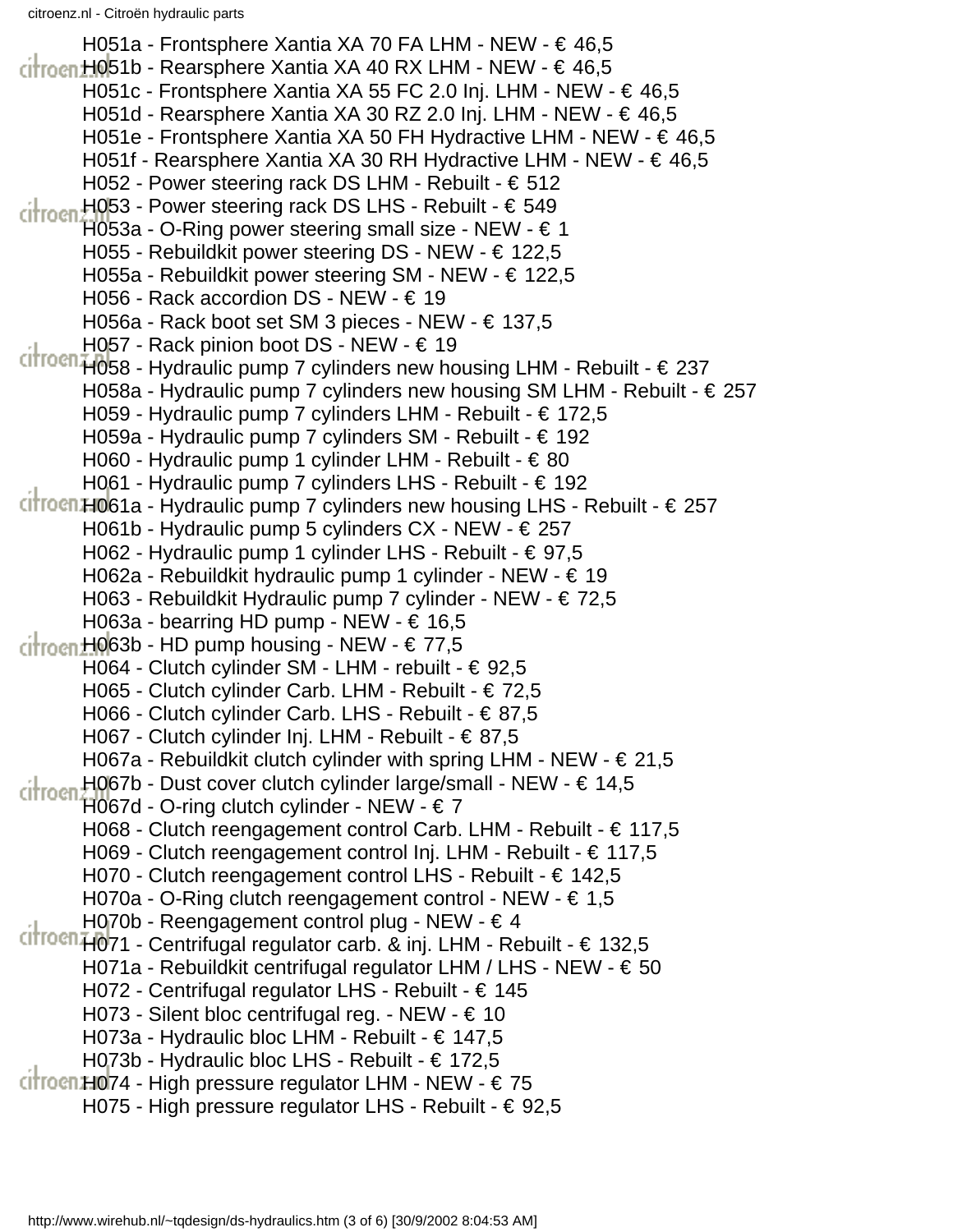H051a - Frontsphere Xantia XA 70 FA LHM - NEW - € 46,5
H051b - Rearsphere Xantia XA 40 RX LHM - NEW - € 46,5
H051c - Frontsphere Xantia XA 55 FC 2.0 Inj. LHM - NEW - € 46,5
H051d - Rearsphere Xantia XA 30 RZ 2.0 Inj. LHM - NEW - € 46,5
H051e - Frontsphere Xantia XA 50 FH Hydractive LHM - NEW - € 46,5
H051f - Rearsphere Xantia XA 30 RH Hydractive LHM - NEW - € 46,5
H052 - Power steering rack DS LHM - Rebuilt - € 512
H053 - Power steering rack DS LHS - Rebuilt - € 549
H053a - O-Ring power steering small size - NEW - € 1
H055 - Rebuildkit power steering DS - NEW - € 122,5
H055a - Rebuildkit power steering SM - NEW - € 122,5
H056 - Rack accordion DS - NEW - € 19
H056a - Rack boot set SM 3 pieces - NEW - € 137,5
H057 - Rack pinion boot DS - NEW - € 19
H058 - Hydraulic pump 7 cylinders new housing LHM - Rebuilt - € 237
H058a - Hydraulic pump 7 cylinders new housing SM LHM - Rebuilt - € 257
H059 - Hydraulic pump 7 cylinders LHM - Rebuilt - € 172,5
H059a - Hydraulic pump 7 cylinders SM - Rebuilt - € 192
H060 - Hydraulic pump 1 cylinder LHM - Rebuilt - € 80
H061 - Hydraulic pump 7 cylinders LHS - Rebuilt - € 192
H061a - Hydraulic pump 7 cylinders new housing LHS - Rebuilt - € 257
H061b - Hydraulic pump 5 cylinders CX - NEW - € 257
H062 - Hydraulic pump 1 cylinder LHS - Rebuilt - € 97,5
H062a - Rebuildkit hydraulic pump 1 cylinder - NEW - € 19
H063 - Rebuildkit Hydraulic pump 7 cylinder - NEW - € 72,5
H063a - bearring HD pump - NEW - € 16,5
H063b - HD pump housing - NEW - € 77,5
H064 - Clutch cylinder SM - LHM - rebuilt - € 92,5
H065 - Clutch cylinder Carb. LHM - Rebuilt - € 72,5
H066 - Clutch cylinder Carb. LHS - Rebuilt - € 87,5
H067 - Clutch cylinder Inj. LHM - Rebuilt - € 87,5
H067a - Rebuildkit clutch cylinder with spring LHM - NEW - € 21,5
H067b - Dust cover clutch cylinder large/small - NEW - € 14,5
H067d - O-ring clutch cylinder - NEW - € 7
H068 - Clutch reengagement control Carb. LHM - Rebuilt - € 117,5
H069 - Clutch reengagement control Inj. LHM - Rebuilt - € 117,5
H070 - Clutch reengagement control LHS - Rebuilt - € 142,5
H070a - O-Ring clutch reengagement control - NEW - € 1,5
H070b - Reengagement control plug - NEW - € 4
H071 - Centrifugal regulator carb. & inj. LHM - Rebuilt - € 132,5
H071a - Rebuildkit centrifugal regulator LHM / LHS - NEW - € 50
H072 - Centrifugal regulator LHS - Rebuilt - € 145
H073 - Silent bloc centrifugal reg. - NEW - € 10
H073a - Hydraulic bloc LHM - Rebuilt - € 147,5
H073b - Hydraulic bloc LHS - Rebuilt - € 172,5
H074 - High pressure regulator LHM - NEW - € 75
H075 - High pressure regulator LHS - Rebuilt - € 92,5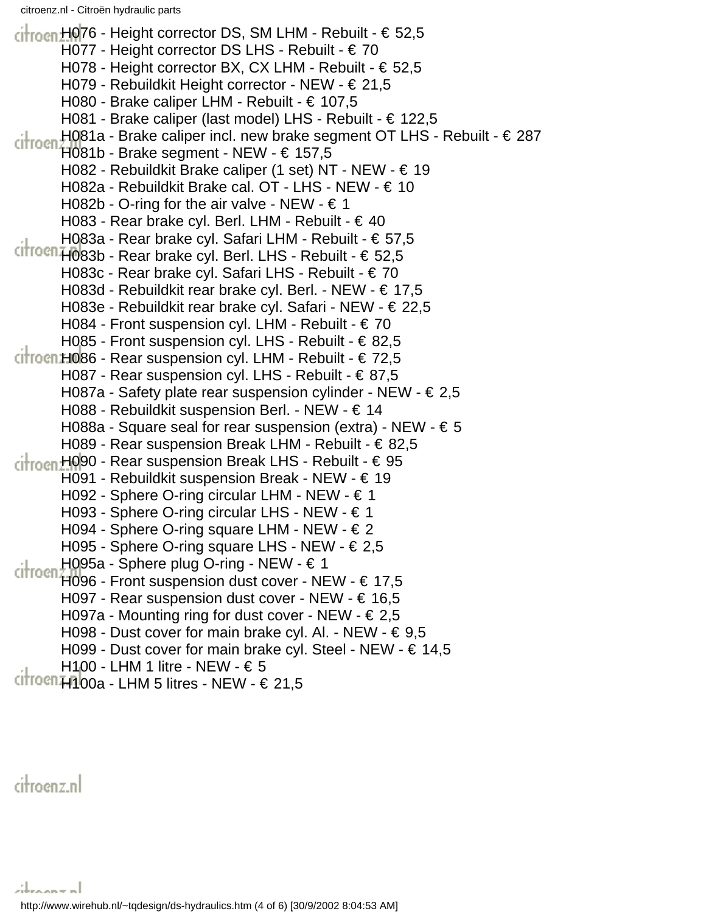H076 - Height corrector DS, SM LHM - Rebuilt - € 52,5
H077 - Height corrector DS LHS - Rebuilt - € 70
H078 - Height corrector BX, CX LHM - Rebuilt - € 52,5
H079 - Rebuildkit Height corrector - NEW - € 21,5
H080 - Brake caliper LHM - Rebuilt - € 107,5
H081 - Brake caliper (last model) LHS - Rebuilt - € 122,5
H081a - Brake caliper incl. new brake segment OT LHS - Rebuilt - € 287
H081b - Brake segment - NEW - € 157,5
H082 - Rebuildkit Brake caliper (1 set) NT - NEW - € 19
H082a - Rebuildkit Brake cal. OT - LHS - NEW - € 10
H082b - O-ring for the air valve - NEW - € 1
H083 - Rear brake cyl. Berl. LHM - Rebuilt - € 40
H083a - Rear brake cyl. Safari LHM - Rebuilt - € 57,5
H083b - Rear brake cyl. Berl. LHS - Rebuilt - € 52,5
H083c - Rear brake cyl. Safari LHS - Rebuilt - € 70
H083d - Rebuildkit rear brake cyl. Berl. - NEW - € 17,5
H083e - Rebuildkit rear brake cyl. Safari - NEW - € 22,5
H084 - Front suspension cyl. LHM - Rebuilt - € 70
H085 - Front suspension cyl. LHS - Rebuilt - € 82,5
H086 - Rear suspension cyl. LHM - Rebuilt - € 72,5
H087 - Rear suspension cyl. LHS - Rebuilt - € 87,5
H087a - Safety plate rear suspension cylinder - NEW - € 2,5
H088 - Rebuildkit suspension Berl. - NEW - € 14
H088a - Square seal for rear suspension (extra) - NEW - € 5
H089 - Rear suspension Break LHM - Rebuilt - € 82,5
H090 - Rear suspension Break LHS - Rebuilt - € 95
H091 - Rebuildkit suspension Break - NEW - € 19
H092 - Sphere O-ring circular LHM - NEW - € 1
H093 - Sphere O-ring circular LHS - NEW - € 1
H094 - Sphere O-ring square LHM - NEW - € 2
H095 - Sphere O-ring square LHS - NEW - € 2,5
H095a - Sphere plug O-ring - NEW - € 1
H096 - Front suspension dust cover - NEW - € 17,5
H097 - Rear suspension dust cover - NEW - € 16,5
H097a - Mounting ring for dust cover - NEW - € 2,5
H098 - Dust cover for main brake cyl. Al. - NEW - € 9,5
H099 - Dust cover for main brake cyl. Steel - NEW - € 14,5
H100 - LHM 1 litre - NEW - € 5
H100a - LHM 5 litres - NEW - € 21,5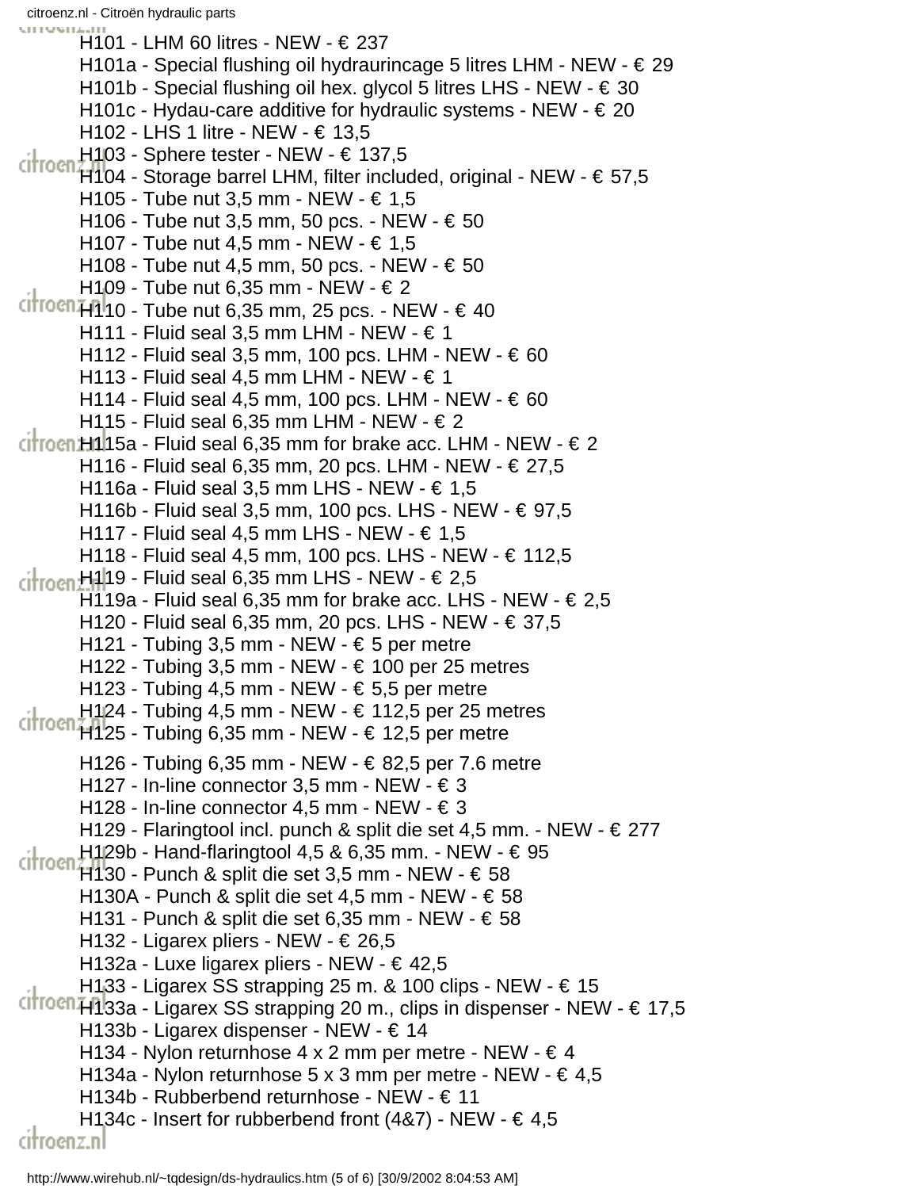H101 - LHM 60 litres - NEW - € 237
H101a - Special flushing oil hydraurincage 5 litres LHM - NEW - € 29
H101b - Special flushing oil hex. glycol 5 litres LHS - NEW - € 30
H101c - Hydau-care additive for hydraulic systems - NEW - € 20
H102 - LHS 1 litre - NEW - € 13,5
H103 - Sphere tester - NEW - € 137,5
H104 - Storage barrel LHM, filter included, original - NEW - € 57,5
H105 - Tube nut 3,5 mm - NEW - € 1,5
H106 - Tube nut 3,5 mm, 50 pcs. - NEW - € 50
H107 - Tube nut 4,5 mm - NEW - € 1,5
H108 - Tube nut 4,5 mm, 50 pcs. - NEW - € 50
H109 - Tube nut 6,35 mm - NEW - € 2
H110 - Tube nut 6,35 mm, 25 pcs. - NEW - € 40
H111 - Fluid seal 3,5 mm LHM - NEW - € 1
H112 - Fluid seal 3,5 mm, 100 pcs. LHM - NEW - € 60
H113 - Fluid seal 4,5 mm LHM - NEW - € 1
H114 - Fluid seal 4,5 mm, 100 pcs. LHM - NEW - € 60
H115 - Fluid seal 6,35 mm LHM - NEW - € 2
H115a - Fluid seal 6,35 mm for brake acc. LHM - NEW - € 2
H116 - Fluid seal 6,35 mm, 20 pcs. LHM - NEW - € 27,5
H116a - Fluid seal 3,5 mm LHS - NEW - € 1,5
H116b - Fluid seal 3,5 mm, 100 pcs. LHS - NEW - € 97,5
H117 - Fluid seal 4,5 mm LHS - NEW - € 1,5
H118 - Fluid seal 4,5 mm, 100 pcs. LHS - NEW - € 112,5
H119 - Fluid seal 6,35 mm LHS - NEW - € 2,5
H119a - Fluid seal 6,35 mm for brake acc. LHS - NEW - € 2,5
H120 - Fluid seal 6,35 mm, 20 pcs. LHS - NEW - € 37,5
H121 - Tubing 3,5 mm - NEW - € 5 per metre
H122 - Tubing 3,5 mm - NEW - € 100 per 25 metres
H123 - Tubing 4,5 mm - NEW - € 5,5 per metre
H124 - Tubing 4,5 mm - NEW - € 112,5 per 25 metres
H125 - Tubing 6,35 mm - NEW - € 12,5 per metre
H126 - Tubing 6,35 mm - NEW - € 82,5 per 7.6 metre
H127 - In-line connector 3,5 mm - NEW - € 3
H128 - In-line connector 4,5 mm - NEW - € 3
H129 - Flaringtool incl. punch & split die set 4,5 mm. - NEW - € 277
H129b - Hand-flaringtool 4,5 & 6,35 mm. - NEW - € 95
H130 - Punch & split die set 3,5 mm - NEW - € 58
H130A - Punch & split die set 4,5 mm - NEW - € 58
H131 - Punch & split die set 6,35 mm - NEW - € 58
H132 - Ligarex pliers - NEW - € 26,5
H132a - Luxe ligarex pliers - NEW - € 42,5
H133 - Ligarex SS strapping 25 m. & 100 clips - NEW - € 15
H133a - Ligarex SS strapping 20 m., clips in dispenser - NEW - € 17,5
H133b - Ligarex dispenser - NEW - € 14
H134 - Nylon returnhose 4 x 2 mm per metre - NEW - € 4
H134a - Nylon returnhose 5 x 3 mm per metre - NEW - € 4,5
H134b - Rubberbend returnhose - NEW - € 11
H134c - Insert for rubberbend front (4&7) - NEW - € 4,5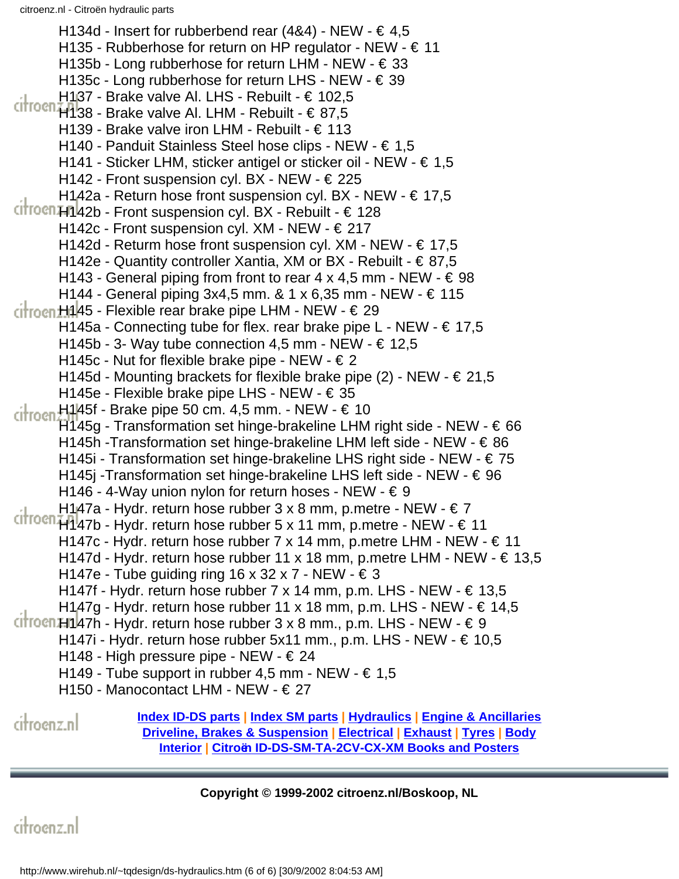H134d - Insert for rubberbend rear (4&4) - NEW - € 4,5
H135 - Rubberhose for return on HP regulator - NEW - € 11
H135b - Long rubberhose for return LHM - NEW - € 33
H135c - Long rubberhose for return LHS - NEW - € 39
H137 - Brake valve Al. LHS - Rebuilt - € 102,5
H138 - Brake valve Al. LHM - Rebuilt - € 87,5
H139 - Brake valve iron LHM - Rebuilt - € 113
H140 - Panduit Stainless Steel hose clips - NEW - € 1,5
H141 - Sticker LHM, sticker antigel or sticker oil - NEW - € 1,5
H142 - Front suspension cyl. BX - NEW - € 225
H142a - Return hose front suspension cyl. BX - NEW - € 17,5
H142b - Front suspension cyl. BX - Rebuilt - € 128
H142c - Front suspension cyl. XM - NEW - € 217
H142d - Return hose front suspension cyl. XM - NEW - € 17,5
H142e - Quantity controller Xantia, XM or BX - Rebuilt - € 87,5
H143 - General piping from front to rear 4 x 4,5 mm - NEW - € 98
H144 - General piping 3x4,5 mm. & 1 x 6,35 mm - NEW - € 115
H145 - Flexible rear brake pipe LHM - NEW - € 29
H145a - Connecting tube for flex. rear brake pipe L - NEW - € 17,5
H145b - 3- Way tube connection 4,5 mm - NEW - € 12,5
H145c - Nut for flexible brake pipe - NEW - € 2
H145d - Mounting brackets for flexible brake pipe (2) - NEW - € 21,5
H145e - Flexible brake pipe LHS - NEW - € 35
H145f - Brake pipe 50 cm. 4,5 mm. - NEW - € 10
H145g - Transformation set hinge-brakeline LHM right side - NEW - € 66
H145h -Transformation set hinge-brakeline LHM left side - NEW - € 86
H145i - Transformation set hinge-brakeline LHS right side - NEW - € 75
H145j -Transformation set hinge-brakeline LHS left side - NEW - € 96
H146 - 4-Way union nylon for return hoses - NEW - € 9
H147a - Hydr. return hose rubber 3 x 8 mm, p.metre - NEW - € 7
H147b - Hydr. return hose rubber 5 x 11 mm, p.metre - NEW - € 11
H147c - Hydr. return hose rubber 7 x 14 mm, p.metre LHM - NEW - € 11
H147d - Hydr. return hose rubber 11 x 18 mm, p.metre LHM - NEW - € 13,5
H147e - Tube guiding ring 16 x 32 x 7 - NEW - € 3
H147f - Hydr. return hose rubber 7 x 14 mm, p.m. LHS - NEW - € 13,5
H147g - Hydr. return hose rubber 11 x 18 mm, p.m. LHS - NEW - € 14,5
H147h - Hydr. return hose rubber 3 x 8 mm., p.m. LHS - NEW - € 9
H147i - Hydr. return hose rubber 5x11 mm., p.m. LHS - NEW - € 10,5
H148 - High pressure pipe - NEW - € 24
H149 - Tube support in rubber 4,5 mm - NEW - € 1,5
H150 - Manocontact LHM - NEW - € 27

**Index ID-DS parts** | **Index SM parts** | **Hydraulics** | **Engine & Ancillaries**
**Driveline, Brakes & Suspension** | **Electrical** | **Exhaust** | **Tyres** | **Body**
**Interior** | **Citroën ID-DS-SM-TA-2CV-CX-XM Books and Posters**

**Copyright © 1999-2002 citroenz.nl/Boskoop, NL**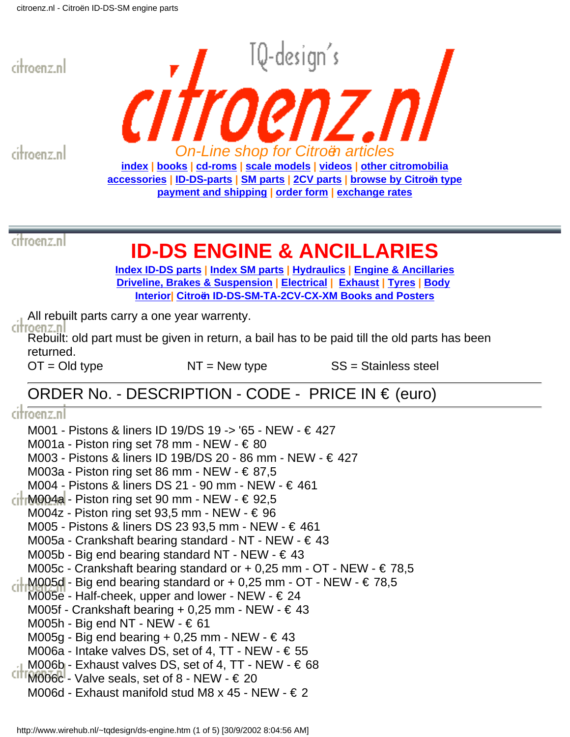# citroenz.nl

TQ-design's

*On-Line shop for Citroën articles*

index | books | cd-roms | scale models | videos | other citromobilia
accessories | ID-DS-parts | SM parts | 2CV parts | browse by Citroën type
payment and shipping | order form | exchange rates

## ID-DS ENGINE & ANCILLARIES

Index ID-DS parts | Index SM parts | Hydraulics | Engine & Ancillaries
Driveline, Brakes & Suspension | Electrical | Exhaust | Tyres | Body
Interior| Citroën ID-DS-SM-TA-2CV-CX-XM Books and Posters

All rebuilt parts carry a one year warrenty.

Rebuilt: old part must be given in return, a bail has to be paid till the old parts has been returned.

OT = Old type NT = New type SS = Stainless steel

---

ORDER No. - DESCRIPTION - CODE - PRICE IN € (euro)

---

M001 - Pistons & liners ID 19/DS 19 -> '65 - NEW - € 427
M001a - Piston ring set 78 mm - NEW - € 80
M003 - Pistons & liners ID 19B/DS 20 - 86 mm - NEW - € 427
M003a - Piston ring set 86 mm - NEW - € 87,5
M004 - Pistons & liners DS 21 - 90 mm - NEW - € 461
M004a - Piston ring set 90 mm - NEW - € 92,5
M004z - Piston ring set 93,5 mm - NEW - € 96
M005 - Pistons & liners DS 23 93,5 mm - NEW - € 461
M005a - Crankshaft bearing standard - NT - NEW - € 43
M005b - Big end bearing standard NT - NEW - € 43
M005c - Crankshaft bearing standard or + 0,25 mm - OT - NEW - € 78,5
M005d - Big end bearing standard or + 0,25 mm - OT - NEW - € 78,5
M005e - Half-cheek, upper and lower - NEW - € 24
M005f - Crankshaft bearing + 0,25 mm - NEW - € 43
M005h - Big end NT - NEW - € 61
M005g - Big end bearing + 0,25 mm - NEW - € 43
M006a - Intake valves DS, set of 4, TT - NEW - € 55
M006b - Exhaust valves DS, set of 4, TT - NEW - € 68
M006c - Valve seals, set of 8 - NEW - € 20
M006d - Exhaust manifold stud M8 x 45 - NEW - € 2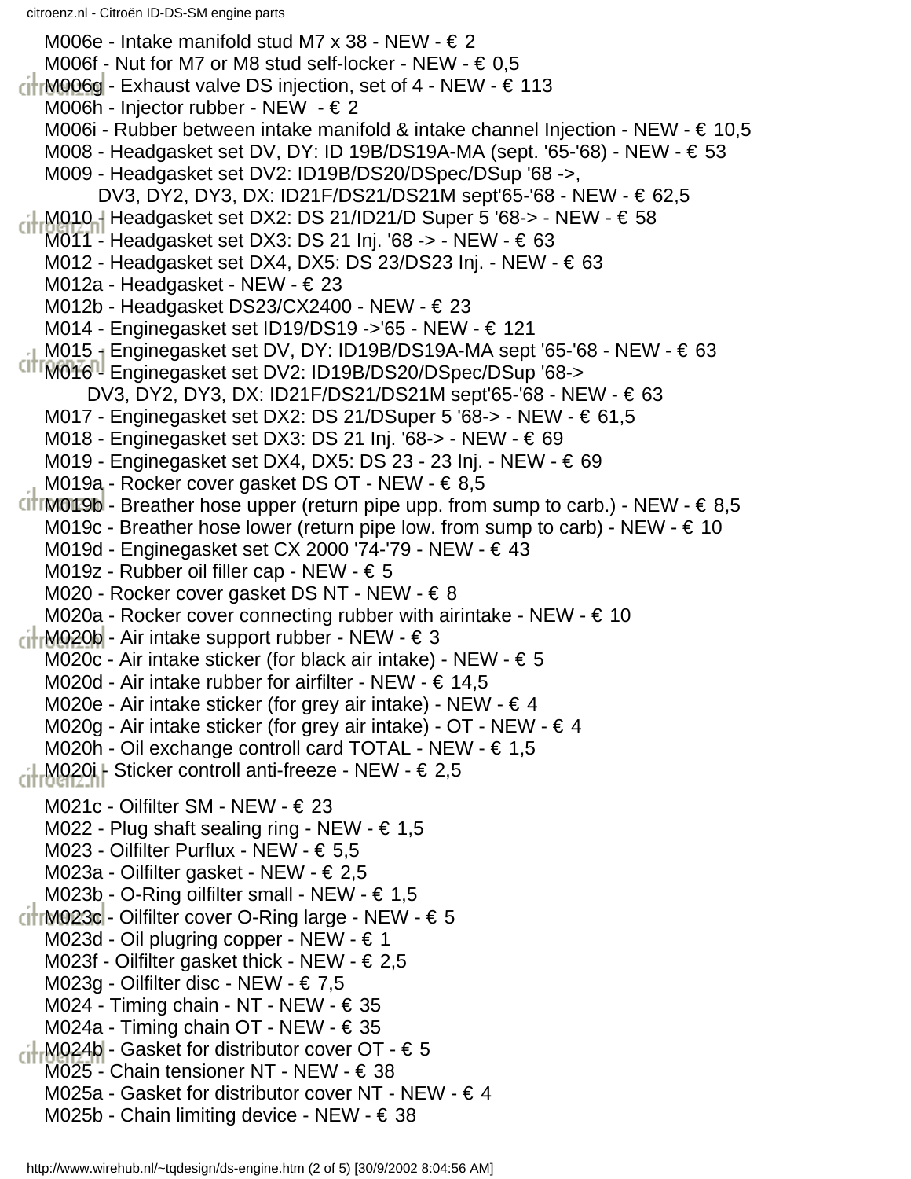M006e - Intake manifold stud M7 x 38 - NEW - € 2
M006f - Nut for M7 or M8 stud self-locker - NEW - € 0,5
M006g - Exhaust valve DS injection, set of 4 - NEW - € 113
M006h - Injector rubber - NEW - € 2
M006i - Rubber between intake manifold & intake channel Injection - NEW - € 10,5
M008 - Headgasket set DV, DY: ID 19B/DS19A-MA (sept. '65-'68) - NEW - € 53
M009 - Headgasket set DV2: ID19B/DS20/DSpec/DSup '68 ->,
DV3, DY2, DY3, DX: ID21F/DS21/DS21M sept'65-'68 - NEW - € 62,5
M010 - Headgasket set DX2: DS 21/ID21/D Super 5 '68-> - NEW - € 58
M011 - Headgasket set DX3: DS 21 Inj. '68 -> - NEW - € 63
M012 - Headgasket set DX4, DX5: DS 23/DS23 Inj. - NEW - € 63
M012a - Headgasket - NEW - € 23
M012b - Headgasket DS23/CX2400 - NEW - € 23
M014 - Enginegasket set ID19/DS19 ->'65 - NEW - € 121
M015 - Enginegasket set DV, DY: ID19B/DS19A-MA sept '65-'68 - NEW - € 63
M016 - Enginegasket set DV2: ID19B/DS20/DSpec/DSup '68->
DV3, DY2, DY3, DX: ID21F/DS21/DS21M sept'65-'68 - NEW - € 63
M017 - Enginegasket set DX2: DS 21/DSuper 5 '68-> - NEW - € 61,5
M018 - Enginegasket set DX3: DS 21 Inj. '68-> - NEW - € 69
M019 - Enginegasket set DX4, DX5: DS 23 - 23 Inj. - NEW - € 69
M019a - Rocker cover gasket DS OT - NEW - € 8,5
M019b - Breather hose upper (return pipe upp. from sump to carb.) - NEW - € 8,5
M019c - Breather hose lower (return pipe low. from sump to carb) - NEW - € 10
M019d - Enginegasket set CX 2000 '74-'79 - NEW - € 43
M019z - Rubber oil filler cap - NEW - € 5
M020 - Rocker cover gasket DS NT - NEW - € 8
M020a - Rocker cover connecting rubber with airintake - NEW - € 10
M020b - Air intake support rubber - NEW - € 3
M020c - Air intake sticker (for black air intake) - NEW - € 5
M020d - Air intake rubber for airfilter - NEW - € 14,5
M020e - Air intake sticker (for grey air intake) - NEW - € 4
M020g - Air intake sticker (for grey air intake) - OT - NEW - € 4
M020h - Oil exchange controll card TOTAL - NEW - € 1,5
M020i - Sticker controll anti-freeze - NEW - € 2,5

M021c - Oilfilter SM - NEW - € 23
M022 - Plug shaft sealing ring - NEW - € 1,5
M023 - Oilfilter Purflux - NEW - € 5,5
M023a - Oilfilter gasket - NEW - € 2,5
M023b - O-Ring oilfilter small - NEW - € 1,5
M023c - Oilfilter cover O-Ring large - NEW - € 5
M023d - Oil plugring copper - NEW - € 1
M023f - Oilfilter gasket thick - NEW - € 2,5
M023g - Oilfilter disc - NEW - € 7,5
M024 - Timing chain - NT - NEW - € 35
M024a - Timing chain OT - NEW - € 35
M024b - Gasket for distributor cover OT - € 5
M025 - Chain tensioner NT - NEW - € 38
M025a - Gasket for distributor cover NT - NEW - € 4
M025b - Chain limiting device - NEW - € 38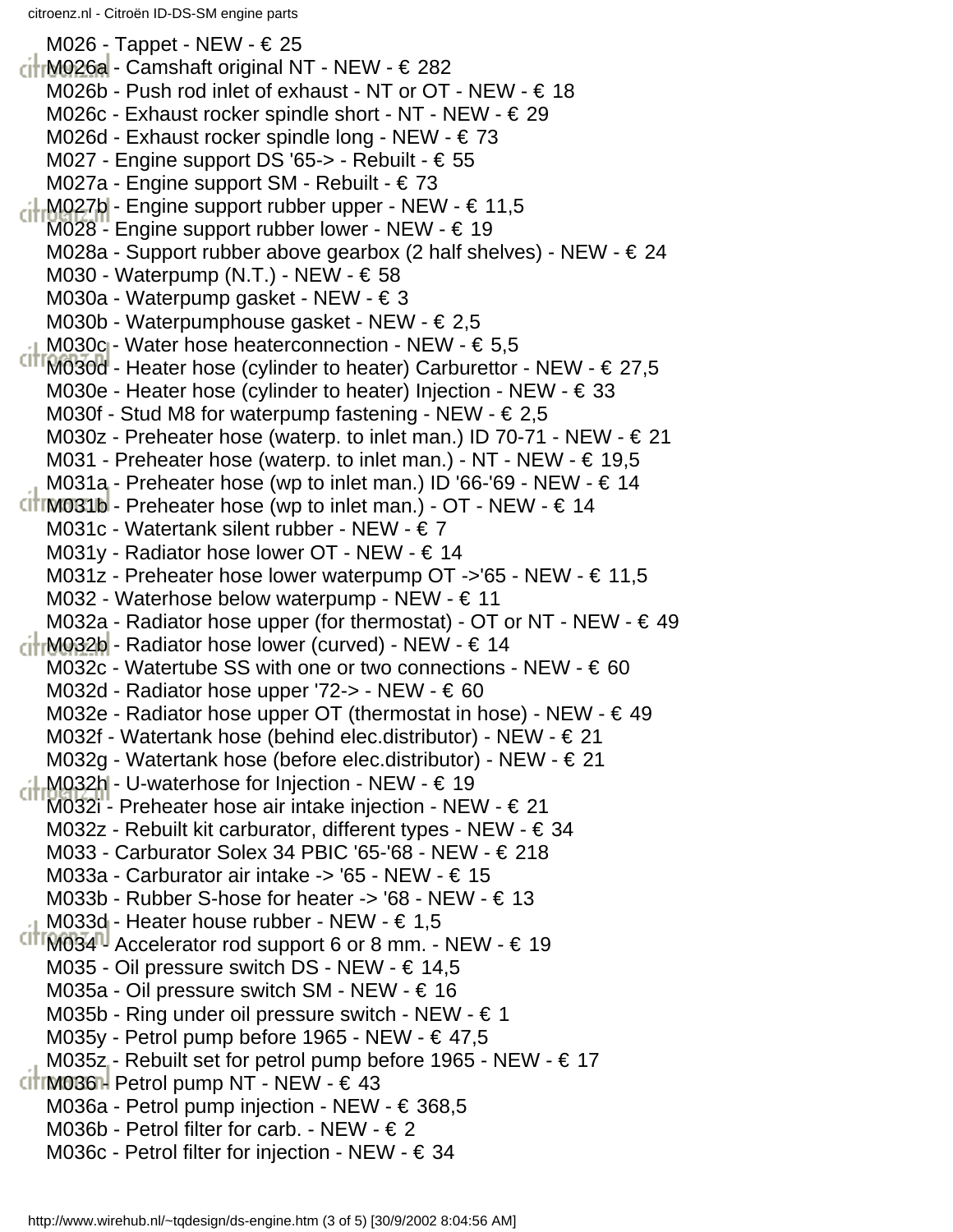M026 - Tappet - NEW - € 25
M026a - Camshaft original NT - NEW - € 282
M026b - Push rod inlet of exhaust - NT or OT - NEW - € 18
M026c - Exhaust rocker spindle short - NT - NEW - € 29
M026d - Exhaust rocker spindle long - NEW - € 73
M027 - Engine support DS '65-> - Rebuilt - € 55
M027a - Engine support SM - Rebuilt - € 73
M027b - Engine support rubber upper - NEW - € 11,5
M028 - Engine support rubber lower - NEW - € 19
M028a - Support rubber above gearbox (2 half shelves) - NEW - € 24
M030 - Waterpump (N.T.) - NEW - € 58
M030a - Waterpump gasket - NEW - € 3
M030b - Waterpumphouse gasket - NEW - € 2,5
M030c - Water hose heaterconnection - NEW - € 5,5
M030d - Heater hose (cylinder to heater) Carburettor - NEW - € 27,5
M030e - Heater hose (cylinder to heater) Injection - NEW - € 33
M030f - Stud M8 for waterpump fastening - NEW - € 2,5
M030z - Preheater hose (waterp. to inlet man.) ID 70-71 - NEW - € 21
M031 - Preheater hose (waterp. to inlet man.) - NT - NEW - € 19,5
M031a - Preheater hose (wp to inlet man.) ID '66-'69 - NEW - € 14
M031b - Preheater hose (wp to inlet man.) - OT - NEW - € 14
M031c - Watertank silent rubber - NEW - € 7
M031y - Radiator hose lower OT - NEW - € 14
M031z - Preheater hose lower waterpump OT ->'65 - NEW - € 11,5
M032 - Waterhose below waterpump - NEW - € 11
M032a - Radiator hose upper (for thermostat) - OT or NT - NEW - € 49
M032b - Radiator hose lower (curved) - NEW - € 14
M032c - Watertube SS with one or two connections - NEW - € 60
M032d - Radiator hose upper '72-> - NEW - € 60
M032e - Radiator hose upper OT (thermostat in hose) - NEW - € 49
M032f - Watertank hose (behind elec.distributor) - NEW - € 21
M032g - Watertank hose (before elec.distributor) - NEW - € 21
M032h - U-waterhose for Injection - NEW - € 19
M032i - Preheater hose air intake injection - NEW - € 21
M032z - Rebuilt kit carburator, different types - NEW - € 34
M033 - Carburator Solex 34 PBIC '65-'68 - NEW - € 218
M033a - Carburator air intake -> '65 - NEW - € 15
M033b - Rubber S-hose for heater -> '68 - NEW - € 13
M033d - Heater house rubber - NEW - € 1,5
M034 - Accelerator rod support 6 or 8 mm. - NEW - € 19
M035 - Oil pressure switch DS - NEW - € 14,5
M035a - Oil pressure switch SM - NEW - € 16
M035b - Ring under oil pressure switch - NEW - € 1
M035y - Petrol pump before 1965 - NEW - € 47,5
M035z - Rebuilt set for petrol pump before 1965 - NEW - € 17
M036 - Petrol pump NT - NEW - € 43
M036a - Petrol pump injection - NEW - € 368,5
M036b - Petrol filter for carb. - NEW - € 2
M036c - Petrol filter for injection - NEW - € 34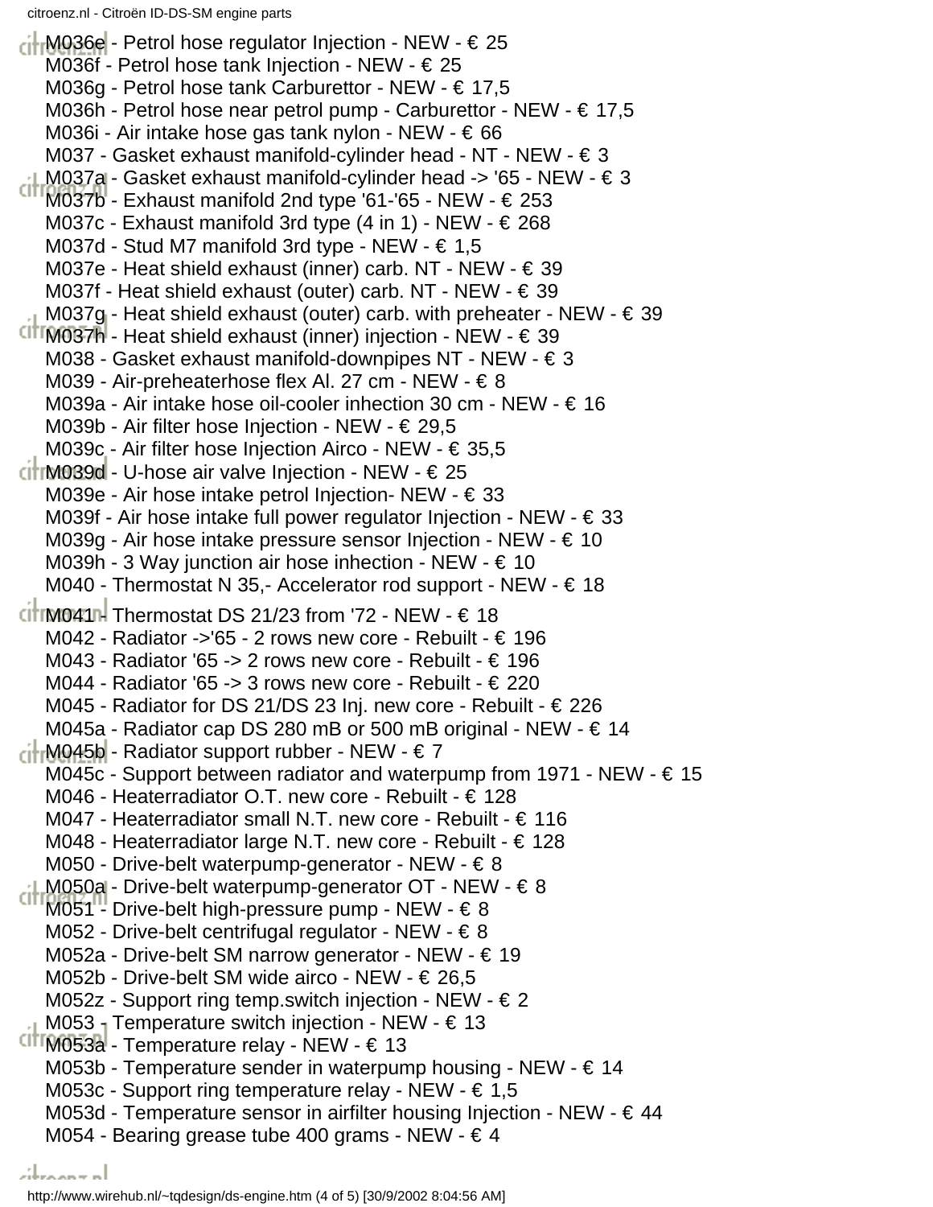M036e - Petrol hose regulator Injection - NEW - € 25
M036f - Petrol hose tank Injection - NEW - € 25
M036g - Petrol hose tank Carburettor - NEW - € 17,5
M036h - Petrol hose near petrol pump - Carburettor - NEW - € 17,5
M036i - Air intake hose gas tank nylon - NEW - € 66
M037 - Gasket exhaust manifold-cylinder head - NT - NEW - € 3
M037a - Gasket exhaust manifold-cylinder head -> '65 - NEW - € 3
M037b - Exhaust manifold 2nd type '61-'65 - NEW - € 253
M037c - Exhaust manifold 3rd type (4 in 1) - NEW - € 268
M037d - Stud M7 manifold 3rd type - NEW - € 1,5
M037e - Heat shield exhaust (inner) carb. NT - NEW - € 39
M037f - Heat shield exhaust (outer) carb. NT - NEW - € 39
M037g - Heat shield exhaust (outer) carb. with preheater - NEW - € 39
M037h - Heat shield exhaust (inner) injection - NEW - € 39
M038 - Gasket exhaust manifold-downpipes NT - NEW - € 3
M039 - Air-preheaterhose flex Al. 27 cm - NEW - € 8
M039a - Air intake hose oil-cooler inhection 30 cm - NEW - € 16
M039b - Air filter hose Injection - NEW - € 29,5
M039c - Air filter hose Injection Airco - NEW - € 35,5
M039d - U-hose air valve Injection - NEW - € 25
M039e - Air hose intake petrol Injection- NEW - € 33
M039f - Air hose intake full power regulator Injection - NEW - € 33
M039g - Air hose intake pressure sensor Injection - NEW - € 10
M039h - 3 Way junction air hose inhection - NEW - € 10
M040 - Thermostat N 35,- Accelerator rod support - NEW - € 18
M041 - Thermostat DS 21/23 from '72 - NEW - € 18
M042 - Radiator ->'65 - 2 rows new core - Rebuilt - € 196
M043 - Radiator '65 -> 2 rows new core - Rebuilt - € 196
M044 - Radiator '65 -> 3 rows new core - Rebuilt - € 220
M045 - Radiator for DS 21/DS 23 Inj. new core - Rebuilt - € 226
M045a - Radiator cap DS 280 mB or 500 mB original - NEW - € 14
M045b - Radiator support rubber - NEW - € 7
M045c - Support between radiator and waterpump from 1971 - NEW - € 15
M046 - Heaterradiator O.T. new core - Rebuilt - € 128
M047 - Heaterradiator small N.T. new core - Rebuilt - € 116
M048 - Heaterradiator large N.T. new core - Rebuilt - € 128
M050 - Drive-belt waterpump-generator - NEW - € 8
M050a - Drive-belt waterpump-generator OT - NEW - € 8
M051 - Drive-belt high-pressure pump - NEW - € 8
M052 - Drive-belt centrifugal regulator - NEW - € 8
M052a - Drive-belt SM narrow generator - NEW - € 19
M052b - Drive-belt SM wide airco - NEW - € 26,5
M052z - Support ring temp.switch injection - NEW - € 2
M053 - Temperature switch injection - NEW - € 13
M053a - Temperature relay - NEW - € 13
M053b - Temperature sender in waterpump housing - NEW - € 14
M053c - Support ring temperature relay - NEW - € 1,5
M053d - Temperature sensor in airfilter housing Injection - NEW - € 44
M054 - Bearing grease tube 400 grams - NEW - € 4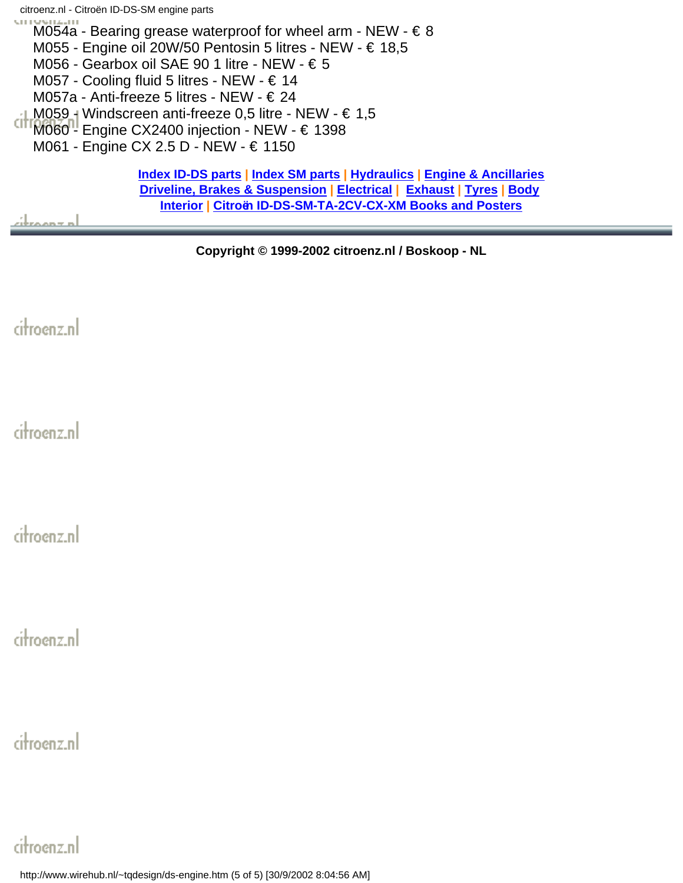M054a - Bearing grease waterproof for wheel arm - NEW - € 8
M055 - Engine oil 20W/50 Pentosin 5 litres - NEW - € 18,5
M056 - Gearbox oil SAE 90 1 litre - NEW - € 5
M057 - Cooling fluid 5 litres - NEW - € 14
M057a - Anti-freeze 5 litres - NEW - € 24
M059 - Windscreen anti-freeze 0,5 litre - NEW - € 1,5
M060 - Engine CX2400 injection - NEW - € 1398
M061 - Engine CX 2.5 D - NEW - € 1150

**Index ID-DS parts** | **Index SM parts** | **Hydraulics** | **Engine & Ancillaries**
**Driveline, Brakes & Suspension** | **Electrical** | **Exhaust** | **Tyres** | **Body**
**Interior** | **Citroën ID-DS-SM-TA-2CV-CX-XM Books and Posters**

**Copyright © 1999-2002 citroenz.nl / Boskoop - NL**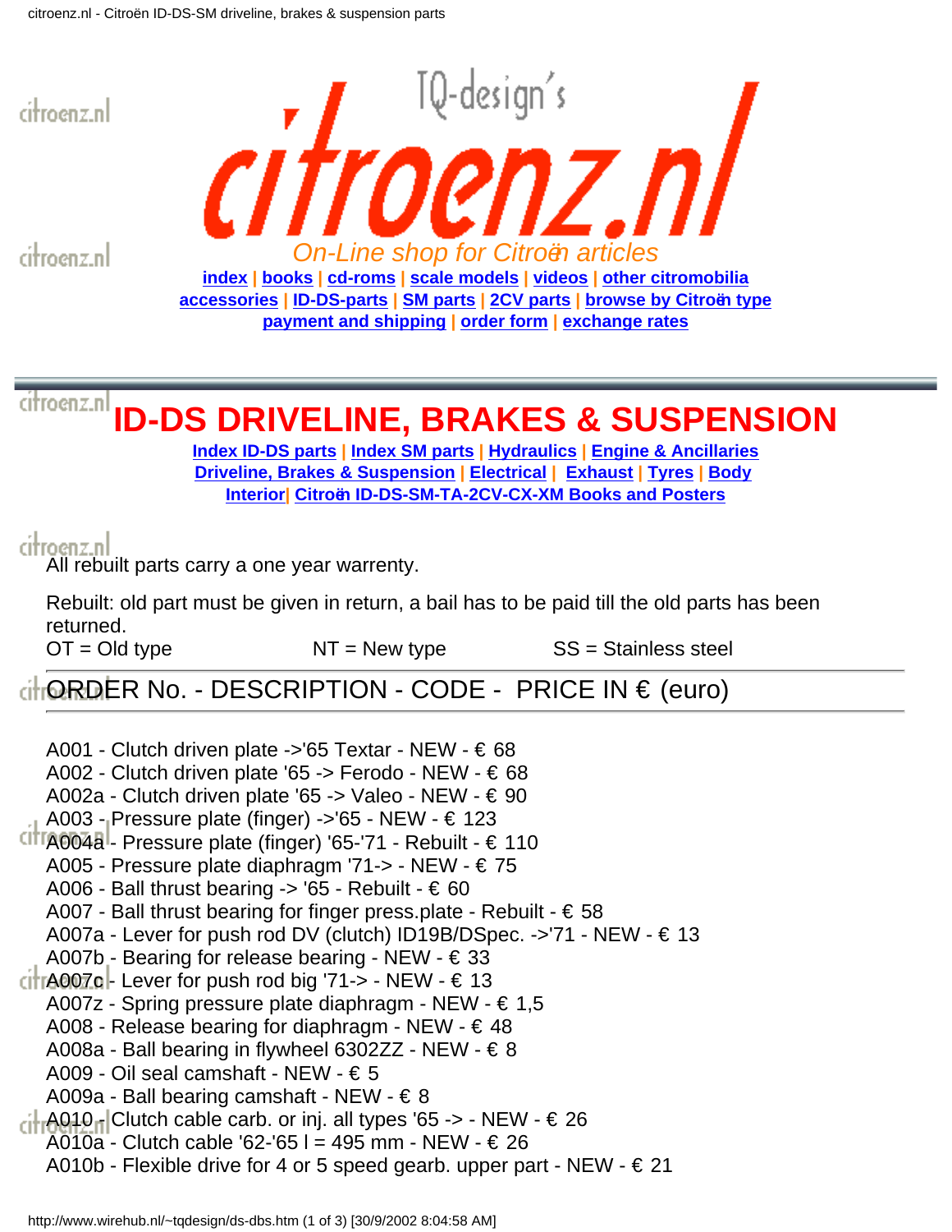TQ-design's

# citroenz.nl

*On-Line shop for Citroën articles*

index | books | cd-roms | scale models | videos | other citromobilia
accessories | ID-DS-parts | SM parts | 2CV parts | browse by Citroën type
payment and shipping | order form | exchange rates

## ID-DS DRIVELINE, BRAKES & SUSPENSION

Index ID-DS parts | Index SM parts | Hydraulics | Engine & Ancillaries
Driveline, Brakes & Suspension | Electrical | Exhaust | Tyres | Body
Interior| Citroën ID-DS-SM-TA-2CV-CX-XM Books and Posters

All rebuilt parts carry a one year warrenty.

Rebuilt: old part must be given in return, a bail has to be paid till the old parts has been returned.

OT = Old type NT = New type SS = Stainless steel

---

ORDER No. - DESCRIPTION - CODE - PRICE IN € (euro)

---

A001 - Clutch driven plate ->'65 Textar - NEW - € 68
A002 - Clutch driven plate '65 -> Ferodo - NEW - € 68
A002a - Clutch driven plate '65 -> Valeo - NEW - € 90
A003 - Pressure plate (finger) ->'65 - NEW - € 123
A004a - Pressure plate (finger) '65-'71 - Rebuilt - € 110
A005 - Pressure plate diaphragm '71-> - NEW - € 75
A006 - Ball thrust bearing -> '65 - Rebuilt - € 60
A007 - Ball thrust bearing for finger press.plate - Rebuilt - € 58
A007a - Lever for push rod DV (clutch) ID19B/DSpec. ->'71 - NEW - € 13
A007b - Bearing for release bearing - NEW - € 33
A007c - Lever for push rod big '71-> - NEW - € 13
A007z - Spring pressure plate diaphragm - NEW - € 1,5
A008 - Release bearing for diaphragm - NEW - € 48
A008a - Ball bearing in flywheel 6302ZZ - NEW - € 8
A009 - Oil seal camshaft - NEW - € 5
A009a - Ball bearing camshaft - NEW - € 8
A010 - Clutch cable carb. or inj. all types '65 -> - NEW - € 26
A010a - Clutch cable '62-'65 l = 495 mm - NEW - € 26
A010b - Flexible drive for 4 or 5 speed gearb. upper part - NEW - € 21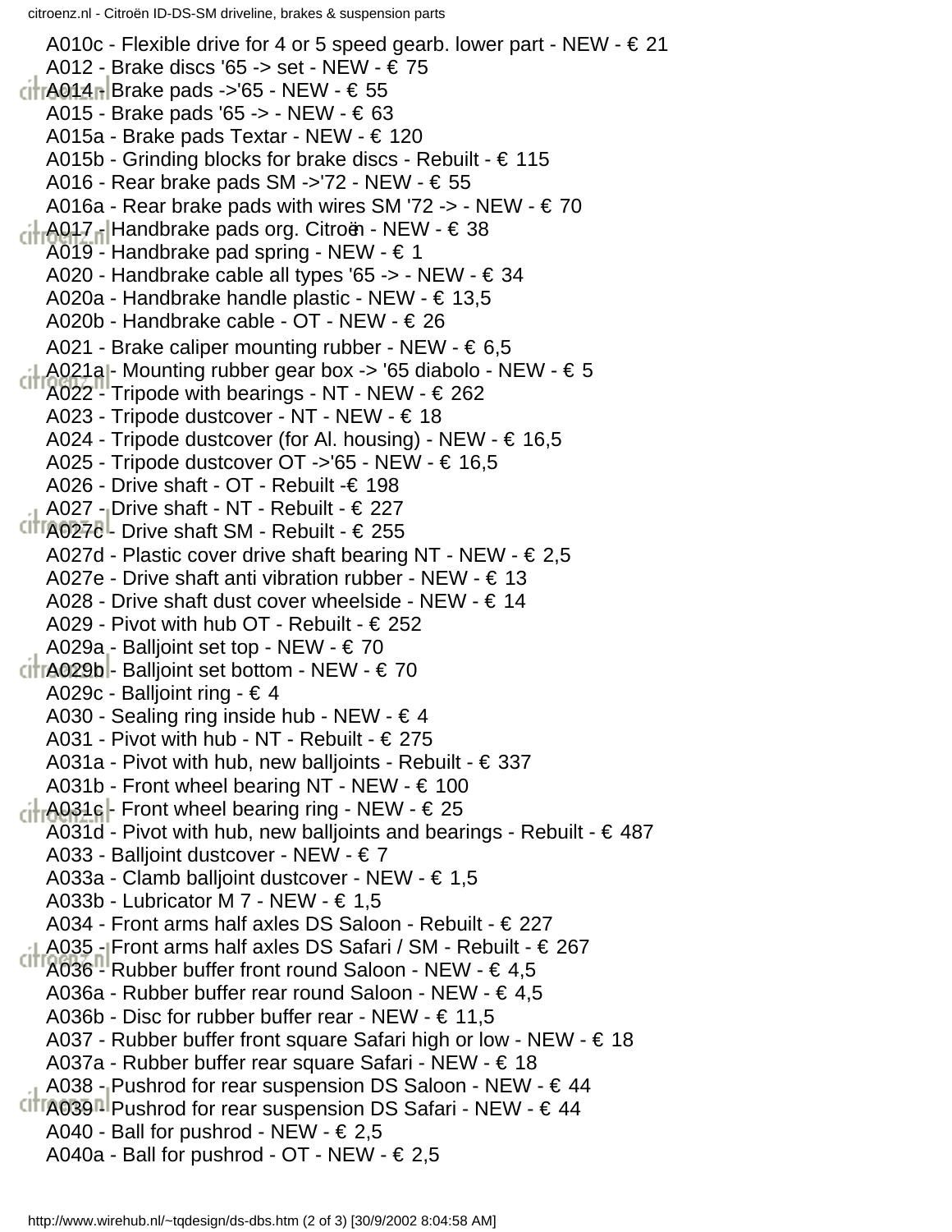A010c - Flexible drive for 4 or 5 speed gearb. lower part - NEW - € 21
A012 - Brake discs '65 -> set - NEW - € 75
A014 - Brake pads ->'65 - NEW - € 55
A015 - Brake pads '65 -> - NEW - € 63
A015a - Brake pads Textar - NEW - € 120
A015b - Grinding blocks for brake discs - Rebuilt - € 115
A016 - Rear brake pads SM ->'72 - NEW - € 55
A016a - Rear brake pads with wires SM '72 -> - NEW - € 70
A017 - Handbrake pads org. Citroën - NEW - € 38
A019 - Handbrake pad spring - NEW - € 1
A020 - Handbrake cable all types '65 -> - NEW - € 34
A020a - Handbrake handle plastic - NEW - € 13,5
A020b - Handbrake cable - OT - NEW - € 26
A021 - Brake caliper mounting rubber - NEW - € 6,5
A021a - Mounting rubber gear box -> '65 diabolo - NEW - € 5
A022 - Tripode with bearings - NT - NEW - € 262
A023 - Tripode dustcover - NT - NEW - € 18
A024 - Tripode dustcover (for Al. housing) - NEW - € 16,5
A025 - Tripode dustcover OT ->'65 - NEW - € 16,5
A026 - Drive shaft - OT - Rebuilt -€ 198
A027 - Drive shaft - NT - Rebuilt - € 227
A027c - Drive shaft SM - Rebuilt - € 255
A027d - Plastic cover drive shaft bearing NT - NEW - € 2,5
A027e - Drive shaft anti vibration rubber - NEW - € 13
A028 - Drive shaft dust cover wheelside - NEW - € 14
A029 - Pivot with hub OT - Rebuilt - € 252
A029a - Balljoint set top - NEW - € 70
A029b - Balljoint set bottom - NEW - € 70
A029c - Balljoint ring - € 4
A030 - Sealing ring inside hub - NEW - € 4
A031 - Pivot with hub - NT - Rebuilt - € 275
A031a - Pivot with hub, new balljoints - Rebuilt - € 337
A031b - Front wheel bearing NT - NEW - € 100
A031c - Front wheel bearing ring - NEW - € 25
A031d - Pivot with hub, new balljoints and bearings - Rebuilt - € 487
A033 - Balljoint dustcover - NEW - € 7
A033a - Clamb balljoint dustcover - NEW - € 1,5
A033b - Lubricator M 7 - NEW - € 1,5
A034 - Front arms half axles DS Saloon - Rebuilt - € 227
A035 - Front arms half axles DS Safari / SM - Rebuilt - € 267
A036 - Rubber buffer front round Saloon - NEW - € 4,5
A036a - Rubber buffer rear round Saloon - NEW - € 4,5
A036b - Disc for rubber buffer rear - NEW - € 11,5
A037 - Rubber buffer front square Safari high or low - NEW - € 18
A037a - Rubber buffer rear square Safari - NEW - € 18
A038 - Pushrod for rear suspension DS Saloon - NEW - € 44
A039 - Pushrod for rear suspension DS Safari - NEW - € 44
A040 - Ball for pushrod - NEW - € 2,5
A040a - Ball for pushrod - OT - NEW - € 2,5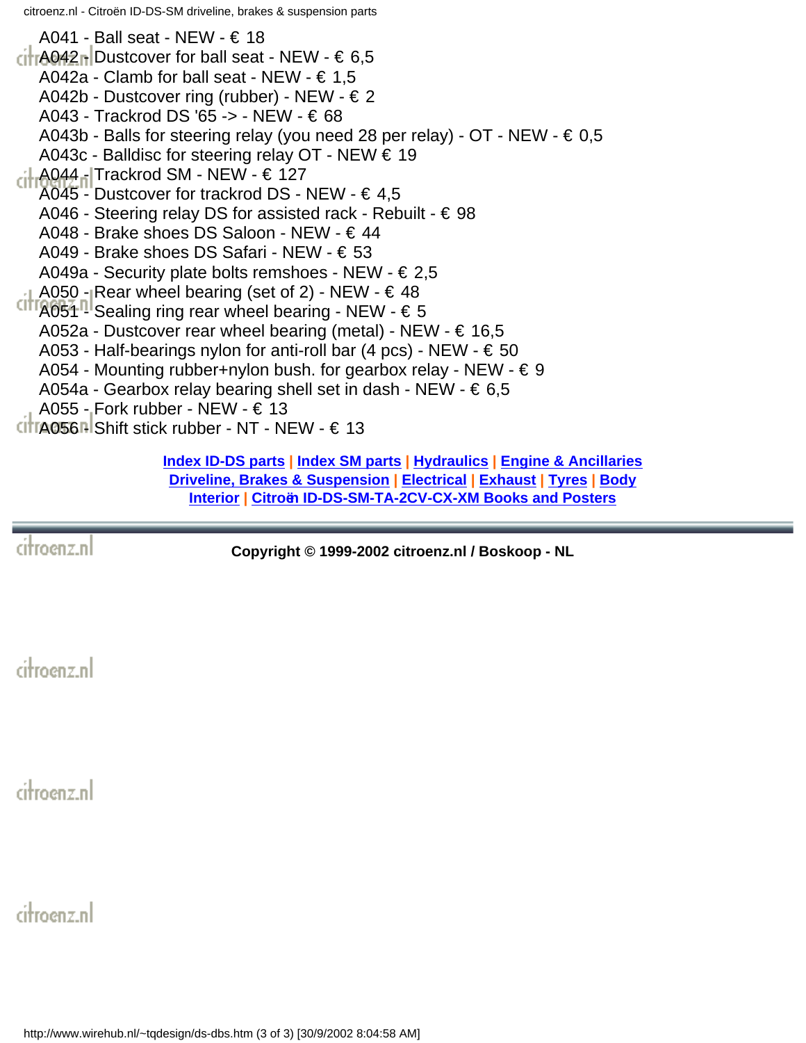A041 - Ball seat - NEW - € 18
A042 - Dustcover for ball seat - NEW - € 6,5
A042a - Clamb for ball seat - NEW - € 1,5
A042b - Dustcover ring (rubber) - NEW - € 2
A043 - Trackrod DS '65 -> - NEW - € 68
A043b - Balls for steering relay (you need 28 per relay) - OT - NEW - € 0,5
A043c - Balldisc for steering relay OT - NEW € 19
A044 - Trackrod SM - NEW - € 127
A045 - Dustcover for trackrod DS - NEW - € 4,5
A046 - Steering relay DS for assisted rack - Rebuilt - € 98
A048 - Brake shoes DS Saloon - NEW - € 44
A049 - Brake shoes DS Safari - NEW - € 53
A049a - Security plate bolts remshoes - NEW - € 2,5
A050 - Rear wheel bearing (set of 2) - NEW - € 48
A051 - Sealing ring rear wheel bearing - NEW - € 5
A052a - Dustcover rear wheel bearing (metal) - NEW - € 16,5
A053 - Half-bearings nylon for anti-roll bar (4 pcs) - NEW - € 50
A054 - Mounting rubber+nylon bush. for gearbox relay - NEW - € 9
A054a - Gearbox relay bearing shell set in dash - NEW - € 6,5
A055 - Fork rubber - NEW - € 13
A056 - Shift stick rubber - NT - NEW - € 13

**Index ID-DS parts | Index SM parts | Hydraulics | Engine & Ancillaries**
**Driveline, Brakes & Suspension | Electrical | Exhaust | Tyres | Body**
**Interior | Citroën ID-DS-SM-TA-2CV-CX-XM Books and Posters**

**Copyright © 1999-2002 citroenz.nl / Boskoop - NL**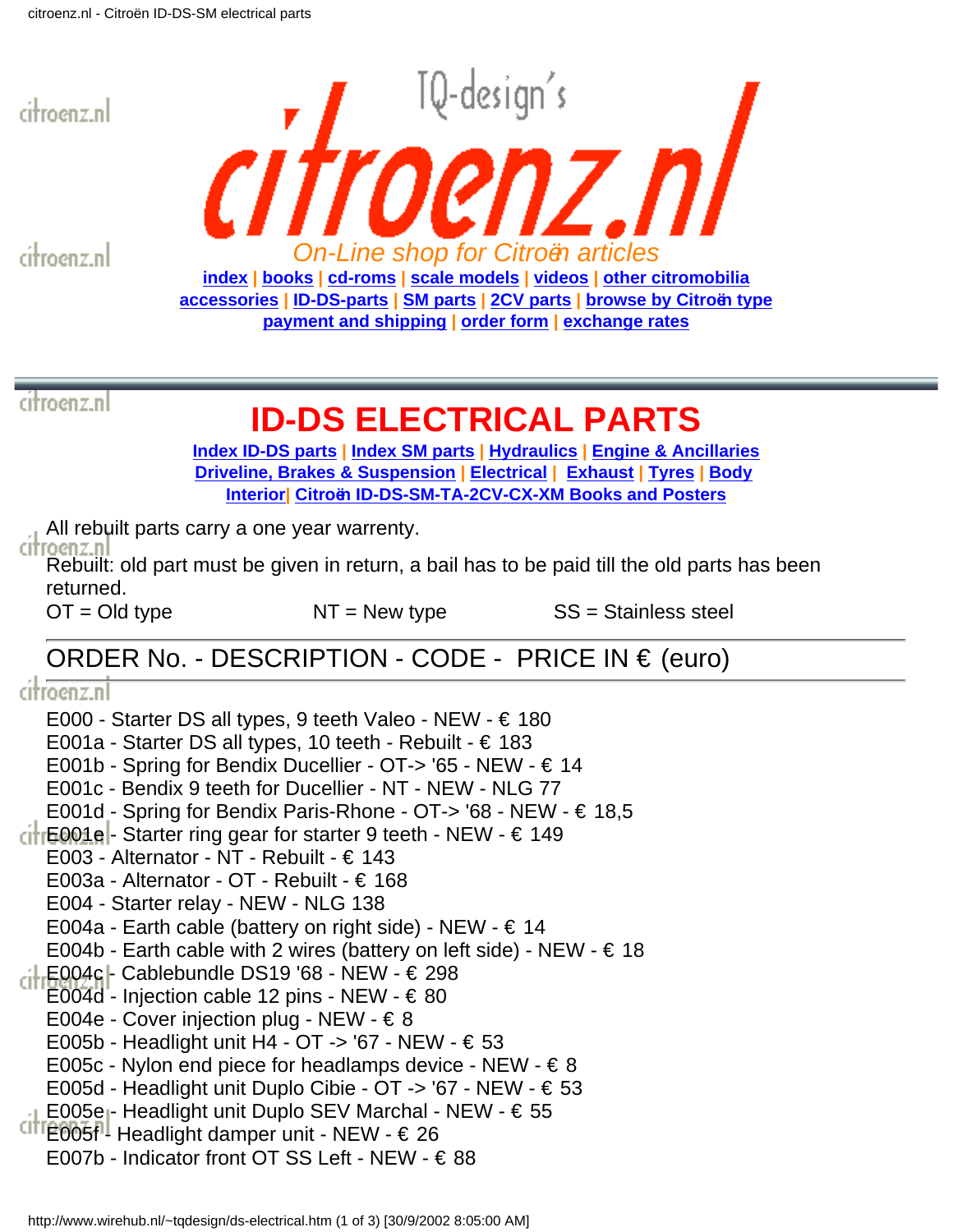# citroenz.nl

TQ-design's

*On-Line shop for Citroën articles*

**index** | **books** | **cd-roms** | **scale models** | **videos** | **other citromobilia**
**accessories** | **ID-DS-parts** | **SM parts** | **2CV parts** | **browse by Citroën type**
**payment and shipping** | **order form** | **exchange rates**

---

# ID-DS ELECTRICAL PARTS

**Index ID-DS parts** | **Index SM parts** | **Hydraulics** | **Engine & Ancillaries**
**Driveline, Brakes & Suspension** | **Electrical** | **Exhaust** | **Tyres** | **Body**
**Interior** | **Citroën ID-DS-SM-TA-2CV-CX-XM Books and Posters**

All rebuilt parts carry a one year warrenty.

Rebuilt: old part must be given in return, a bail has to be paid till the old parts has been returned.

OT = Old type NT = New type SS = Stainless steel

---

## ORDER No. - DESCRIPTION - CODE - PRICE IN € (euro)

---

E000 - Starter DS all types, 9 teeth Valeo - NEW - € 180
E001a - Starter DS all types, 10 teeth - Rebuilt - € 183
E001b - Spring for Bendix Ducellier - OT-> '65 - NEW - € 14
E001c - Bendix 9 teeth for Ducellier - NT - NEW - NLG 77
E001d - Spring for Bendix Paris-Rhone - OT-> '68 - NEW - € 18,5
E001e - Starter ring gear for starter 9 teeth - NEW - € 149
E003 - Alternator - NT - Rebuilt - € 143
E003a - Alternator - OT - Rebuilt - € 168
E004 - Starter relay - NEW - NLG 138
E004a - Earth cable (battery on right side) - NEW - € 14
E004b - Earth cable with 2 wires (battery on left side) - NEW - € 18
E004c - Cablebundle DS19 '68 - NEW - € 298
E004d - Injection cable 12 pins - NEW - € 80
E004e - Cover injection plug - NEW - € 8
E005b - Headlight unit H4 - OT -> '67 - NEW - € 53
E005c - Nylon end piece for headlamps device - NEW - € 8
E005d - Headlight unit Duplo Cibie - OT -> '67 - NEW - € 53
E005e - Headlight unit Duplo SEV Marchal - NEW - € 55
E005f - Headlight damper unit - NEW - € 26
E007b - Indicator front OT SS Left - NEW - € 88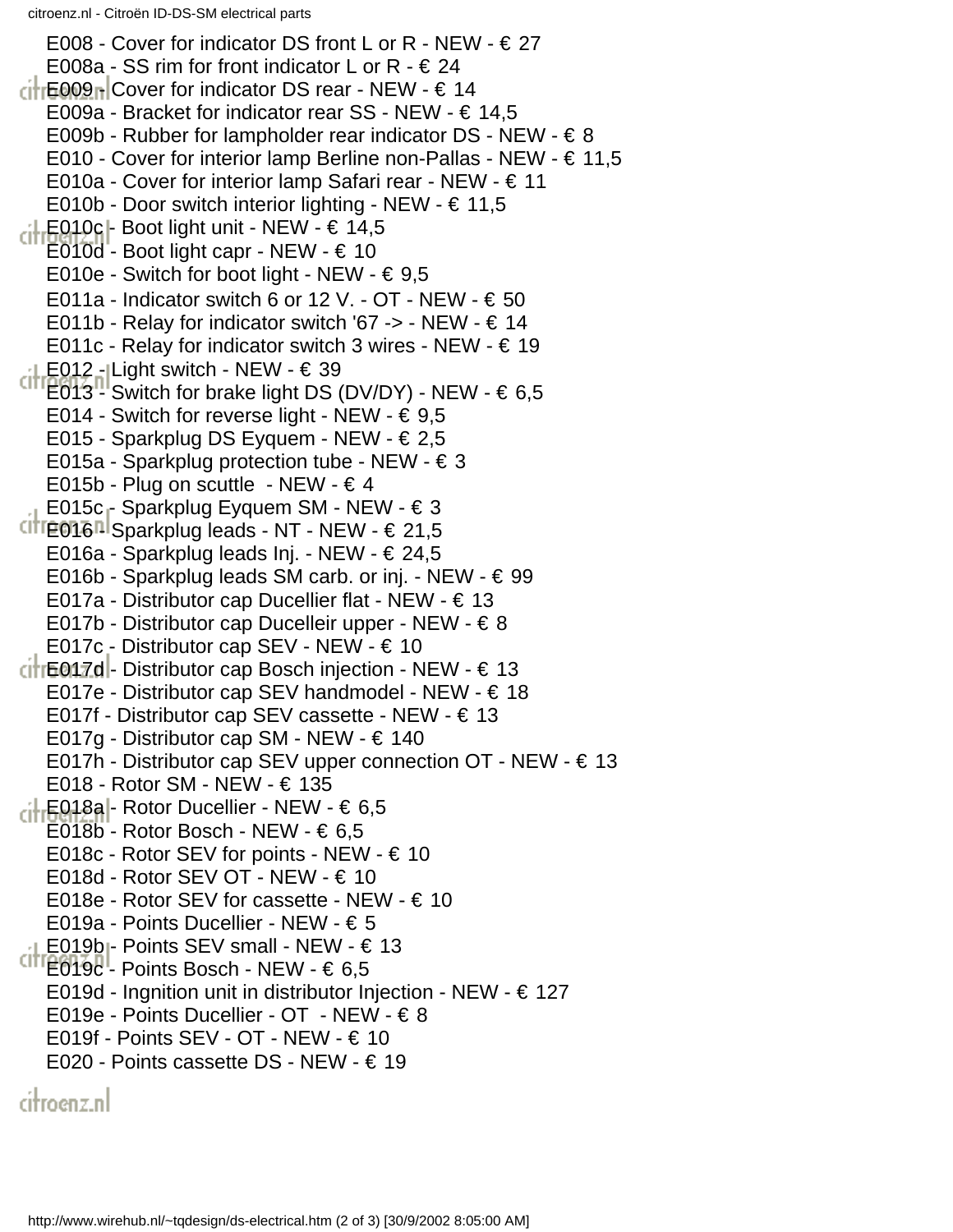E008 - Cover for indicator DS front L or R - NEW - € 27
E008a - SS rim for front indicator L or R - € 24
E009 - Cover for indicator DS rear - NEW - € 14
E009a - Bracket for indicator rear SS - NEW - € 14,5
E009b - Rubber for lampholder rear indicator DS - NEW - € 8
E010 - Cover for interior lamp Berline non-Pallas - NEW - € 11,5
E010a - Cover for interior lamp Safari rear - NEW - € 11
E010b - Door switch interior lighting - NEW - € 11,5
E010c - Boot light unit - NEW - € 14,5
E010d - Boot light capr - NEW - € 10
E010e - Switch for boot light - NEW - € 9,5
E011a - Indicator switch 6 or 12 V. - OT - NEW - € 50
E011b - Relay for indicator switch '67 -> - NEW - € 14
E011c - Relay for indicator switch 3 wires - NEW - € 19
E012 - Light switch - NEW - € 39
E013 - Switch for brake light DS (DV/DY) - NEW - € 6,5
E014 - Switch for reverse light - NEW - € 9,5
E015 - Sparkplug DS Eyquem - NEW - € 2,5
E015a - Sparkplug protection tube - NEW - € 3
E015b - Plug on scuttle - NEW - € 4
E015c - Sparkplug Eyquem SM - NEW - € 3
E016 - Sparkplug leads - NT - NEW - € 21,5
E016a - Sparkplug leads Inj. - NEW - € 24,5
E016b - Sparkplug leads SM carb. or inj. - NEW - € 99
E017a - Distributor cap Ducellier flat - NEW - € 13
E017b - Distributor cap Ducelleir upper - NEW - € 8
E017c - Distributor cap SEV - NEW - € 10
E017d - Distributor cap Bosch injection - NEW - € 13
E017e - Distributor cap SEV handmodel - NEW - € 18
E017f - Distributor cap SEV cassette - NEW - € 13
E017g - Distributor cap SM - NEW - € 140
E017h - Distributor cap SEV upper connection OT - NEW - € 13
E018 - Rotor SM - NEW - € 135
E018a - Rotor Ducellier - NEW - € 6,5
E018b - Rotor Bosch - NEW - € 6,5
E018c - Rotor SEV for points - NEW - € 10
E018d - Rotor SEV OT - NEW - € 10
E018e - Rotor SEV for cassette - NEW - € 10
E019a - Points Ducellier - NEW - € 5
E019b - Points SEV small - NEW - € 13
E019c - Points Bosch - NEW - € 6,5
E019d - Ingnition unit in distributor Injection - NEW - € 127
E019e - Points Ducellier - OT - NEW - € 8
E019f - Points SEV - OT - NEW - € 10
E020 - Points cassette DS - NEW - € 19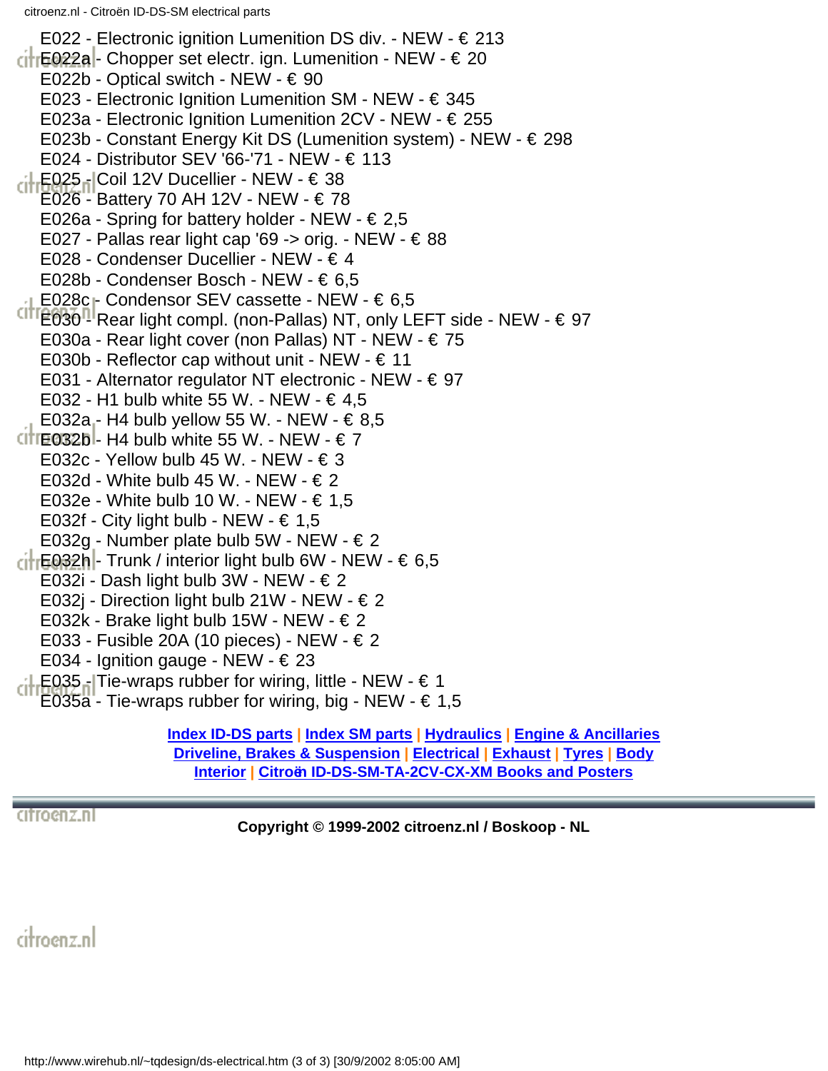E022 - Electronic ignition Lumenition DS div. - NEW - € 213
E022a - Chopper set electr. ign. Lumenition - NEW - € 20
E022b - Optical switch - NEW - € 90
E023 - Electronic Ignition Lumenition SM - NEW - € 345
E023a - Electronic Ignition Lumenition 2CV - NEW - € 255
E023b - Constant Energy Kit DS (Lumenition system) - NEW - € 298
E024 - Distributor SEV '66-'71 - NEW - € 113
E025 - Coil 12V Ducellier - NEW - € 38
E026 - Battery 70 AH 12V - NEW - € 78
E026a - Spring for battery holder - NEW - € 2,5
E027 - Pallas rear light cap '69 -> orig. - NEW - € 88
E028 - Condenser Ducellier - NEW - € 4
E028b - Condenser Bosch - NEW - € 6,5
E028c - Condensor SEV cassette - NEW - € 6,5
E030 - Rear light compl. (non-Pallas) NT, only LEFT side - NEW - € 97
E030a - Rear light cover (non Pallas) NT - NEW - € 75
E030b - Reflector cap without unit - NEW - € 11
E031 - Alternator regulator NT electronic - NEW - € 97
E032 - H1 bulb white 55 W. - NEW - € 4,5
E032a - H4 bulb yellow 55 W. - NEW - € 8,5
E032b - H4 bulb white 55 W. - NEW - € 7
E032c - Yellow bulb 45 W. - NEW - € 3
E032d - White bulb 45 W. - NEW - € 2
E032e - White bulb 10 W. - NEW - € 1,5
E032f - City light bulb - NEW - € 1,5
E032g - Number plate bulb 5W - NEW - € 2
E032h - Trunk / interior light bulb 6W - NEW - € 6,5
E032i - Dash light bulb 3W - NEW - € 2
E032j - Direction light bulb 21W - NEW - € 2
E032k - Brake light bulb 15W - NEW - € 2
E033 - Fusible 20A (10 pieces) - NEW - € 2
E034 - Ignition gauge - NEW - € 23
E035 - Tie-wraps rubber for wiring, little - NEW - € 1
E035a - Tie-wraps rubber for wiring, big - NEW - € 1,5

**Index ID-DS parts | Index SM parts | Hydraulics | Engine & Ancillaries**
**Driveline, Brakes & Suspension | Electrical | Exhaust | Tyres | Body**
**Interior | Citroën ID-DS-SM-TA-2CV-CX-XM Books and Posters**

**Copyright © 1999-2002 citroenz.nl / Boskoop - NL**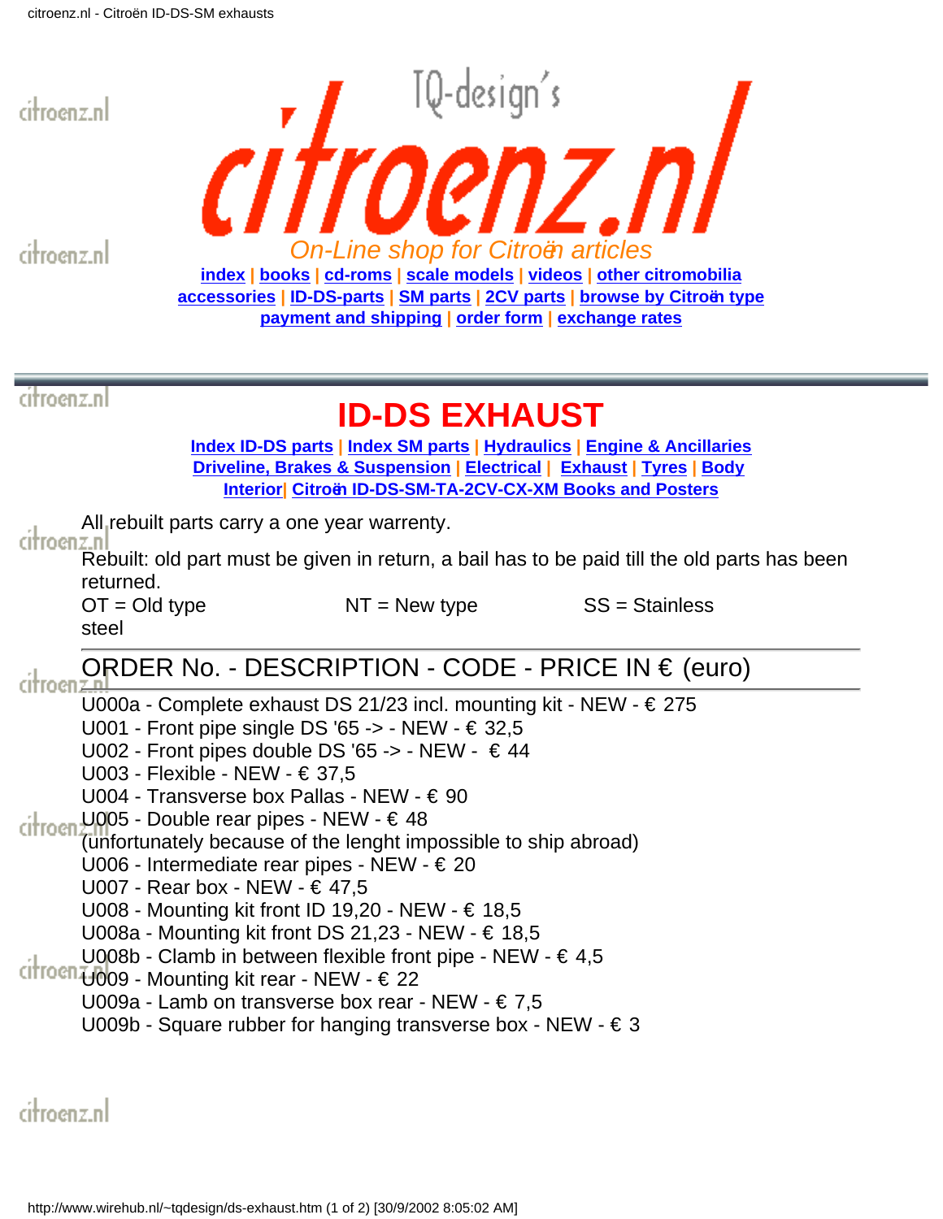TQ-design's

# citroenz.nl

*On-Line shop for Citroën articles*

**index | books | cd-roms | scale models | videos | other citromobilia**
**accessories | ID-DS-parts | SM parts | 2CV parts | browse by Citroën type**
**payment and shipping | order form | exchange rates**

---

# ID-DS EXHAUST

**Index ID-DS parts | Index SM parts | Hydraulics | Engine & Ancillaries**
**Driveline, Brakes & Suspension | Electrical | Exhaust | Tyres | Body**
**Interior| Citroën ID-DS-SM-TA-2CV-CX-XM Books and Posters**

All rebuilt parts carry a one year warrenty.

Rebuilt: old part must be given in return, a bail has to be paid till the old parts has been returned.

OT = Old type NT = New type SS = Stainless steel

---

ORDER No. - DESCRIPTION - CODE - PRICE IN € (euro)

---

U000a - Complete exhaust DS 21/23 incl. mounting kit - NEW - € 275
U001 - Front pipe single DS '65 -> - NEW - € 32,5
U002 - Front pipes double DS '65 -> - NEW - € 44
U003 - Flexible - NEW - € 37,5
U004 - Transverse box Pallas - NEW - € 90
U005 - Double rear pipes - NEW - € 48
(unfortunately because of the lenght impossible to ship abroad)
U006 - Intermediate rear pipes - NEW - € 20
U007 - Rear box - NEW - € 47,5
U008 - Mounting kit front ID 19,20 - NEW - € 18,5
U008a - Mounting kit front DS 21,23 - NEW - € 18,5
U008b - Clamb in between flexible front pipe - NEW - € 4,5
U009 - Mounting kit rear - NEW - € 22
U009a - Lamb on transverse box rear - NEW - € 7,5
U009b - Square rubber for hanging transverse box - NEW - € 3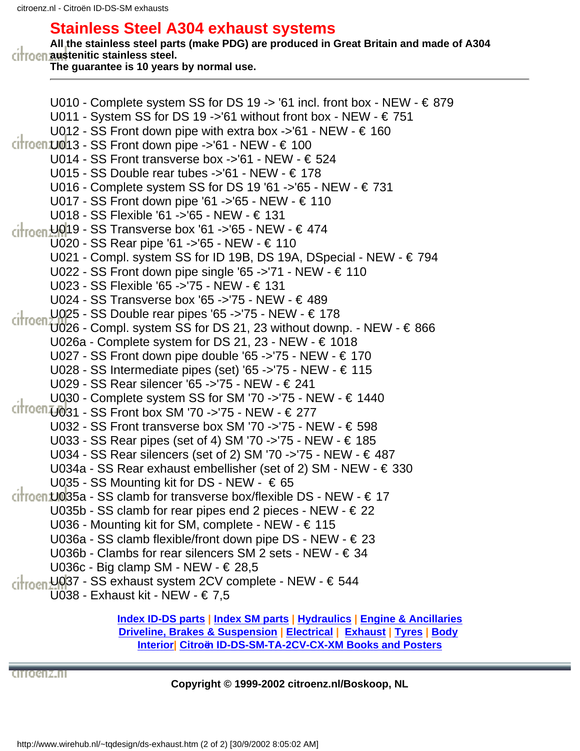# Stainless Steel A304 exhaust systems

**All the stainless steel parts (make PDG) are produced in Great Britain and made of A304 austenitic stainless steel.**
**The guarantee is 10 years by normal use.**

---

U010 - Complete system SS for DS 19 -> '61 incl. front box - NEW - € 879
U011 - System SS for DS 19 ->'61 without front box - NEW - € 751
U012 - SS Front down pipe with extra box ->'61 - NEW - € 160
U013 - SS Front down pipe ->'61 - NEW - € 100
U014 - SS Front transverse box ->'61 - NEW - € 524
U015 - SS Double rear tubes ->'61 - NEW - € 178
U016 - Complete system SS for DS 19 '61 ->'65 - NEW - € 731
U017 - SS Front down pipe '61 ->'65 - NEW - € 110
U018 - SS Flexible '61 ->'65 - NEW - € 131
U019 - SS Transverse box '61 ->'65 - NEW - € 474
U020 - SS Rear pipe '61 ->'65 - NEW - € 110
U021 - Compl. system SS for ID 19B, DS 19A, DSpecial - NEW - € 794
U022 - SS Front down pipe single '65 ->'71 - NEW - € 110
U023 - SS Flexible '65 ->'75 - NEW - € 131
U024 - SS Transverse box '65 ->'75 - NEW - € 489
U025 - SS Double rear pipes '65 ->'75 - NEW - € 178
U026 - Compl. system SS for DS 21, 23 without downp. - NEW - € 866
U026a - Complete system for DS 21, 23 - NEW - € 1018
U027 - SS Front down pipe double '65 ->'75 - NEW - € 170
U028 - SS Intermediate pipes (set) '65 ->'75 - NEW - € 115
U029 - SS Rear silencer '65 ->'75 - NEW - € 241
U030 - Complete system SS for SM '70 ->'75 - NEW - € 1440
U031 - SS Front box SM '70 ->'75 - NEW - € 277
U032 - SS Front transverse box SM '70 ->'75 - NEW - € 598
U033 - SS Rear pipes (set of 4) SM '70 ->'75 - NEW - € 185
U034 - SS Rear silencers (set of 2) SM '70 ->'75 - NEW - € 487
U034a - SS Rear exhaust embellisher (set of 2) SM - NEW - € 330
U035 - SS Mounting kit for DS - NEW - € 65
U035a - SS clamb for transverse box/flexible DS - NEW - € 17
U035b - SS clamb for rear pipes end 2 pieces - NEW - € 22
U036 - Mounting kit for SM, complete - NEW - € 115
U036a - SS clamb flexible/front down pipe DS - NEW - € 23
U036b - Clambs for rear silencers SM 2 sets - NEW - € 34
U036c - Big clamp SM - NEW - € 28,5
U037 - SS exhaust system 2CV complete - NEW - € 544
U038 - Exhaust kit - NEW - € 7,5

Index ID-DS parts | Index SM parts | Hydraulics | Engine & Ancillaries
Driveline, Brakes & Suspension | Electrical | Exhaust | Tyres | Body
Interior | Citroën ID-DS-SM-TA-2CV-CX-XM Books and Posters

**Copyright © 1999-2002 citroenz.nl/Boskoop, NL**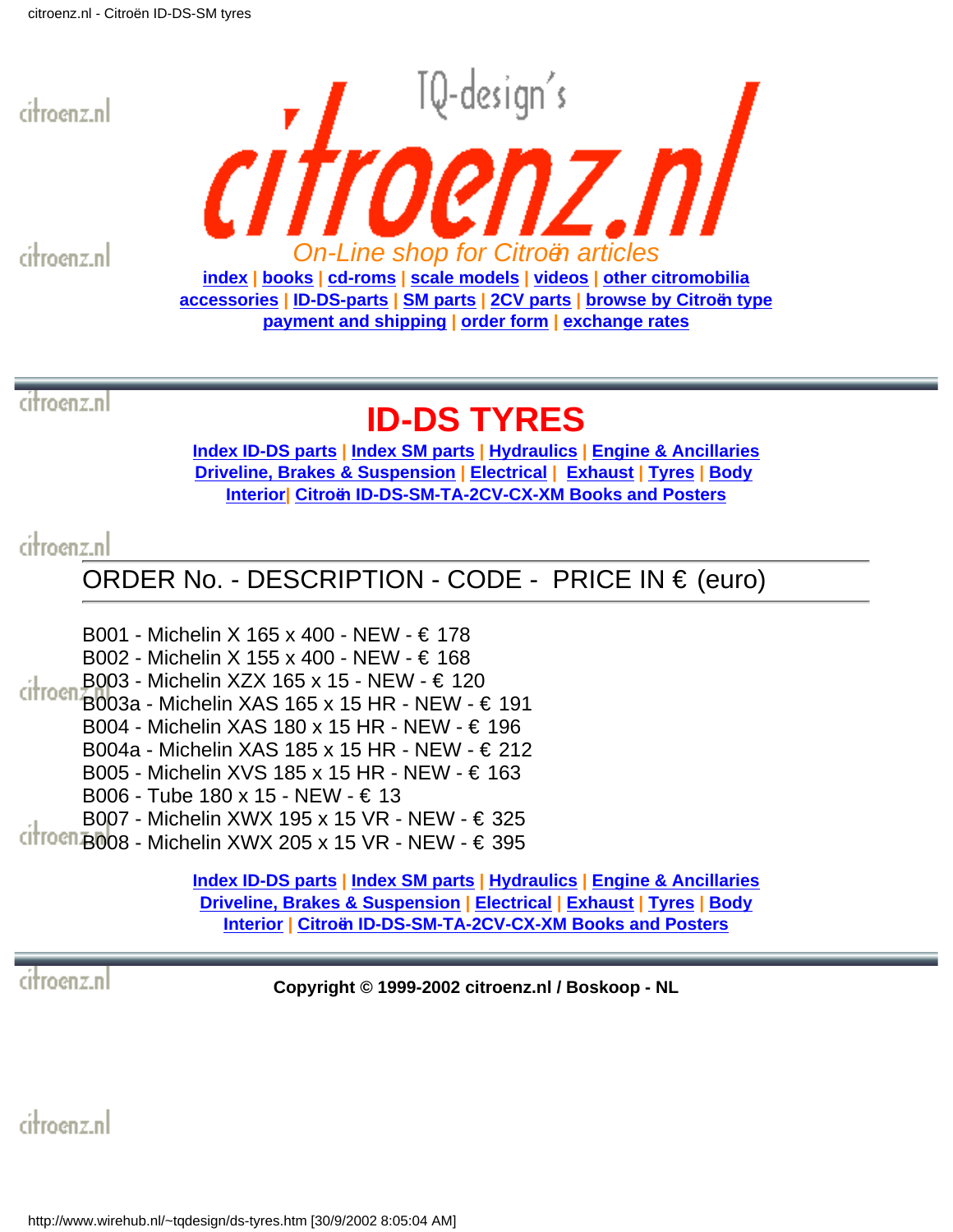TQ-design's

# citroenz.nl

*On-Line shop for Citroën articles*

index | books | cd-roms | scale models | videos | other citromobilia
accessories | ID-DS-parts | SM parts | 2CV parts | browse by Citroën type
payment and shipping | order form | exchange rates

# ID-DS TYRES

Index ID-DS parts | Index SM parts | Hydraulics | Engine & Ancillaries
Driveline, Brakes & Suspension | Electrical | Exhaust | Tyres | Body
Interior | Citroën ID-DS-SM-TA-2CV-CX-XM Books and Posters

ORDER No. - DESCRIPTION - CODE - PRICE IN € (euro)

B001 - Michelin X 165 x 400 - NEW - € 178
B002 - Michelin X 155 x 400 - NEW - € 168
B003 - Michelin XZX 165 x 15 - NEW - € 120
B003a - Michelin XAS 165 x 15 HR - NEW - € 191
B004 - Michelin XAS 180 x 15 HR - NEW - € 196
B004a - Michelin XAS 185 x 15 HR - NEW - € 212
B005 - Michelin XVS 185 x 15 HR - NEW - € 163
B006 - Tube 180 x 15 - NEW - € 13
B007 - Michelin XWX 195 x 15 VR - NEW - € 325
B008 - Michelin XWX 205 x 15 VR - NEW - € 395

Index ID-DS parts | Index SM parts | Hydraulics | Engine & Ancillaries
Driveline, Brakes & Suspension | Electrical | Exhaust | Tyres | Body
Interior | Citroën ID-DS-SM-TA-2CV-CX-XM Books and Posters

**Copyright © 1999-2002 citroenz.nl / Boskoop - NL**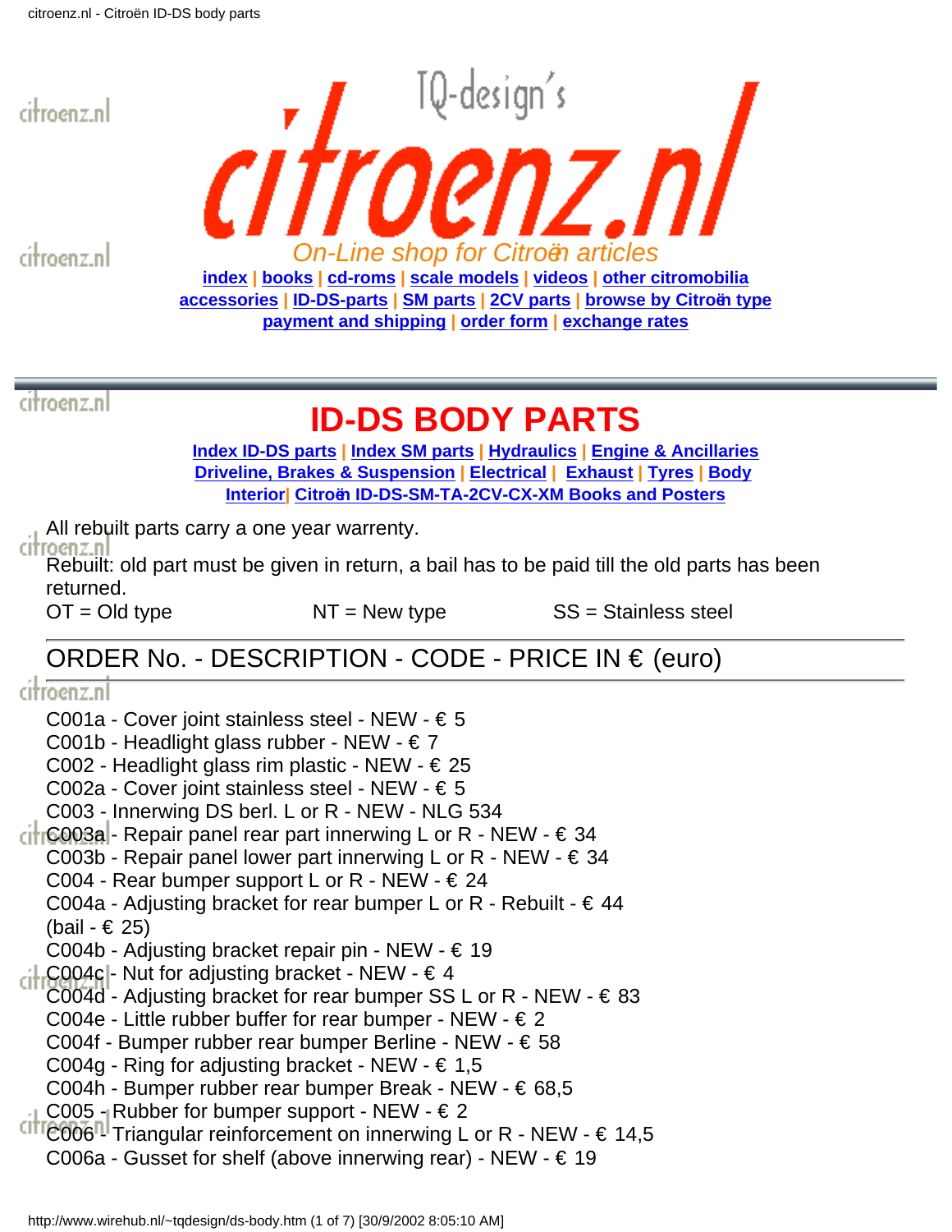TQ-design's

# citroenz.nl

*On-Line shop for Citroën articles*

index | books | cd-roms | scale models | videos | other citromobilia
accessories | ID-DS-parts | SM parts | 2CV parts | browse by Citroën type
payment and shipping | order form | exchange rates

## ID-DS BODY PARTS

Index ID-DS parts | Index SM parts | Hydraulics | Engine & Ancillaries
Driveline, Brakes & Suspension | Electrical | Exhaust | Tyres | Body
Interior| Citroën ID-DS-SM-TA-2CV-CX-XM Books and Posters

All rebuilt parts carry a one year warrenty.

Rebuilt: old part must be given in return, a bail has to be paid till the old parts has been returned.

OT = Old type NT = New type SS = Stainless steel

---

ORDER No. - DESCRIPTION - CODE - PRICE IN € (euro)

---

C001a - Cover joint stainless steel - NEW - € 5
C001b - Headlight glass rubber - NEW - € 7
C002 - Headlight glass rim plastic - NEW - € 25
C002a - Cover joint stainless steel - NEW - € 5
C003 - Innerwing DS berl. L or R - NEW - NLG 534
C003a - Repair panel rear part innerwing L or R - NEW - € 34
C003b - Repair panel lower part innerwing L or R - NEW - € 34
C004 - Rear bumper support L or R - NEW - € 24
C004a - Adjusting bracket for rear bumper L or R - Rebuilt - € 44 (bail - € 25)
C004b - Adjusting bracket repair pin - NEW - € 19
C004c - Nut for adjusting bracket - NEW - € 4
C004d - Adjusting bracket for rear bumper SS L or R - NEW - € 83
C004e - Little rubber buffer for rear bumper - NEW - € 2
C004f - Bumper rubber rear bumper Berline - NEW - € 58
C004g - Ring for adjusting bracket - NEW - € 1,5
C004h - Bumper rubber rear bumper Break - NEW - € 68,5
C005 - Rubber for bumper support - NEW - € 2
C006 - Triangular reinforcement on innerwing L or R - NEW - € 14,5
C006a - Gusset for shelf (above innerwing rear) - NEW - € 19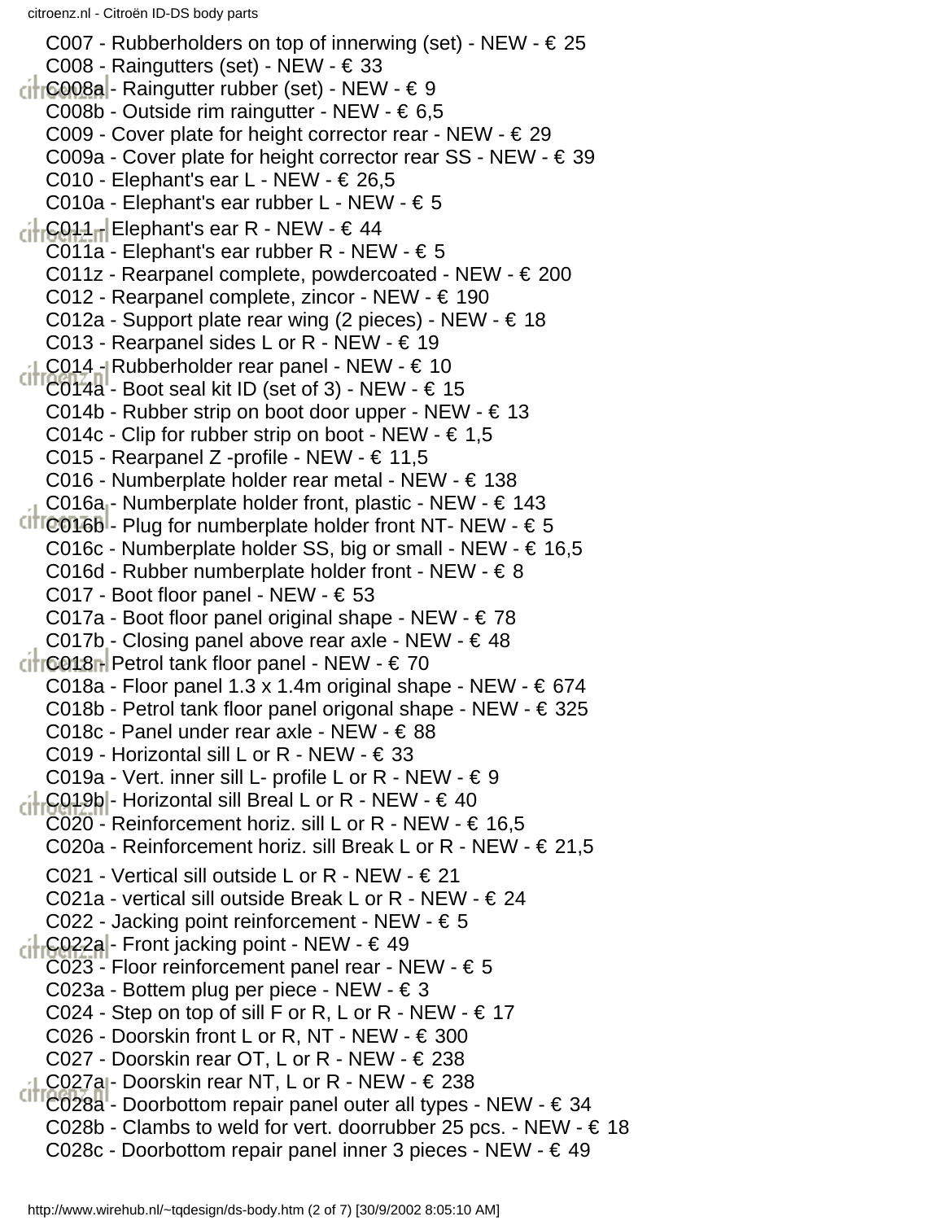C007 - Rubberholders on top of innerwing (set) - NEW - € 25
C008 - Raingutters (set) - NEW - € 33
C008a - Raingutter rubber (set) - NEW - € 9
C008b - Outside rim raingutter - NEW - € 6,5
C009 - Cover plate for height corrector rear - NEW - € 29
C009a - Cover plate for height corrector rear SS - NEW - € 39
C010 - Elephant's ear L - NEW - € 26,5
C010a - Elephant's ear rubber L - NEW - € 5
C011 - Elephant's ear R - NEW - € 44
C011a - Elephant's ear rubber R - NEW - € 5
C011z - Rearpanel complete, powdercoated - NEW - € 200
C012 - Rearpanel complete, zincor - NEW - € 190
C012a - Support plate rear wing (2 pieces) - NEW - € 18
C013 - Rearpanel sides L or R - NEW - € 19
C014 - Rubberholder rear panel - NEW - € 10
C014a - Boot seal kit ID (set of 3) - NEW - € 15
C014b - Rubber strip on boot door upper - NEW - € 13
C014c - Clip for rubber strip on boot - NEW - € 1,5
C015 - Rearpanel Z -profile - NEW - € 11,5
C016 - Numberplate holder rear metal - NEW - € 138
C016a - Numberplate holder front, plastic - NEW - € 143
C016b - Plug for numberplate holder front NT- NEW - € 5
C016c - Numberplate holder SS, big or small - NEW - € 16,5
C016d - Rubber numberplate holder front - NEW - € 8
C017 - Boot floor panel - NEW - € 53
C017a - Boot floor panel original shape - NEW - € 78
C017b - Closing panel above rear axle - NEW - € 48
C018 - Petrol tank floor panel - NEW - € 70
C018a - Floor panel 1.3 x 1.4m original shape - NEW - € 674
C018b - Petrol tank floor panel origonal shape - NEW - € 325
C018c - Panel under rear axle - NEW - € 88
C019 - Horizontal sill L or R - NEW - € 33
C019a - Vert. inner sill L- profile L or R - NEW - € 9
C019b - Horizontal sill Breal L or R - NEW - € 40
C020 - Reinforcement horiz. sill L or R - NEW - € 16,5
C020a - Reinforcement horiz. sill Break L or R - NEW - € 21,5
C021 - Vertical sill outside L or R - NEW - € 21
C021a - vertical sill outside Break L or R - NEW - € 24
C022 - Jacking point reinforcement - NEW - € 5
C022a - Front jacking point - NEW - € 49
C023 - Floor reinforcement panel rear - NEW - € 5
C023a - Bottem plug per piece - NEW - € 3
C024 - Step on top of sill F or R, L or R - NEW - € 17
C026 - Doorskin front L or R, NT - NEW - € 300
C027 - Doorskin rear OT, L or R - NEW - € 238
C027a - Doorskin rear NT, L or R - NEW - € 238
C028a - Doorbottom repair panel outer all types - NEW - € 34
C028b - Clambs to weld for vert. doorrubber 25 pcs. - NEW - € 18
C028c - Doorbottom repair panel inner 3 pieces - NEW - € 49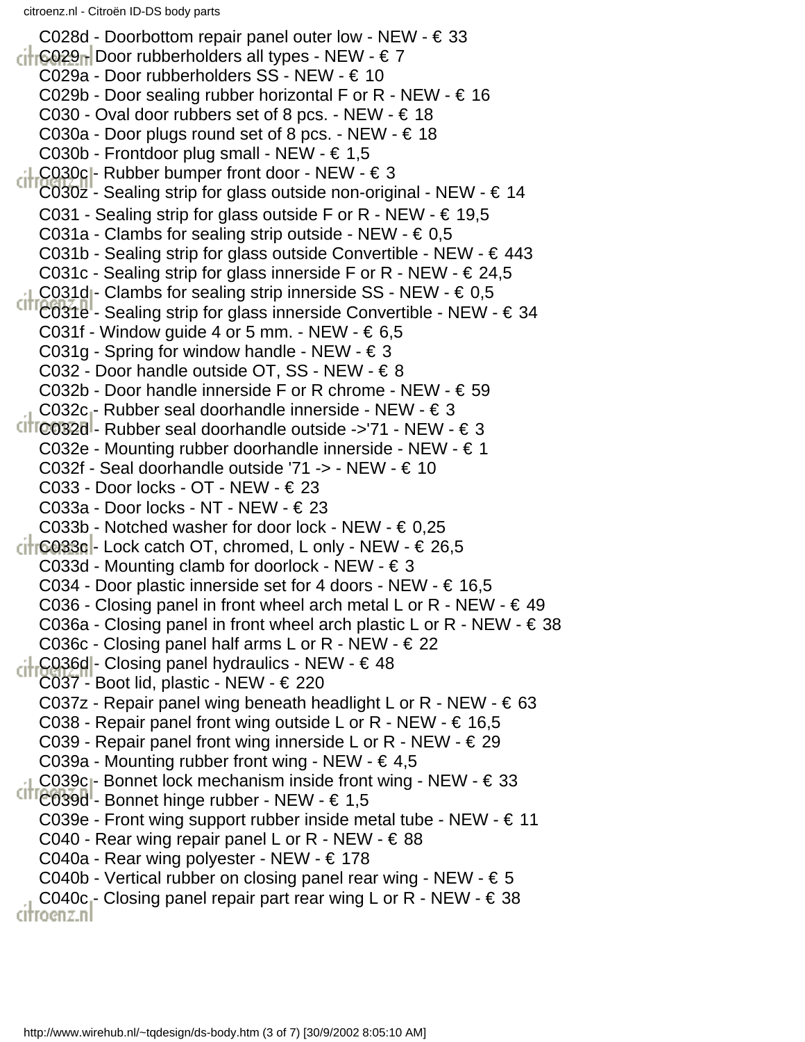C028d - Doorbottom repair panel outer low - NEW - € 33
C029 - Door rubberholders all types - NEW - € 7
C029a - Door rubberholders SS - NEW - € 10
C029b - Door sealing rubber horizontal F or R - NEW - € 16
C030 - Oval door rubbers set of 8 pcs. - NEW - € 18
C030a - Door plugs round set of 8 pcs. - NEW - € 18
C030b - Frontdoor plug small - NEW - € 1,5
C030c - Rubber bumper front door - NEW - € 3
C030z - Sealing strip for glass outside non-original - NEW - € 14
C031 - Sealing strip for glass outside F or R - NEW - € 19,5
C031a - Clambs for sealing strip outside - NEW - € 0,5
C031b - Sealing strip for glass outside Convertible - NEW - € 443
C031c - Sealing strip for glass innerside F or R - NEW - € 24,5
C031d - Clambs for sealing strip innerside SS - NEW - € 0,5
C031e - Sealing strip for glass innerside Convertible - NEW - € 34
C031f - Window guide 4 or 5 mm. - NEW - € 6,5
C031g - Spring for window handle - NEW - € 3
C032 - Door handle outside OT, SS - NEW - € 8
C032b - Door handle innerside F or R chrome - NEW - € 59
C032c - Rubber seal doorhandle innerside - NEW - € 3
C032d - Rubber seal doorhandle outside ->'71 - NEW - € 3
C032e - Mounting rubber doorhandle innerside - NEW - € 1
C032f - Seal doorhandle outside '71 -> - NEW - € 10
C033 - Door locks - OT - NEW - € 23
C033a - Door locks - NT - NEW - € 23
C033b - Notched washer for door lock - NEW - € 0,25
C033c - Lock catch OT, chromed, L only - NEW - € 26,5
C033d - Mounting clamb for doorlock - NEW - € 3
C034 - Door plastic innerside set for 4 doors - NEW - € 16,5
C036 - Closing panel in front wheel arch metal L or R - NEW - € 49
C036a - Closing panel in front wheel arch plastic L or R - NEW - € 38
C036c - Closing panel half arms L or R - NEW - € 22
C036d - Closing panel hydraulics - NEW - € 48
C037 - Boot lid, plastic - NEW - € 220
C037z - Repair panel wing beneath headlight L or R - NEW - € 63
C038 - Repair panel front wing outside L or R - NEW - € 16,5
C039 - Repair panel front wing innerside L or R - NEW - € 29
C039a - Mounting rubber front wing - NEW - € 4,5
C039c - Bonnet lock mechanism inside front wing - NEW - € 33
C039d - Bonnet hinge rubber - NEW - € 1,5
C039e - Front wing support rubber inside metal tube - NEW - € 11
C040 - Rear wing repair panel L or R - NEW - € 88
C040a - Rear wing polyester - NEW - € 178
C040b - Vertical rubber on closing panel rear wing - NEW - € 5
C040c - Closing panel repair part rear wing L or R - NEW - € 38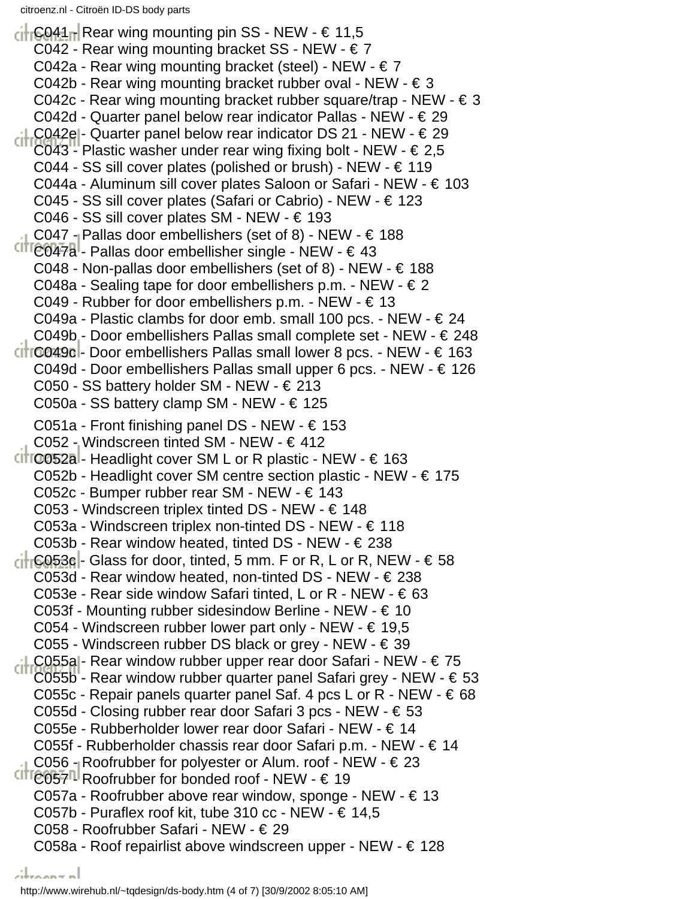C041 - Rear wing mounting pin SS - NEW - € 11,5
C042 - Rear wing mounting bracket SS - NEW - € 7
C042a - Rear wing mounting bracket (steel) - NEW - € 7
C042b - Rear wing mounting bracket rubber oval - NEW - € 3
C042c - Rear wing mounting bracket rubber square/trap - NEW - € 3
C042d - Quarter panel below rear indicator Pallas - NEW - € 29
C042e - Quarter panel below rear indicator DS 21 - NEW - € 29
C043 - Plastic washer under rear wing fixing bolt - NEW - € 2,5
C044 - SS sill cover plates (polished or brush) - NEW - € 119
C044a - Aluminum sill cover plates Saloon or Safari - NEW - € 103
C045 - SS sill cover plates (Safari or Cabrio) - NEW - € 123
C046 - SS sill cover plates SM - NEW - € 193
C047 - Pallas door embellishers (set of 8) - NEW - € 188
C047a - Pallas door embellisher single - NEW - € 43
C048 - Non-pallas door embellishers (set of 8) - NEW - € 188
C048a - Sealing tape for door embellishers p.m. - NEW - € 2
C049 - Rubber for door embellishers p.m. - NEW - € 13
C049a - Plastic clambs for door emb. small 100 pcs. - NEW - € 24
C049b - Door embellishers Pallas small complete set - NEW - € 248
C049c - Door embellishers Pallas small lower 8 pcs. - NEW - € 163
C049d - Door embellishers Pallas small upper 6 pcs. - NEW - € 126
C050 - SS battery holder SM - NEW - € 213
C050a - SS battery clamp SM - NEW - € 125

C051a - Front finishing panel DS - NEW - € 153
C052 - Windscreen tinted SM - NEW - € 412
C052a - Headlight cover SM L or R plastic - NEW - € 163
C052b - Headlight cover SM centre section plastic - NEW - € 175
C052c - Bumper rubber rear SM - NEW - € 143
C053 - Windscreen triplex tinted DS - NEW - € 148
C053a - Windscreen triplex non-tinted DS - NEW - € 118
C053b - Rear window heated, tinted DS - NEW - € 238
C053c - Glass for door, tinted, 5 mm. F or R, L or R, NEW - € 58
C053d - Rear window heated, non-tinted DS - NEW - € 238
C053e - Rear side window Safari tinted, L or R - NEW - € 63
C053f - Mounting rubber sidesindow Berline - NEW - € 10
C054 - Windscreen rubber lower part only - NEW - € 19,5
C055 - Windscreen rubber DS black or grey - NEW - € 39
C055a - Rear window rubber upper rear door Safari - NEW - € 75
C055b - Rear window rubber quarter panel Safari grey - NEW - € 53
C055c - Repair panels quarter panel Saf. 4 pcs L or R - NEW - € 68
C055d - Closing rubber rear door Safari 3 pcs - NEW - € 53
C055e - Rubberholder lower rear door Safari - NEW - € 14
C055f - Rubberholder chassis rear door Safari p.m. - NEW - € 14
C056 - Roofrubber for polyester or Alum. roof - NEW - € 23
C057 - Roofrubber for bonded roof - NEW - € 19
C057a - Roofrubber above rear window, sponge - NEW - € 13
C057b - Puraflex roof kit, tube 310 cc - NEW - € 14,5
C058 - Roofrubber Safari - NEW - € 29
C058a - Roof repairlist above windscreen upper - NEW - € 128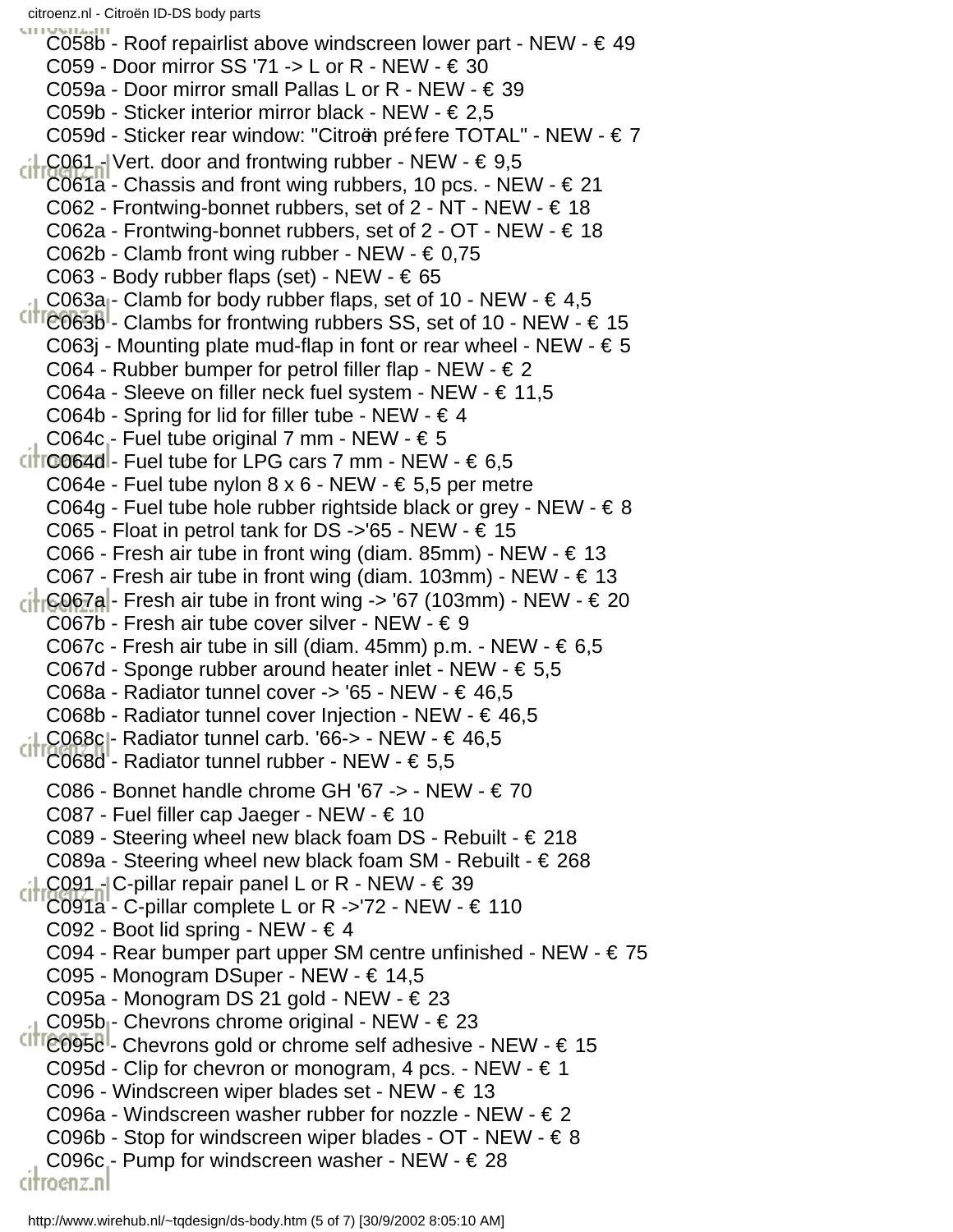C058b - Roof repairlist above windscreen lower part - NEW - € 49
C059 - Door mirror SS '71 -> L or R - NEW - € 30
C059a - Door mirror small Pallas L or R - NEW - € 39
C059b - Sticker interior mirror black - NEW - € 2,5
C059d - Sticker rear window: "Citroën préfere TOTAL" - NEW - € 7
C061 - Vert. door and frontwing rubber - NEW - € 9,5
C061a - Chassis and front wing rubbers, 10 pcs. - NEW - € 21
C062 - Frontwing-bonnet rubbers, set of 2 - NT - NEW - € 18
C062a - Frontwing-bonnet rubbers, set of 2 - OT - NEW - € 18
C062b - Clamb front wing rubber - NEW - € 0,75
C063 - Body rubber flaps (set) - NEW - € 65
C063a - Clamb for body rubber flaps, set of 10 - NEW - € 4,5
C063b - Clambs for frontwing rubbers SS, set of 10 - NEW - € 15
C063j - Mounting plate mud-flap in font or rear wheel - NEW - € 5
C064 - Rubber bumper for petrol filler flap - NEW - € 2
C064a - Sleeve on filler neck fuel system - NEW - € 11,5
C064b - Spring for lid for filler tube - NEW - € 4
C064c - Fuel tube original 7 mm - NEW - € 5
C064d - Fuel tube for LPG cars 7 mm - NEW - € 6,5
C064e - Fuel tube nylon 8 x 6 - NEW - € 5,5 per metre
C064g - Fuel tube hole rubber rightside black or grey - NEW - € 8
C065 - Float in petrol tank for DS ->'65 - NEW - € 15
C066 - Fresh air tube in front wing (diam. 85mm) - NEW - € 13
C067 - Fresh air tube in front wing (diam. 103mm) - NEW - € 13
C067a - Fresh air tube in front wing -> '67 (103mm) - NEW - € 20
C067b - Fresh air tube cover silver - NEW - € 9
C067c - Fresh air tube in sill (diam. 45mm) p.m. - NEW - € 6,5
C067d - Sponge rubber around heater inlet - NEW - € 5,5
C068a - Radiator tunnel cover -> '65 - NEW - € 46,5
C068b - Radiator tunnel cover Injection - NEW - € 46,5
C068c - Radiator tunnel carb. '66-> - NEW - € 46,5
C068d - Radiator tunnel rubber - NEW - € 5,5
C086 - Bonnet handle chrome GH '67 -> - NEW - € 70
C087 - Fuel filler cap Jaeger - NEW - € 10
C089 - Steering wheel new black foam DS - Rebuilt - € 218
C089a - Steering wheel new black foam SM - Rebuilt - € 268
C091 - C-pillar repair panel L or R - NEW - € 39
C091a - C-pillar complete L or R ->'72 - NEW - € 110
C092 - Boot lid spring - NEW - € 4
C094 - Rear bumper part upper SM centre unfinished - NEW - € 75
C095 - Monogram DSuper - NEW - € 14,5
C095a - Monogram DS 21 gold - NEW - € 23
C095b - Chevrons chrome original - NEW - € 23
C095c - Chevrons gold or chrome self adhesive - NEW - € 15
C095d - Clip for chevron or monogram, 4 pcs. - NEW - € 1
C096 - Windscreen wiper blades set - NEW - € 13
C096a - Windscreen washer rubber for nozzle - NEW - € 2
C096b - Stop for windscreen wiper blades - OT - NEW - € 8
C096c - Pump for windscreen washer - NEW - € 28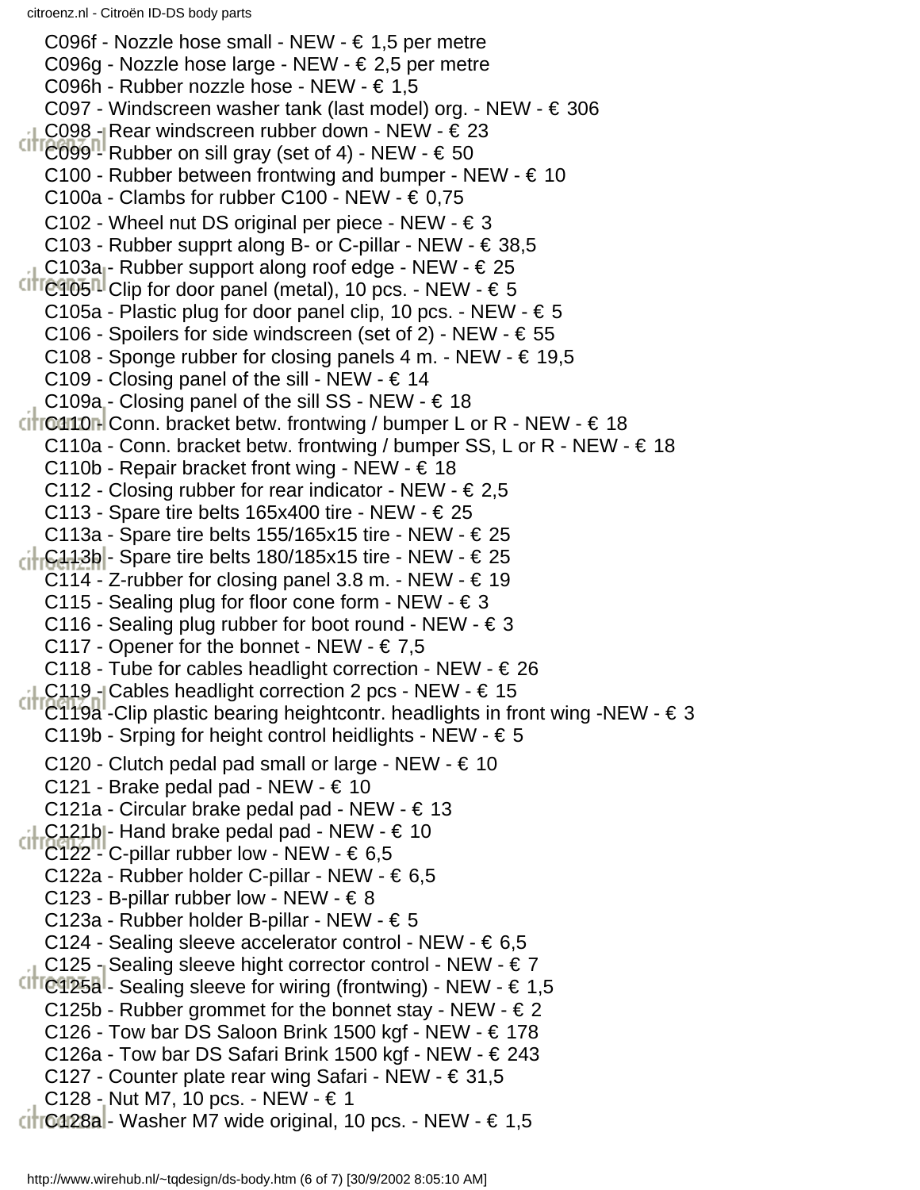C096f - Nozzle hose small - NEW - € 1,5 per metre
C096g - Nozzle hose large - NEW - € 2,5 per metre
C096h - Rubber nozzle hose - NEW - € 1,5
C097 - Windscreen washer tank (last model) org. - NEW - € 306
C098 - Rear windscreen rubber down - NEW - € 23
C099 - Rubber on sill gray (set of 4) - NEW - € 50
C100 - Rubber between frontwing and bumper - NEW - € 10
C100a - Clambs for rubber C100 - NEW - € 0,75
C102 - Wheel nut DS original per piece - NEW - € 3
C103 - Rubber supprt along B- or C-pillar - NEW - € 38,5
C103a - Rubber support along roof edge - NEW - € 25
C105 - Clip for door panel (metal), 10 pcs. - NEW - € 5
C105a - Plastic plug for door panel clip, 10 pcs. - NEW - € 5
C106 - Spoilers for side windscreen (set of 2) - NEW - € 55
C108 - Sponge rubber for closing panels 4 m. - NEW - € 19,5
C109 - Closing panel of the sill - NEW - € 14
C109a - Closing panel of the sill SS - NEW - € 18
C110 - Conn. bracket betw. frontwing / bumper L or R - NEW - € 18
C110a - Conn. bracket betw. frontwing / bumper SS, L or R - NEW - € 18
C110b - Repair bracket front wing - NEW - € 18
C112 - Closing rubber for rear indicator - NEW - € 2,5
C113 - Spare tire belts 165x400 tire - NEW - € 25
C113a - Spare tire belts 155/165x15 tire - NEW - € 25
C113b - Spare tire belts 180/185x15 tire - NEW - € 25
C114 - Z-rubber for closing panel 3.8 m. - NEW - € 19
C115 - Sealing plug for floor cone form - NEW - € 3
C116 - Sealing plug rubber for boot round - NEW - € 3
C117 - Opener for the bonnet - NEW - € 7,5
C118 - Tube for cables headlight correction - NEW - € 26
C119 - Cables headlight correction 2 pcs - NEW - € 15
C119a -Clip plastic bearing heightcontr. headlights in front wing -NEW - € 3
C119b - Srping for height control heidlights - NEW - € 5
C120 - Clutch pedal pad small or large - NEW - € 10
C121 - Brake pedal pad - NEW - € 10
C121a - Circular brake pedal pad - NEW - € 13
C121b - Hand brake pedal pad - NEW - € 10
C122 - C-pillar rubber low - NEW - € 6,5
C122a - Rubber holder C-pillar - NEW - € 6,5
C123 - B-pillar rubber low - NEW - € 8
C123a - Rubber holder B-pillar - NEW - € 5
C124 - Sealing sleeve accelerator control - NEW - € 6,5
C125 - Sealing sleeve hight corrector control - NEW - € 7
C125a - Sealing sleeve for wiring (frontwing) - NEW - € 1,5
C125b - Rubber grommet for the bonnet stay - NEW - € 2
C126 - Tow bar DS Saloon Brink 1500 kgf - NEW - € 178
C126a - Tow bar DS Safari Brink 1500 kgf - NEW - € 243
C127 - Counter plate rear wing Safari - NEW - € 31,5
C128 - Nut M7, 10 pcs. - NEW - € 1
C128a - Washer M7 wide original, 10 pcs. - NEW - € 1,5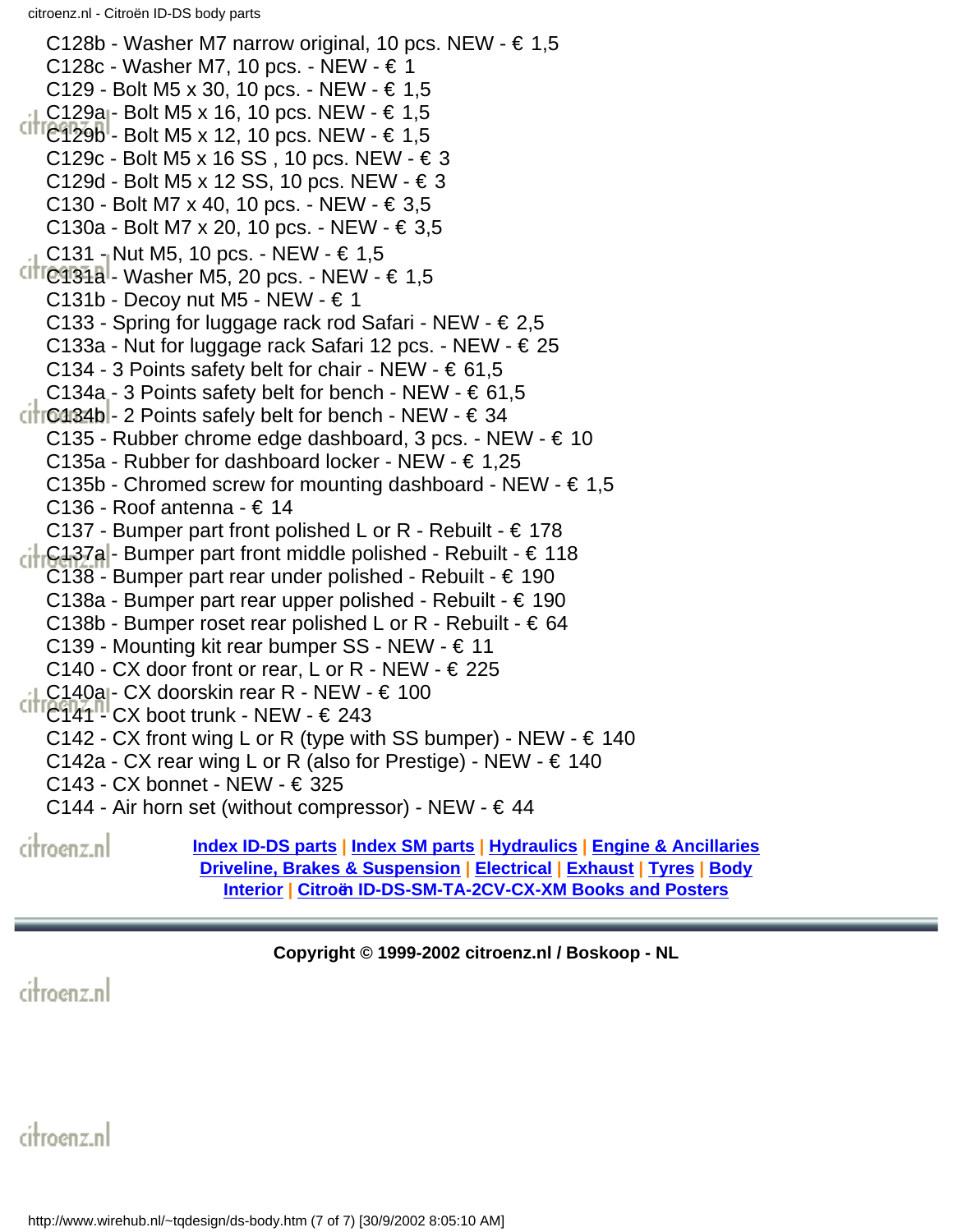C128b - Washer M7 narrow original, 10 pcs. NEW - € 1,5
C128c - Washer M7, 10 pcs. - NEW - € 1
C129 - Bolt M5 x 30, 10 pcs. - NEW - € 1,5
C129a - Bolt M5 x 16, 10 pcs. NEW - € 1,5
C129b - Bolt M5 x 12, 10 pcs. NEW - € 1,5
C129c - Bolt M5 x 16 SS , 10 pcs. NEW - € 3
C129d - Bolt M5 x 12 SS, 10 pcs. NEW - € 3
C130 - Bolt M7 x 40, 10 pcs. - NEW - € 3,5
C130a - Bolt M7 x 20, 10 pcs. - NEW - € 3,5
C131 - Nut M5, 10 pcs. - NEW - € 1,5
C131a - Washer M5, 20 pcs. - NEW - € 1,5
C131b - Decoy nut M5 - NEW - € 1
C133 - Spring for luggage rack rod Safari - NEW - € 2,5
C133a - Nut for luggage rack Safari 12 pcs. - NEW - € 25
C134 - 3 Points safety belt for chair - NEW - € 61,5
C134a - 3 Points safety belt for bench - NEW - € 61,5
C134b - 2 Points safely belt for bench - NEW - € 34
C135 - Rubber chrome edge dashboard, 3 pcs. - NEW - € 10
C135a - Rubber for dashboard locker - NEW - € 1,25
C135b - Chromed screw for mounting dashboard - NEW - € 1,5
C136 - Roof antenna - € 14
C137 - Bumper part front polished L or R - Rebuilt - € 178
C137a - Bumper part front middle polished - Rebuilt - € 118
C138 - Bumper part rear under polished - Rebuilt - € 190
C138a - Bumper part rear upper polished - Rebuilt - € 190
C138b - Bumper roset rear polished L or R - Rebuilt - € 64
C139 - Mounting kit rear bumper SS - NEW - € 11
C140 - CX door front or rear, L or R - NEW - € 225
C140a - CX doorskin rear R - NEW - € 100
C141 - CX boot trunk - NEW - € 243
C142 - CX front wing L or R (type with SS bumper) - NEW - € 140
C142a - CX rear wing L or R (also for Prestige) - NEW - € 140
C143 - CX bonnet - NEW - € 325
C144 - Air horn set (without compressor) - NEW - € 44

**Index ID-DS parts** | **Index SM parts** | **Hydraulics** | **Engine & Ancillaries** | **Driveline, Brakes & Suspension** | **Electrical** | **Exhaust** | **Tyres** | **Body** | **Interior** | **Citroën ID-DS-SM-TA-2CV-CX-XM Books and Posters**

**Copyright © 1999-2002 citroenz.nl / Boskoop - NL**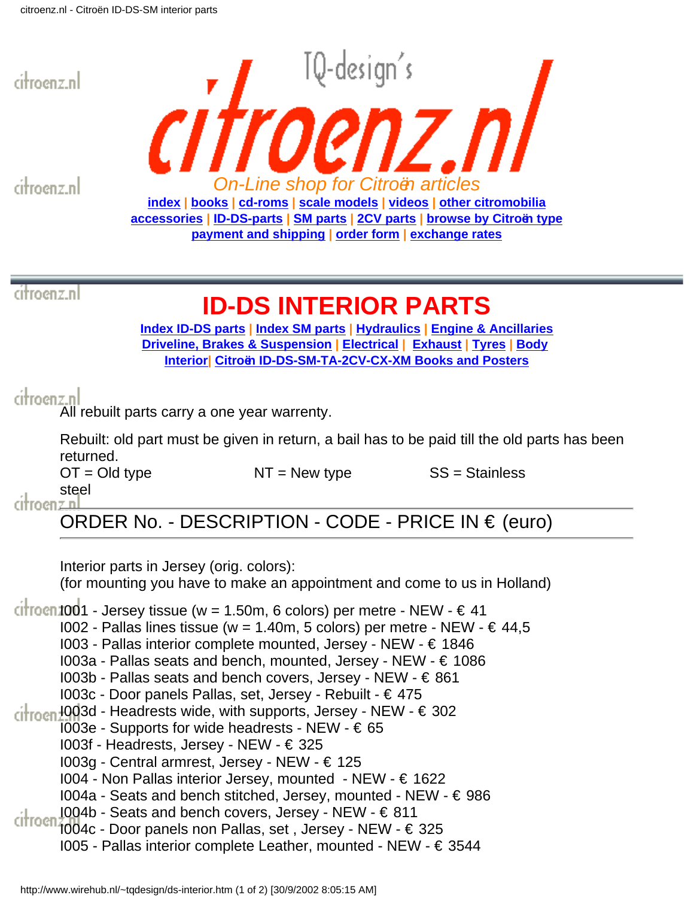On-Line shop for Citroën articles

index | books | cd-roms | scale models | videos | other citromobilia
accessories | ID-DS-parts | SM parts | 2CV parts | browse by Citroën type
payment and shipping | order form | exchange rates

# ID-DS INTERIOR PARTS

Index ID-DS parts | Index SM parts | Hydraulics | Engine & Ancillaries
Driveline, Brakes & Suspension | Electrical | Exhaust | Tyres | Body
Interior| Citroën ID-DS-SM-TA-2CV-CX-XM Books and Posters

All rebuilt parts carry a one year warrenty.

Rebuilt: old part must be given in return, a bail has to be paid till the old parts has been returned.

OT = Old type NT = New type SS = Stainless steel

---

## ORDER No. - DESCRIPTION - CODE - PRICE IN € (euro)

---

Interior parts in Jersey (orig. colors):
(for mounting you have to make an appointment and come to us in Holland)

I001 - Jersey tissue (w = 1.50m, 6 colors) per metre - NEW - € 41
I002 - Pallas lines tissue (w = 1.40m, 5 colors) per metre - NEW - € 44,5
I003 - Pallas interior complete mounted, Jersey - NEW - € 1846
I003a - Pallas seats and bench, mounted, Jersey - NEW - € 1086
I003b - Pallas seats and bench covers, Jersey - NEW - € 861
I003c - Door panels Pallas, set, Jersey - Rebuilt - € 475
I003d - Headrests wide, with supports, Jersey - NEW - € 302
I003e - Supports for wide headrests - NEW - € 65
I003f - Headrests, Jersey - NEW - € 325
I003g - Central armrest, Jersey - NEW - € 125
I004 - Non Pallas interior Jersey, mounted - NEW - € 1622
I004a - Seats and bench stitched, Jersey, mounted - NEW - € 986
I004b - Seats and bench covers, Jersey - NEW - € 811
I004c - Door panels non Pallas, set , Jersey - NEW - € 325
I005 - Pallas interior complete Leather, mounted - NEW - € 3544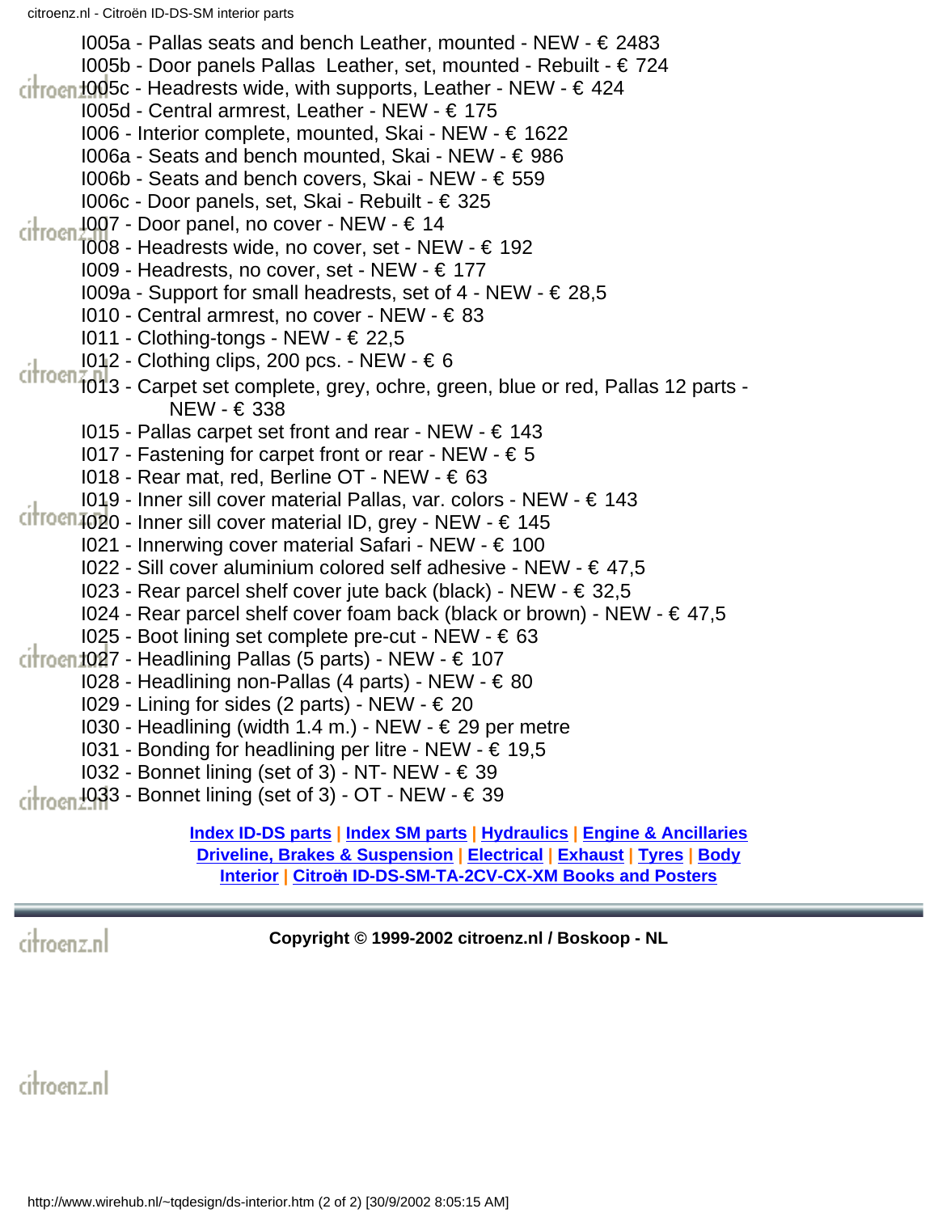I005a - Pallas seats and bench Leather, mounted - NEW - € 2483
I005b - Door panels Pallas Leather, set, mounted - Rebuilt - € 724
I005c - Headrests wide, with supports, Leather - NEW - € 424
I005d - Central armrest, Leather - NEW - € 175
I006 - Interior complete, mounted, Skai - NEW - € 1622
I006a - Seats and bench mounted, Skai - NEW - € 986
I006b - Seats and bench covers, Skai - NEW - € 559
I006c - Door panels, set, Skai - Rebuilt - € 325
I007 - Door panel, no cover - NEW - € 14
I008 - Headrests wide, no cover, set - NEW - € 192
I009 - Headrests, no cover, set - NEW - € 177
I009a - Support for small headrests, set of 4 - NEW - € 28,5
I010 - Central armrest, no cover - NEW - € 83
I011 - Clothing-tongs - NEW - € 22,5
I012 - Clothing clips, 200 pcs. - NEW - € 6
I013 - Carpet set complete, grey, ochre, green, blue or red, Pallas 12 parts - NEW - € 338
I015 - Pallas carpet set front and rear - NEW - € 143
I017 - Fastening for carpet front or rear - NEW - € 5
I018 - Rear mat, red, Berline OT - NEW - € 63
I019 - Inner sill cover material Pallas, var. colors - NEW - € 143
I020 - Inner sill cover material ID, grey - NEW - € 145
I021 - Innerwing cover material Safari - NEW - € 100
I022 - Sill cover aluminium colored self adhesive - NEW - € 47,5
I023 - Rear parcel shelf cover jute back (black) - NEW - € 32,5
I024 - Rear parcel shelf cover foam back (black or brown) - NEW - € 47,5
I025 - Boot lining set complete pre-cut - NEW - € 63
I027 - Headlining Pallas (5 parts) - NEW - € 107
I028 - Headlining non-Pallas (4 parts) - NEW - € 80
I029 - Lining for sides (2 parts) - NEW - € 20
I030 - Headlining (width 1.4 m.) - NEW - € 29 per metre
I031 - Bonding for headlining per litre - NEW - € 19,5
I032 - Bonnet lining (set of 3) - NT- NEW - € 39
I033 - Bonnet lining (set of 3) - OT - NEW - € 39

**Index ID-DS parts** | **Index SM parts** | **Hydraulics** | **Engine & Ancillaries**
**Driveline, Brakes & Suspension** | **Electrical** | **Exhaust** | **Tyres** | **Body**
**Interior** | **Citroën ID-DS-SM-TA-2CV-CX-XM Books and Posters**

**Copyright © 1999-2002 citroenz.nl / Boskoop - NL**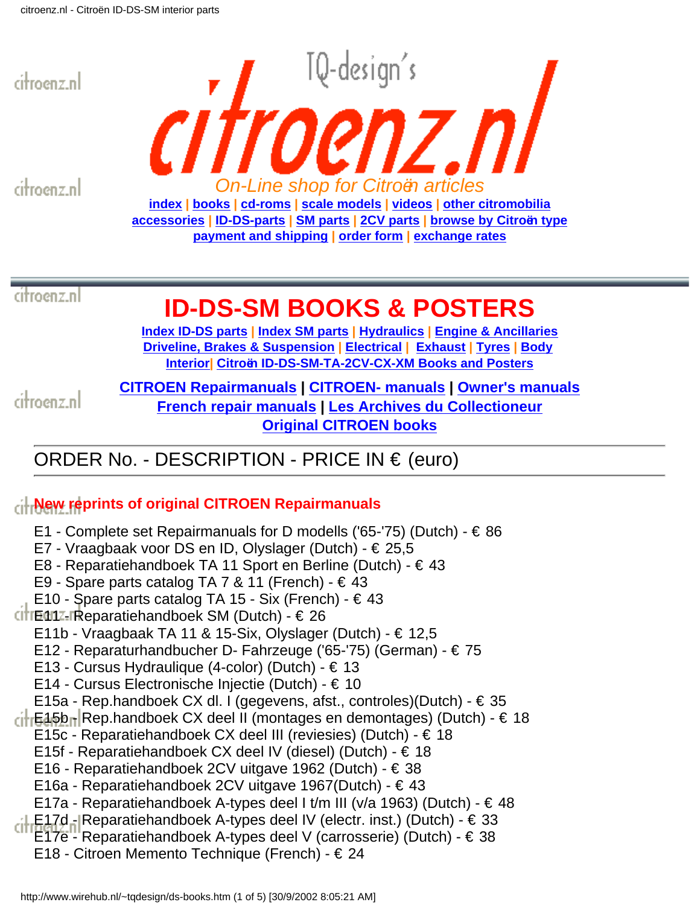TQ-design's

# citroenz.nl

*On-Line shop for Citroën articles*

**index | books | cd-roms | scale models | videos | other citromobilia**
**accessories | ID-DS-parts | SM parts | 2CV parts | browse by Citroën type**
**payment and shipping | order form | exchange rates**

# ID-DS-SM BOOKS & POSTERS

**Index ID-DS parts | Index SM parts | Hydraulics | Engine & Ancillaries**
**Driveline, Brakes & Suspension | Electrical | Exhaust | Tyres | Body**
**Interior | Citroën ID-DS-SM-TA-2CV-CX-XM Books and Posters**

**CITROEN Repairmanuals | CITROEN- manuals | Owner's manuals**
**French repair manuals | Les Archives du Collectioneur**
**Original CITROEN books**

## ORDER No. - DESCRIPTION - PRICE IN € (euro)

### New reprints of original CITROEN Repairmanuals

E1 - Complete set Repairmanuals for D modells ('65-'75) (Dutch) - € 86
E7 - Vraagbaak voor DS en ID, Olyslager (Dutch) - € 25,5
E8 - Reparatiehandboek TA 11 Sport en Berline (Dutch) - € 43
E9 - Spare parts catalog TA 7 & 11 (French) - € 43
E10 - Spare parts catalog TA 15 - Six (French) - € 43
E11 - Reparatiehandboek SM (Dutch) - € 26
E11b - Vraagbaak TA 11 & 15-Six, Olyslager (Dutch) - € 12,5
E12 - Reparaturhandbucher D- Fahrzeuge ('65-'75) (German) - € 75
E13 - Cursus Hydraulique (4-color) (Dutch) - € 13
E14 - Cursus Electronische Injectie (Dutch) - € 10
E15a - Rep.handboek CX dl. I (gegevens, afst., controles)(Dutch) - € 35
E15b - Rep.handboek CX deel II (montages en demontages) (Dutch) - € 18
E15c - Reparatiehandboek CX deel III (reviesies) (Dutch) - € 18
E15f - Reparatiehandboek CX deel IV (diesel) (Dutch) - € 18
E16 - Reparatiehandboek 2CV uitgave 1962 (Dutch) - € 38
E16a - Reparatiehandboek 2CV uitgave 1967(Dutch) - € 43
E17a - Reparatiehandboek A-types deel I t/m III (v/a 1963) (Dutch) - € 48
E17d - Reparatiehandboek A-types deel IV (electr. inst.) (Dutch) - € 33
E17e - Reparatiehandboek A-types deel V (carrosserie) (Dutch) - € 38
E18 - Citroen Memento Technique (French) - € 24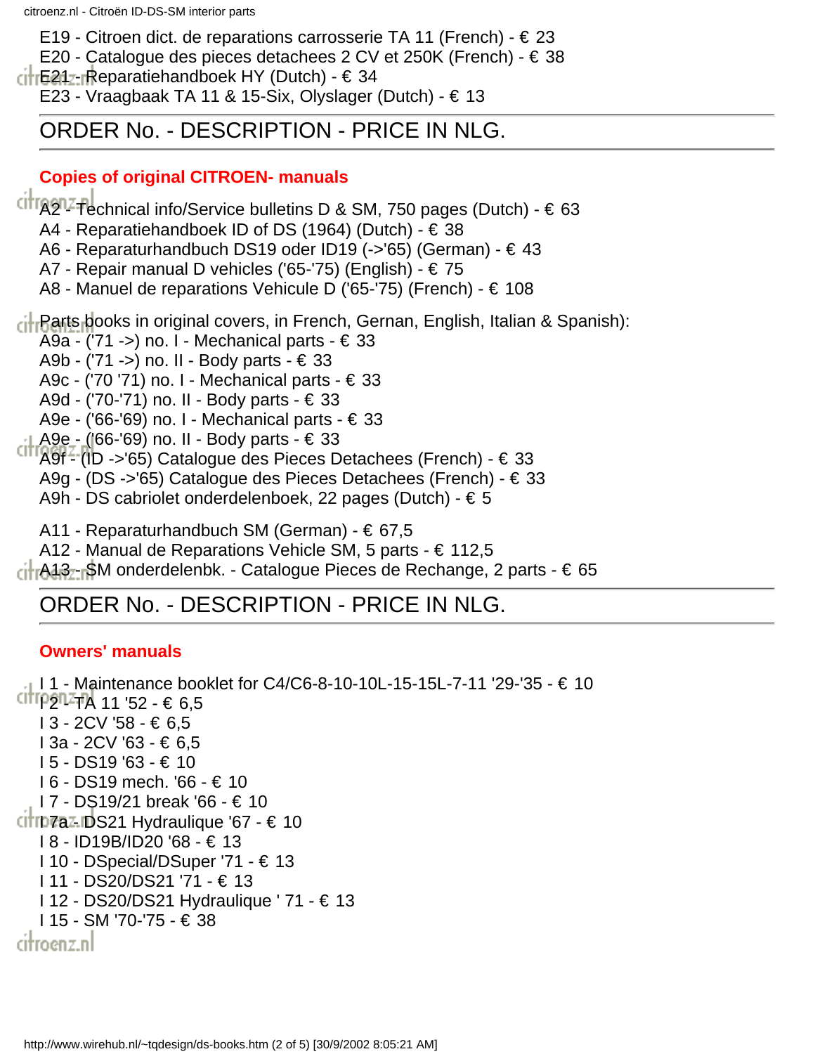E19 - Citroen dict. de reparations carrosserie TA 11 (French) - € 23
E20 - Catalogue des pieces detachees 2 CV et 250K (French) - € 38
E21 - Reparatiehandboek HY (Dutch) - € 34
E23 - Vraagbaak TA 11 & 15-Six, Olyslager (Dutch) - € 13

## ORDER No. - DESCRIPTION - PRICE IN NLG.

### Copies of original CITROEN- manuals

A2 - Technical info/Service bulletins D & SM, 750 pages (Dutch) - € 63
A4 - Reparatiehandboek ID of DS (1964) (Dutch) - € 38
A6 - Reparaturhandbuch DS19 oder ID19 (->'65) (German) - € 43
A7 - Repair manual D vehicles ('65-'75) (English) - € 75
A8 - Manuel de reparations Vehicule D ('65-'75) (French) - € 108

Parts books in original covers, in French, Gernan, English, Italian & Spanish):
A9a - ('71 ->) no. I - Mechanical parts - € 33
A9b - ('71 ->) no. II - Body parts - € 33
A9c - ('70 '71) no. I - Mechanical parts - € 33
A9d - ('70-'71) no. II - Body parts - € 33
A9e - ('66-'69) no. I - Mechanical parts - € 33
A9e - ('66-'69) no. II - Body parts - € 33
A9f - (ID ->'65) Catalogue des Pieces Detachees (French) - € 33
A9g - (DS ->'65) Catalogue des Pieces Detachees (French) - € 33
A9h - DS cabriolet onderdelenboek, 22 pages (Dutch) - € 5

A11 - Reparaturhandbuch SM (German) - € 67,5
A12 - Manual de Reparations Vehicle SM, 5 parts - € 112,5
A13 - SM onderdelenbk. - Catalogue Pieces de Rechange, 2 parts - € 65

## ORDER No. - DESCRIPTION - PRICE IN NLG.

### Owners' manuals

I 1 - Maintenance booklet for C4/C6-8-10-10L-15-15L-7-11 '29-'35 - € 10
I 2 - TA 11 '52 - € 6,5
I 3 - 2CV '58 - € 6,5
I 3a - 2CV '63 - € 6,5
I 5 - DS19 '63 - € 10
I 6 - DS19 mech. '66 - € 10
I 7 - DS19/21 break '66 - € 10
I 7a - DS21 Hydraulique '67 - € 10
I 8 - ID19B/ID20 '68 - € 13
I 10 - DSpecial/DSuper '71 - € 13
I 11 - DS20/DS21 '71 - € 13
I 12 - DS20/DS21 Hydraulique ' 71 - € 13
I 15 - SM '70-'75 - € 38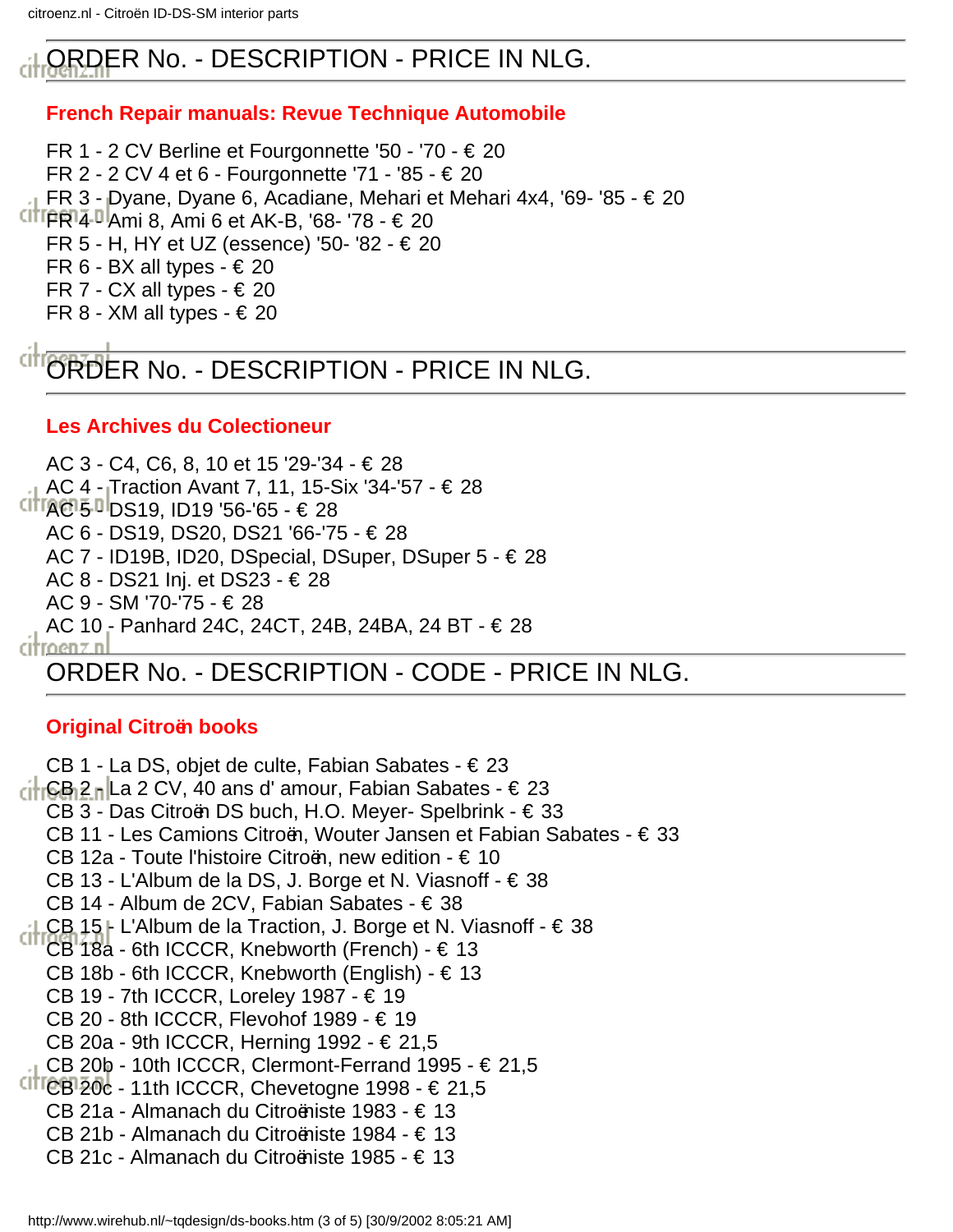## ORDER No. - DESCRIPTION - PRICE IN NLG.

**French Repair manuals: Revue Technique Automobile**

FR 1 - 2 CV Berline et Fourgonnette '50 - '70 - € 20
FR 2 - 2 CV 4 et 6 - Fourgonnette '71 - '85 - € 20
FR 3 - Dyane, Dyane 6, Acadiane, Mehari et Mehari 4x4, '69- '85 - € 20
FR 4 - Ami 8, Ami 6 et AK-B, '68- '78 - € 20
FR 5 - H, HY et UZ (essence) '50- '82 - € 20
FR 6 - BX all types - € 20
FR 7 - CX all types - € 20
FR 8 - XM all types - € 20

## ORDER No. - DESCRIPTION - PRICE IN NLG.

**Les Archives du Colectioneur**

AC 3 - C4, C6, 8, 10 et 15 '29-'34 - € 28
AC 4 - Traction Avant 7, 11, 15-Six '34-'57 - € 28
AC 5 - DS19, ID19 '56-'65 - € 28
AC 6 - DS19, DS20, DS21 '66-'75 - € 28
AC 7 - ID19B, ID20, DSpecial, DSuper, DSuper 5 - € 28
AC 8 - DS21 Inj. et DS23 - € 28
AC 9 - SM '70-'75 - € 28
AC 10 - Panhard 24C, 24CT, 24B, 24BA, 24 BT - € 28

## ORDER No. - DESCRIPTION - CODE - PRICE IN NLG.

**Original Citroën books**

CB 1 - La DS, objet de culte, Fabian Sabates - € 23
CB 2 - La 2 CV, 40 ans d' amour, Fabian Sabates - € 23
CB 3 - Das Citroën DS buch, H.O. Meyer- Spelbrink - € 33
CB 11 - Les Camions Citroën, Wouter Jansen et Fabian Sabates - € 33
CB 12a - Toute l'histoire Citroën, new edition - € 10
CB 13 - L'Album de la DS, J. Borge et N. Viasnoff - € 38
CB 14 - Album de 2CV, Fabian Sabates - € 38
CB 15 - L'Album de la Traction, J. Borge et N. Viasnoff - € 38
CB 18a - 6th ICCCR, Knebworth (French) - € 13
CB 18b - 6th ICCCR, Knebworth (English) - € 13
CB 19 - 7th ICCCR, Loreley 1987 - € 19
CB 20 - 8th ICCCR, Flevohof 1989 - € 19
CB 20a - 9th ICCCR, Herning 1992 - € 21,5
CB 20b - 10th ICCCR, Clermont-Ferrand 1995 - € 21,5
CB 20c - 11th ICCCR, Chevetogne 1998 - € 21,5
CB 21a - Almanach du Citroëniste 1983 - € 13
CB 21b - Almanach du Citroëniste 1984 - € 13
CB 21c - Almanach du Citroëniste 1985 - € 13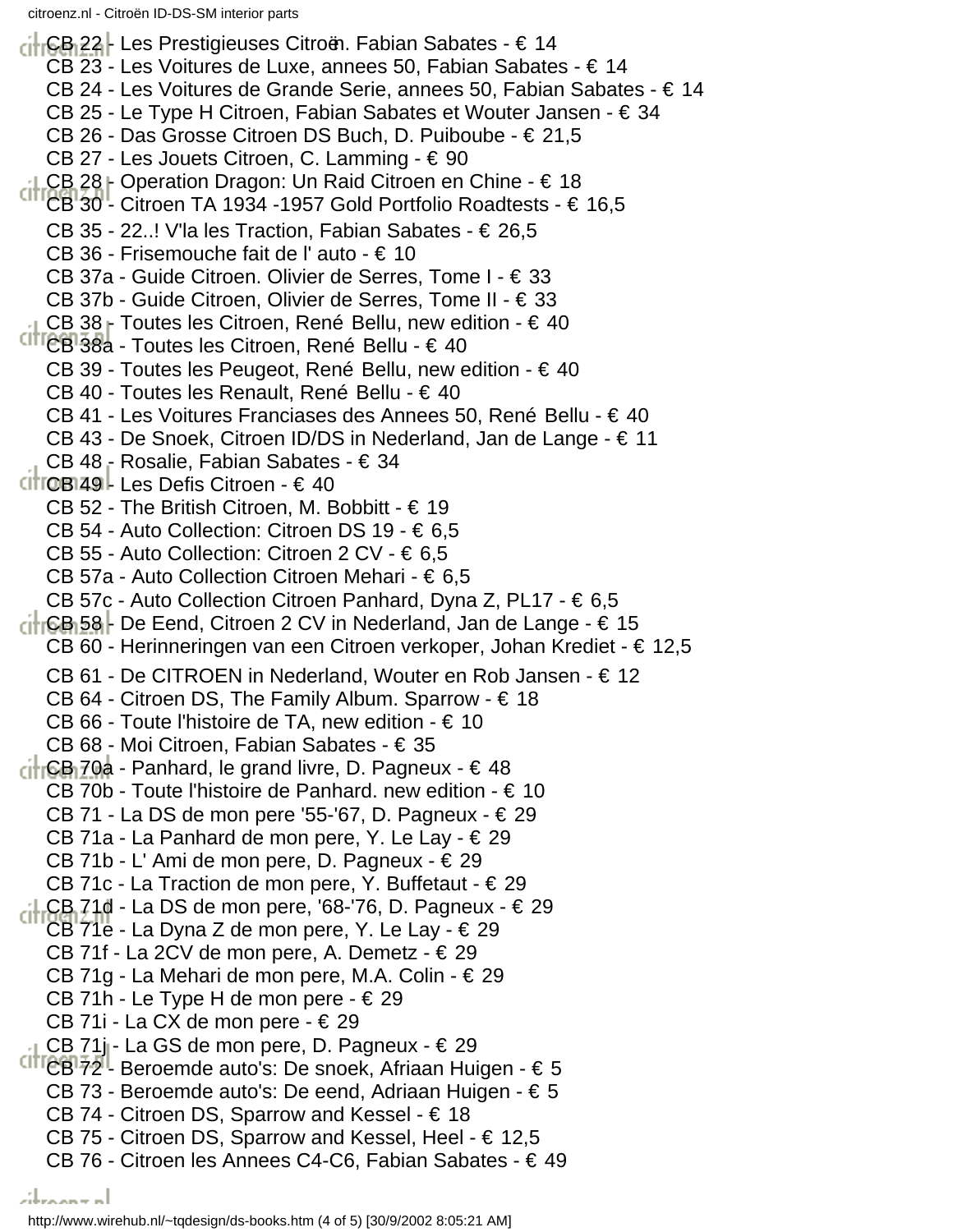CB 22 - Les Prestigieuses Citroën. Fabian Sabates - € 14
CB 23 - Les Voitures de Luxe, annees 50, Fabian Sabates - € 14
CB 24 - Les Voitures de Grande Serie, annees 50, Fabian Sabates - € 14
CB 25 - Le Type H Citroen, Fabian Sabates et Wouter Jansen - € 34
CB 26 - Das Grosse Citroen DS Buch, D. Puiboube - € 21,5
CB 27 - Les Jouets Citroen, C. Lamming - € 90
CB 28 - Operation Dragon: Un Raid Citroen en Chine - € 18
CB 30 - Citroen TA 1934 -1957 Gold Portfolio Roadtests - € 16,5
CB 35 - 22..! V'la les Traction, Fabian Sabates - € 26,5
CB 36 - Frisemouche fait de l' auto - € 10
CB 37a - Guide Citroen. Olivier de Serres, Tome I - € 33
CB 37b - Guide Citroen, Olivier de Serres, Tome II - € 33
CB 38 - Toutes les Citroen, René Bellu, new edition - € 40
CB 38a - Toutes les Citroen, René Bellu - € 40
CB 39 - Toutes les Peugeot, René Bellu, new edition - € 40
CB 40 - Toutes les Renault, René Bellu - € 40
CB 41 - Les Voitures Franciases des Annees 50, René Bellu - € 40
CB 43 - De Snoek, Citroen ID/DS in Nederland, Jan de Lange - € 11
CB 48 - Rosalie, Fabian Sabates - € 34
CB 49 - Les Defis Citroen - € 40
CB 52 - The British Citroen, M. Bobbitt - € 19
CB 54 - Auto Collection: Citroen DS 19 - € 6,5
CB 55 - Auto Collection: Citroen 2 CV - € 6,5
CB 57a - Auto Collection Citroen Mehari - € 6,5
CB 57c - Auto Collection Citroen Panhard, Dyna Z, PL17 - € 6,5
CB 58 - De Eend, Citroen 2 CV in Nederland, Jan de Lange - € 15
CB 60 - Herinneringen van een Citroen verkoper, Johan Krediet - € 12,5
CB 61 - De CITROEN in Nederland, Wouter en Rob Jansen - € 12
CB 64 - Citroen DS, The Family Album. Sparrow - € 18
CB 66 - Toute l'histoire de TA, new edition - € 10
CB 68 - Moi Citroen, Fabian Sabates - € 35
CB 70a - Panhard, le grand livre, D. Pagneux - € 48
CB 70b - Toute l'histoire de Panhard. new edition - € 10
CB 71 - La DS de mon pere '55-'67, D. Pagneux - € 29
CB 71a - La Panhard de mon pere, Y. Le Lay - € 29
CB 71b - L' Ami de mon pere, D. Pagneux - € 29
CB 71c - La Traction de mon pere, Y. Buffetaut - € 29
CB 71d - La DS de mon pere, '68-'76, D. Pagneux - € 29
CB 71e - La Dyna Z de mon pere, Y. Le Lay - € 29
CB 71f - La 2CV de mon pere, A. Demetz - € 29
CB 71g - La Mehari de mon pere, M.A. Colin - € 29
CB 71h - Le Type H de mon pere - € 29
CB 71i - La CX de mon pere - € 29
CB 71j - La GS de mon pere, D. Pagneux - € 29
CB 72 - Beroemde auto's: De snoek, Afriaan Huigen - € 5
CB 73 - Beroemde auto's: De eend, Adriaan Huigen - € 5
CB 74 - Citroen DS, Sparrow and Kessel - € 18
CB 75 - Citroen DS, Sparrow and Kessel, Heel - € 12,5
CB 76 - Citroen les Annees C4-C6, Fabian Sabates - € 49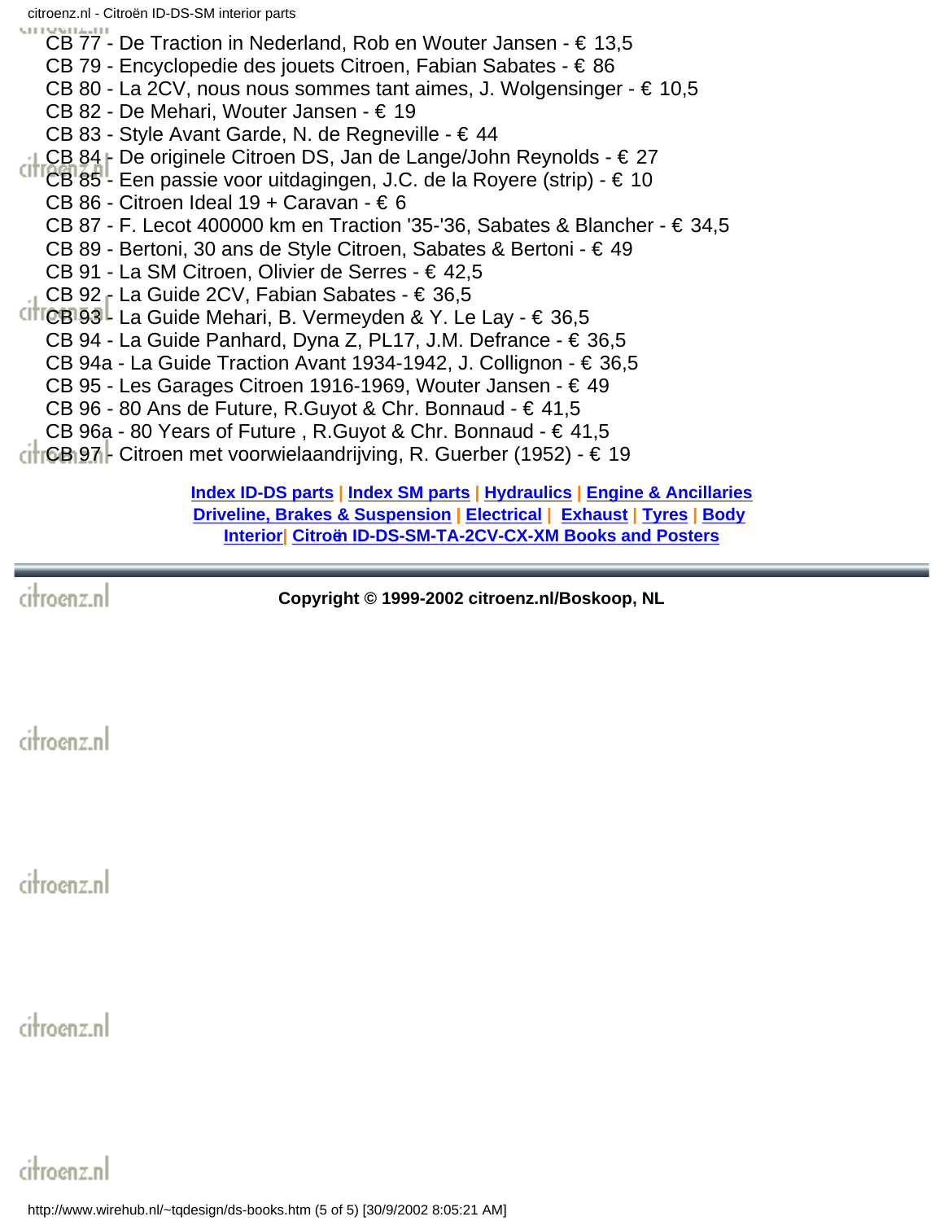CB 77 - De Traction in Nederland, Rob en Wouter Jansen - € 13,5
CB 79 - Encyclopedie des jouets Citroen, Fabian Sabates - € 86
CB 80 - La 2CV, nous nous sommes tant aimes, J. Wolgensinger - € 10,5
CB 82 - De Mehari, Wouter Jansen - € 19
CB 83 - Style Avant Garde, N. de Regneville - € 44
CB 84 - De originele Citroen DS, Jan de Lange/John Reynolds - € 27
CB 85 - Een passie voor uitdagingen, J.C. de la Royere (strip) - € 10
CB 86 - Citroen Ideal 19 + Caravan - € 6
CB 87 - F. Lecot 400000 km en Traction '35-'36, Sabates & Blancher - € 34,5
CB 89 - Bertoni, 30 ans de Style Citroen, Sabates & Bertoni - € 49
CB 91 - La SM Citroen, Olivier de Serres - € 42,5
CB 92 - La Guide 2CV, Fabian Sabates - € 36,5
CB 93 - La Guide Mehari, B. Vermeyden & Y. Le Lay - € 36,5
CB 94 - La Guide Panhard, Dyna Z, PL17, J.M. Defrance - € 36,5
CB 94a - La Guide Traction Avant 1934-1942, J. Collignon - € 36,5
CB 95 - Les Garages Citroen 1916-1969, Wouter Jansen - € 49
CB 96 - 80 Ans de Future, R.Guyot & Chr. Bonnaud - € 41,5
CB 96a - 80 Years of Future , R.Guyot & Chr. Bonnaud - € 41,5
CB 97 - Citroen met voorwielaandrijving, R. Guerber (1952) - € 19

**Index ID-DS parts** | **Index SM parts** | **Hydraulics** | **Engine & Ancillaries**
**Driveline, Brakes & Suspension** | **Electrical** | **Exhaust** | **Tyres** | **Body**
**Interior** | **Citroën ID-DS-SM-TA-2CV-CX-XM Books and Posters**

**Copyright © 1999-2002 citroenz.nl/Boskoop, NL**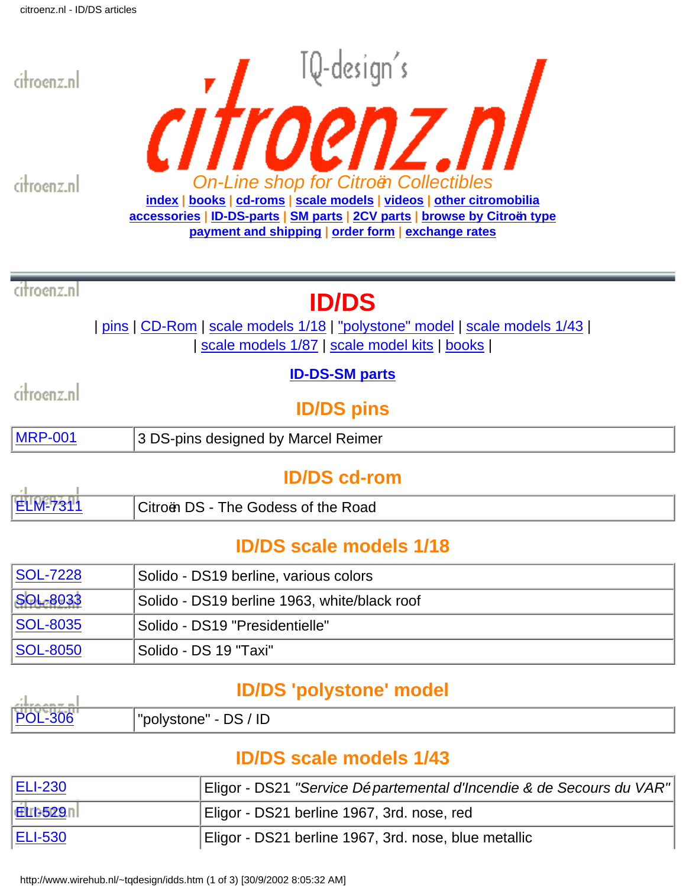TQ-design's

# citroenz.nl

*On-Line shop for Citroën Collectibles*

**index** | **books** | **cd-roms** | **scale models** | **videos** | **other citromobilia**
**accessories** | **ID-DS-parts** | **SM parts** | **2CV parts** | **browse by Citroën type**
**payment and shipping** | **order form** | **exchange rates**

# ID/DS

| pins | CD-Rom | scale models 1/18 | "polystone" model | scale models 1/43 |
| scale models 1/87 | scale model kits | books |

**ID-DS-SM parts**

## ID/DS pins

| | |
|---|---|
| MRP-001 | 3 DS-pins designed by Marcel Reimer |

## ID/DS cd-rom

| | |
|---|---|
| ELM-7311 | Citroën DS - The Godess of the Road |

## ID/DS scale models 1/18

| | |
|---|---|
| SOL-7228 | Solido - DS19 berline, various colors |
| SOL-8033 | Solido - DS19 berline 1963, white/black roof |
| SOL-8035 | Solido - DS19 "Presidentielle" |
| SOL-8050 | Solido - DS 19 "Taxi" |

## ID/DS 'polystone' model

| | |
|---|---|
| POL-306 | "polystone" - DS / ID |

## ID/DS scale models 1/43

| | |
|---|---|
| ELI-230 | Eligor - DS21 *"Service Départemental d'Incendie & de Secours du VAR"* |
| ELI-529 | Eligor - DS21 berline 1967, 3rd. nose, red |
| ELI-530 | Eligor - DS21 berline 1967, 3rd. nose, blue metallic |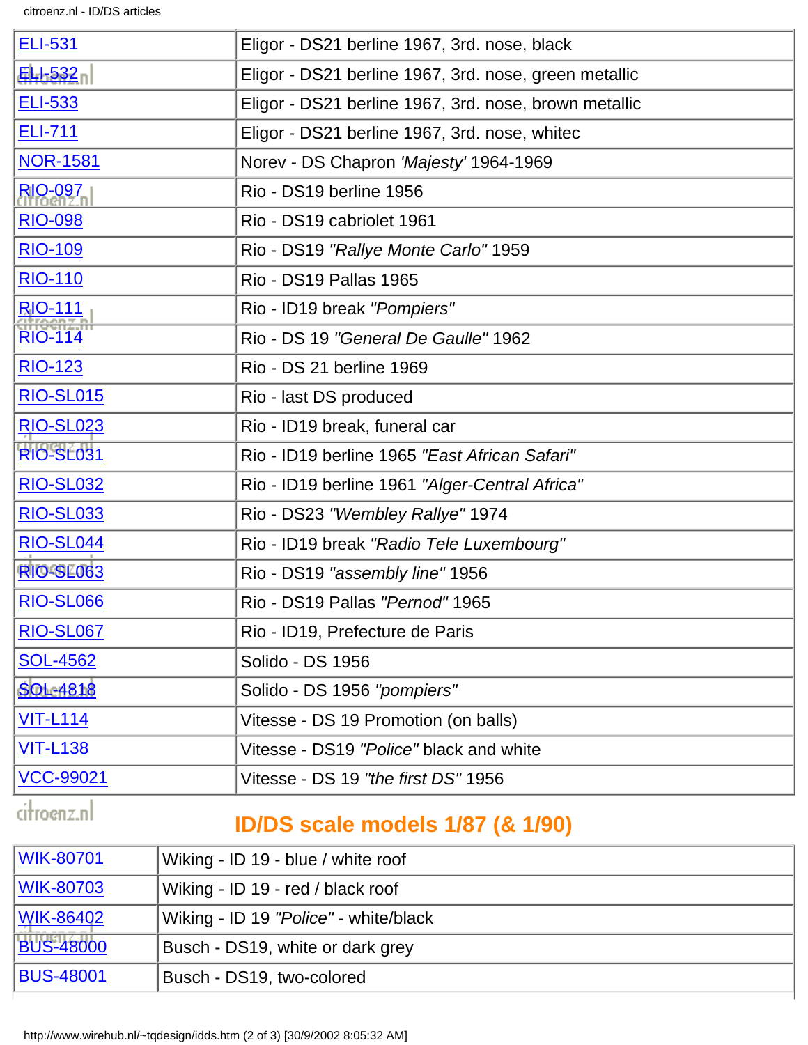| | |
|---|---|
| ELI-531 | Eligor - DS21 berline 1967, 3rd. nose, black |
| ELI-532 | Eligor - DS21 berline 1967, 3rd. nose, green metallic |
| ELI-533 | Eligor - DS21 berline 1967, 3rd. nose, brown metallic |
| ELI-711 | Eligor - DS21 berline 1967, 3rd. nose, whitec |
| NOR-1581 | Norev - DS Chapron *'Majesty'* 1964-1969 |
| RIO-097 | Rio - DS19 berline 1956 |
| RIO-098 | Rio - DS19 cabriolet 1961 |
| RIO-109 | Rio - DS19 *"Rallye Monte Carlo"* 1959 |
| RIO-110 | Rio - DS19 Pallas 1965 |
| RIO-111 | Rio - ID19 break *"Pompiers"* |
| RIO-114 | Rio - DS 19 *"General De Gaulle"* 1962 |
| RIO-123 | Rio - DS 21 berline 1969 |
| RIO-SL015 | Rio - last DS produced |
| RIO-SL023 | Rio - ID19 break, funeral car |
| RIO-SL031 | Rio - ID19 berline 1965 *"East African Safari"* |
| RIO-SL032 | Rio - ID19 berline 1961 *"Alger-Central Africa"* |
| RIO-SL033 | Rio - DS23 *"Wembley Rallye"* 1974 |
| RIO-SL044 | Rio - ID19 break *"Radio Tele Luxembourg"* |
| RIO-SL063 | Rio - DS19 *"assembly line"* 1956 |
| RIO-SL066 | Rio - DS19 Pallas *"Pernod"* 1965 |
| RIO-SL067 | Rio - ID19, Prefecture de Paris |
| SOL-4562 | Solido - DS 1956 |
| SOL-4818 | Solido - DS 1956 *"pompiers"* |
| VIT-L114 | Vitesse - DS 19 Promotion (on balls) |
| VIT-L138 | Vitesse - DS19 *"Police"* black and white |
| VCC-99021 | Vitesse - DS 19 *"the first DS"* 1956 |

## ID/DS scale models 1/87 (& 1/90)

| | |
|---|---|
| WIK-80701 | Wiking - ID 19 - blue / white roof |
| WIK-80703 | Wiking - ID 19 - red / black roof |
| WIK-86402 | Wiking - ID 19 *"Police"* - white/black |
| BUS-48000 | Busch - DS19, white or dark grey |
| BUS-48001 | Busch - DS19, two-colored |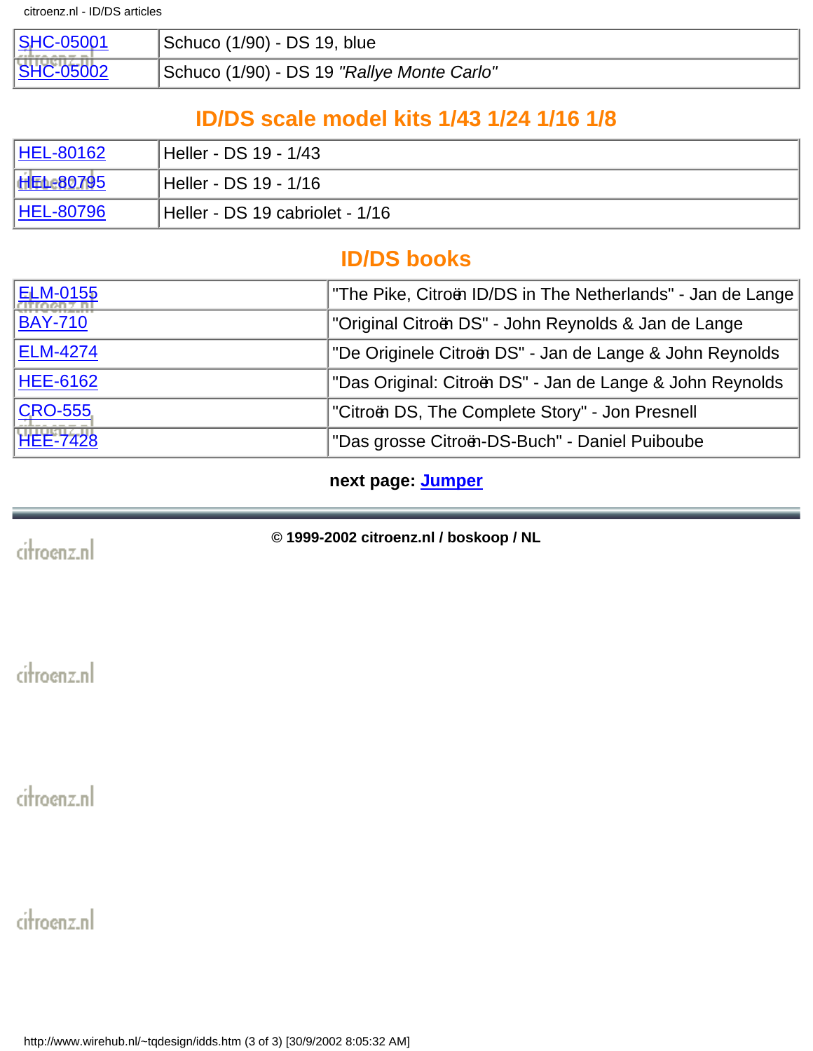| SHC-05001 | Schuco (1/90) - DS 19, blue |
|---|---|
| SHC-05002 | Schuco (1/90) - DS 19 *"Rallye Monte Carlo"* |

## ID/DS scale model kits 1/43 1/24 1/16 1/8

| HEL-80162 | Heller - DS 19 - 1/43 |
|---|---|
| HEL-80795 | Heller - DS 19 - 1/16 |
| HEL-80796 | Heller - DS 19 cabriolet - 1/16 |

## ID/DS books

| ELM-0155 | "The Pike, Citroën ID/DS in The Netherlands" - Jan de Lange |
|---|---|
| BAY-710 | "Original Citroën DS" - John Reynolds & Jan de Lange |
| ELM-4274 | "De Originele Citroën DS" - Jan de Lange & John Reynolds |
| HEE-6162 | "Das Original: Citroën DS" - Jan de Lange & John Reynolds |
| CRO-555 | "Citroën DS, The Complete Story" - Jon Presnell |
| HEE-7428 | "Das grosse Citroën-DS-Buch" - Daniel Puiboube |

**next page: Jumper**

**© 1999-2002 citroenz.nl / boskoop / NL**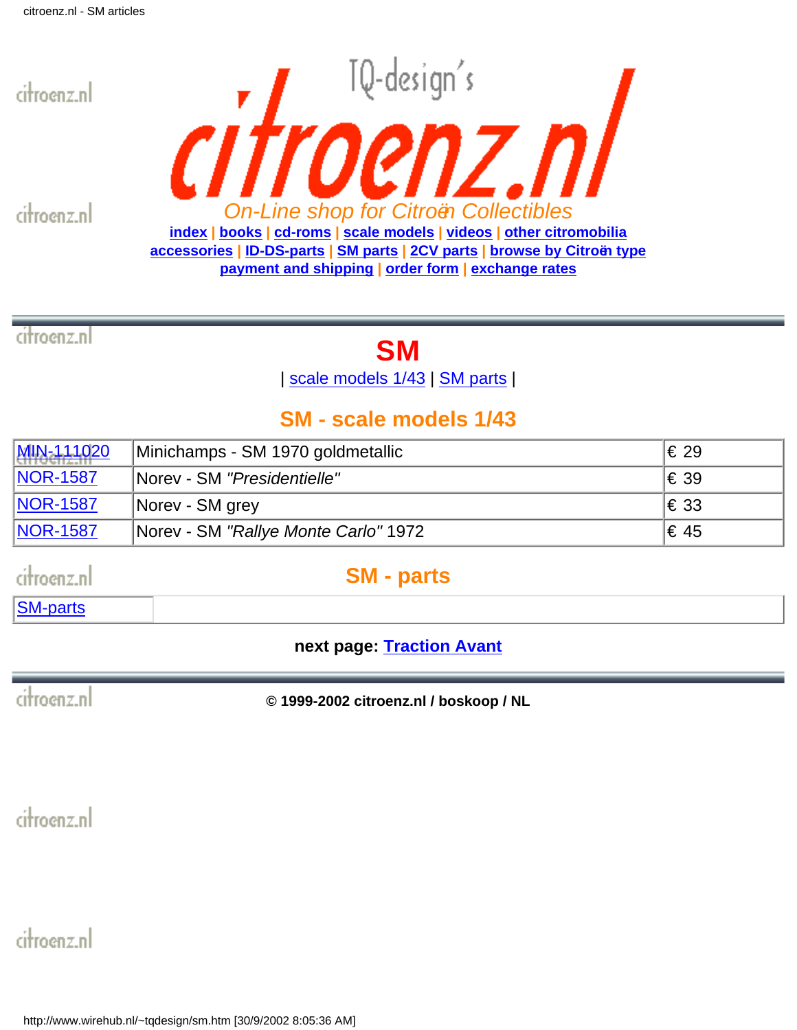TQ-design's

# citroenz.nl

*On-Line shop for Citroën Collectibles*

**index | books | cd-roms | scale models | videos | other citromobilia**
**accessories | ID-DS-parts | SM parts | 2CV parts | browse by Citroën type**
**payment and shipping | order form | exchange rates**

# SM

| scale models 1/43 | SM parts |

## SM - scale models 1/43

| | | |
|---|---|---|
| MIN-111020 | Minichamps - SM 1970 goldmetallic | € 29 |
| NOR-1587 | Norev - SM *"Presidentielle"* | € 39 |
| NOR-1587 | Norev - SM grey | € 33 |
| NOR-1587 | Norev - SM *"Rallye Monte Carlo"* 1972 | € 45 |

## SM - parts

| | |
|---|---|
| SM-parts | |

**next page: Traction Avant**

**© 1999-2002 citroenz.nl / boskoop / NL**